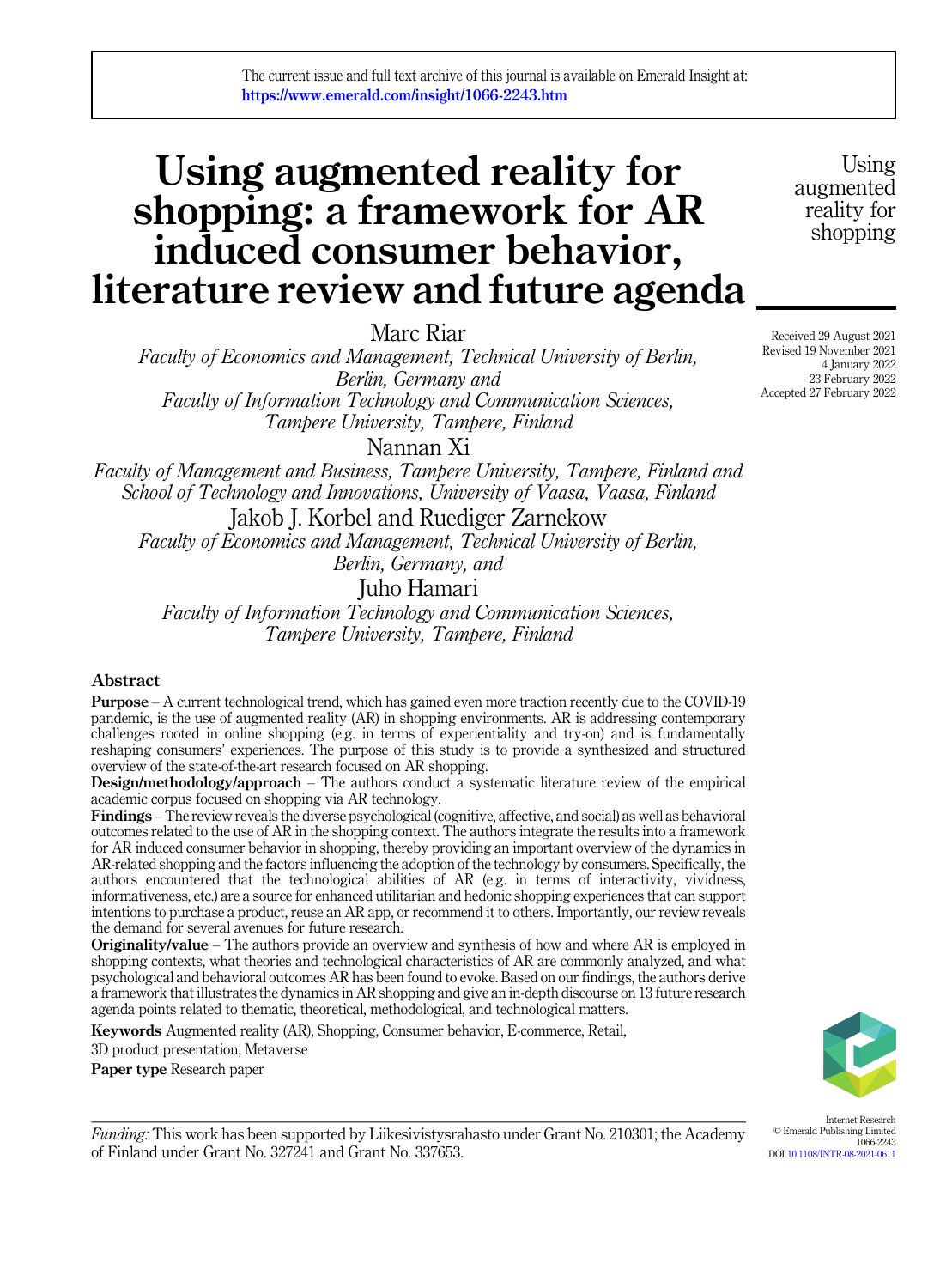The current issue and full text archive of this journal is available on Emerald Insight at: https://www.emerald.com/insight/1066-2243.htm

# Using augmented reality for shopping: a framework for AR induced consumer behavior, literature review and future agenda

Marc Riar
*Faculty of Economics and Management, Technical University of Berlin, Berlin, Germany and*
*Faculty of Information Technology and Communication Sciences, Tampere University, Tampere, Finland*

Nannan Xi
*Faculty of Management and Business, Tampere University, Tampere, Finland and School of Technology and Innovations, University of Vaasa, Vaasa, Finland*

Jakob J. Korbel and Ruediger Zarnekow
*Faculty of Economics and Management, Technical University of Berlin, Berlin, Germany, and*

Juho Hamari
*Faculty of Information Technology and Communication Sciences, Tampere University, Tampere, Finland*

Received 29 August 2021
Revised 19 November 2021
4 January 2022
23 February 2022
Accepted 27 February 2022

## Abstract

**Purpose** – A current technological trend, which has gained even more traction recently due to the COVID-19 pandemic, is the use of augmented reality (AR) in shopping environments. AR is addressing contemporary challenges rooted in online shopping (e.g. in terms of experientiality and try-on) and is fundamentally reshaping consumers' experiences. The purpose of this study is to provide a synthesized and structured overview of the state-of-the-art research focused on AR shopping.

**Design/methodology/approach** – The authors conduct a systematic literature review of the empirical academic corpus focused on shopping via AR technology.

**Findings** – The review reveals the diverse psychological (cognitive, affective, and social) as well as behavioral outcomes related to the use of AR in the shopping context. The authors integrate the results into a framework for AR induced consumer behavior in shopping, thereby providing an important overview of the dynamics in AR-related shopping and the factors influencing the adoption of the technology by consumers. Specifically, the authors encountered that the technological abilities of AR (e.g. in terms of interactivity, vividness, informativeness, etc.) are a source for enhanced utilitarian and hedonic shopping experiences that can support intentions to purchase a product, reuse an AR app, or recommend it to others. Importantly, our review reveals the demand for several avenues for future research.

**Originality/value** – The authors provide an overview and synthesis of how and where AR is employed in shopping contexts, what theories and technological characteristics of AR are commonly analyzed, and what psychological and behavioral outcomes AR has been found to evoke. Based on our findings, the authors derive a framework that illustrates the dynamics in AR shopping and give an in-depth discourse on 13 future research agenda points related to thematic, theoretical, methodological, and technological matters.

**Keywords** Augmented reality (AR), Shopping, Consumer behavior, E-commerce, Retail, 3D product presentation, Metaverse

**Paper type** Research paper

*Funding:* This work has been supported by Liikesivistysrahasto under Grant No. 210301; the Academy of Finland under Grant No. 327241 and Grant No. 337653.

Internet Research
© Emerald Publishing Limited
1066-2243
DOI 10.1108/INTR-08-2021-0611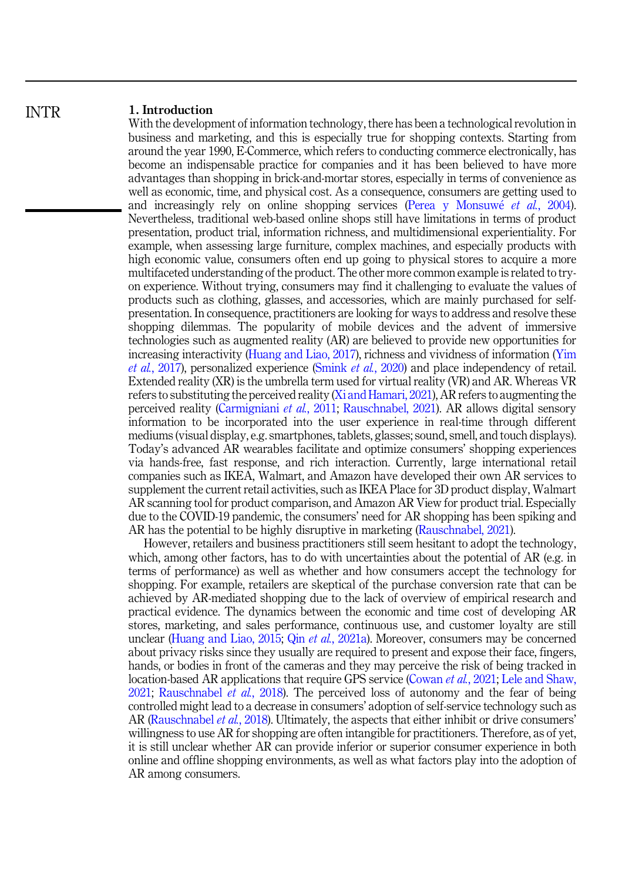## 1. Introduction

With the development of information technology, there has been a technological revolution in business and marketing, and this is especially true for shopping contexts. Starting from around the year 1990, E-Commerce, which refers to conducting commerce electronically, has become an indispensable practice for companies and it has been believed to have more advantages than shopping in brick-and-mortar stores, especially in terms of convenience as well as economic, time, and physical cost. As a consequence, consumers are getting used to and increasingly rely on online shopping services (Perea y Monsuwé *et al.*, 2004). Nevertheless, traditional web-based online shops still have limitations in terms of product presentation, product trial, information richness, and multidimensional experientiality. For example, when assessing large furniture, complex machines, and especially products with high economic value, consumers often end up going to physical stores to acquire a more multifaceted understanding of the product. The other more common example is related to try-on experience. Without trying, consumers may find it challenging to evaluate the values of products such as clothing, glasses, and accessories, which are mainly purchased for self-presentation. In consequence, practitioners are looking for ways to address and resolve these shopping dilemmas. The popularity of mobile devices and the advent of immersive technologies such as augmented reality (AR) are believed to provide new opportunities for increasing interactivity (Huang and Liao, 2017), richness and vividness of information (Yim *et al.*, 2017), personalized experience (Smink *et al.*, 2020) and place independency of retail. Extended reality (XR) is the umbrella term used for virtual reality (VR) and AR. Whereas VR refers to substituting the perceived reality (Xi and Hamari, 2021), AR refers to augmenting the perceived reality (Carmigniani *et al.*, 2011; Rauschnabel, 2021). AR allows digital sensory information to be incorporated into the user experience in real-time through different mediums (visual display, e.g. smartphones, tablets, glasses; sound, smell, and touch displays). Today's advanced AR wearables facilitate and optimize consumers' shopping experiences via hands-free, fast response, and rich interaction. Currently, large international retail companies such as IKEA, Walmart, and Amazon have developed their own AR services to supplement the current retail activities, such as IKEA Place for 3D product display, Walmart AR scanning tool for product comparison, and Amazon AR View for product trial. Especially due to the COVID-19 pandemic, the consumers' need for AR shopping has been spiking and AR has the potential to be highly disruptive in marketing (Rauschnabel, 2021).

However, retailers and business practitioners still seem hesitant to adopt the technology, which, among other factors, has to do with uncertainties about the potential of AR (e.g. in terms of performance) as well as whether and how consumers accept the technology for shopping. For example, retailers are skeptical of the purchase conversion rate that can be achieved by AR-mediated shopping due to the lack of overview of empirical research and practical evidence. The dynamics between the economic and time cost of developing AR stores, marketing, and sales performance, continuous use, and customer loyalty are still unclear (Huang and Liao, 2015; Qin *et al.*, 2021a). Moreover, consumers may be concerned about privacy risks since they usually are required to present and expose their face, fingers, hands, or bodies in front of the cameras and they may perceive the risk of being tracked in location-based AR applications that require GPS service (Cowan *et al.*, 2021; Lele and Shaw, 2021; Rauschnabel *et al.*, 2018). The perceived loss of autonomy and the fear of being controlled might lead to a decrease in consumers' adoption of self-service technology such as AR (Rauschnabel *et al.*, 2018). Ultimately, the aspects that either inhibit or drive consumers' willingness to use AR for shopping are often intangible for practitioners. Therefore, as of yet, it is still unclear whether AR can provide inferior or superior consumer experience in both online and offline shopping environments, as well as what factors play into the adoption of AR among consumers.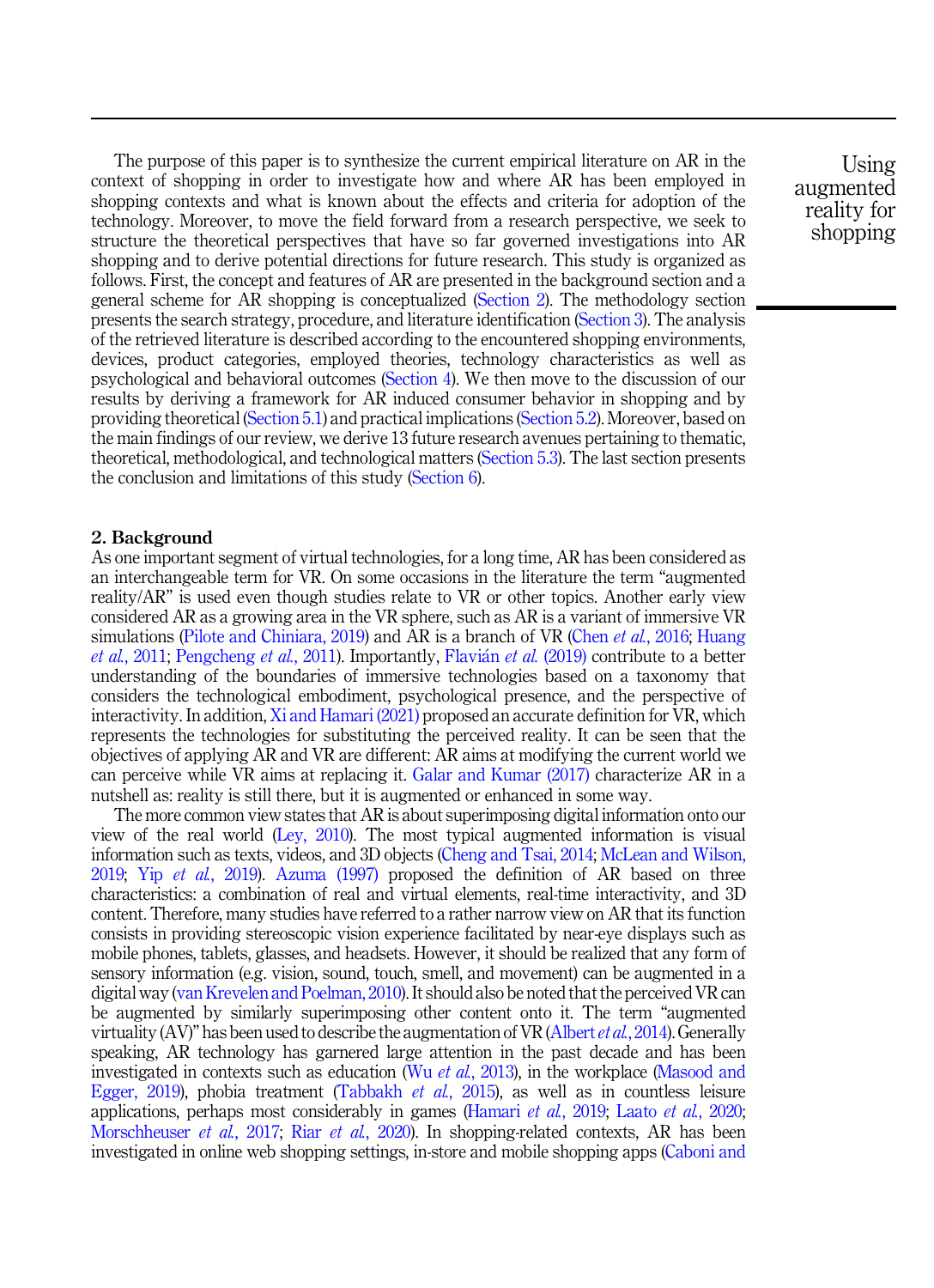The purpose of this paper is to synthesize the current empirical literature on AR in the context of shopping in order to investigate how and where AR has been employed in shopping contexts and what is known about the effects and criteria for adoption of the technology. Moreover, to move the field forward from a research perspective, we seek to structure the theoretical perspectives that have so far governed investigations into AR shopping and to derive potential directions for future research. This study is organized as follows. First, the concept and features of AR are presented in the background section and a general scheme for AR shopping is conceptualized (Section 2). The methodology section presents the search strategy, procedure, and literature identification (Section 3). The analysis of the retrieved literature is described according to the encountered shopping environments, devices, product categories, employed theories, technology characteristics as well as psychological and behavioral outcomes (Section 4). We then move to the discussion of our results by deriving a framework for AR induced consumer behavior in shopping and by providing theoretical (Section 5.1) and practical implications (Section 5.2). Moreover, based on the main findings of our review, we derive 13 future research avenues pertaining to thematic, theoretical, methodological, and technological matters (Section 5.3). The last section presents the conclusion and limitations of this study (Section 6).

## 2. Background

As one important segment of virtual technologies, for a long time, AR has been considered as an interchangeable term for VR. On some occasions in the literature the term "augmented reality/AR" is used even though studies relate to VR or other topics. Another early view considered AR as a growing area in the VR sphere, such as AR is a variant of immersive VR simulations (Pilote and Chiniara, 2019) and AR is a branch of VR (Chen *et al.*, 2016; Huang *et al.*, 2011; Pengcheng *et al.*, 2011). Importantly, Flavián *et al.* (2019) contribute to a better understanding of the boundaries of immersive technologies based on a taxonomy that considers the technological embodiment, psychological presence, and the perspective of interactivity. In addition, Xi and Hamari (2021) proposed an accurate definition for VR, which represents the technologies for substituting the perceived reality. It can be seen that the objectives of applying AR and VR are different: AR aims at modifying the current world we can perceive while VR aims at replacing it. Galar and Kumar (2017) characterize AR in a nutshell as: reality is still there, but it is augmented or enhanced in some way.

The more common view states that AR is about superimposing digital information onto our view of the real world (Ley, 2010). The most typical augmented information is visual information such as texts, videos, and 3D objects (Cheng and Tsai, 2014; McLean and Wilson, 2019; Yip *et al.*, 2019). Azuma (1997) proposed the definition of AR based on three characteristics: a combination of real and virtual elements, real-time interactivity, and 3D content. Therefore, many studies have referred to a rather narrow view on AR that its function consists in providing stereoscopic vision experience facilitated by near-eye displays such as mobile phones, tablets, glasses, and headsets. However, it should be realized that any form of sensory information (e.g. vision, sound, touch, smell, and movement) can be augmented in a digital way (van Krevelen and Poelman, 2010). It should also be noted that the perceived VR can be augmented by similarly superimposing other content onto it. The term "augmented virtuality (AV)" has been used to describe the augmentation of VR (Albert *et al.*, 2014). Generally speaking, AR technology has garnered large attention in the past decade and has been investigated in contexts such as education (Wu *et al.*, 2013), in the workplace (Masood and Egger, 2019), phobia treatment (Tabbakh *et al.*, 2015), as well as in countless leisure applications, perhaps most considerably in games (Hamari *et al.*, 2019; Laato *et al.*, 2020; Morschheuser *et al.*, 2017; Riar *et al.*, 2020). In shopping-related contexts, AR has been investigated in online web shopping settings, in-store and mobile shopping apps (Caboni and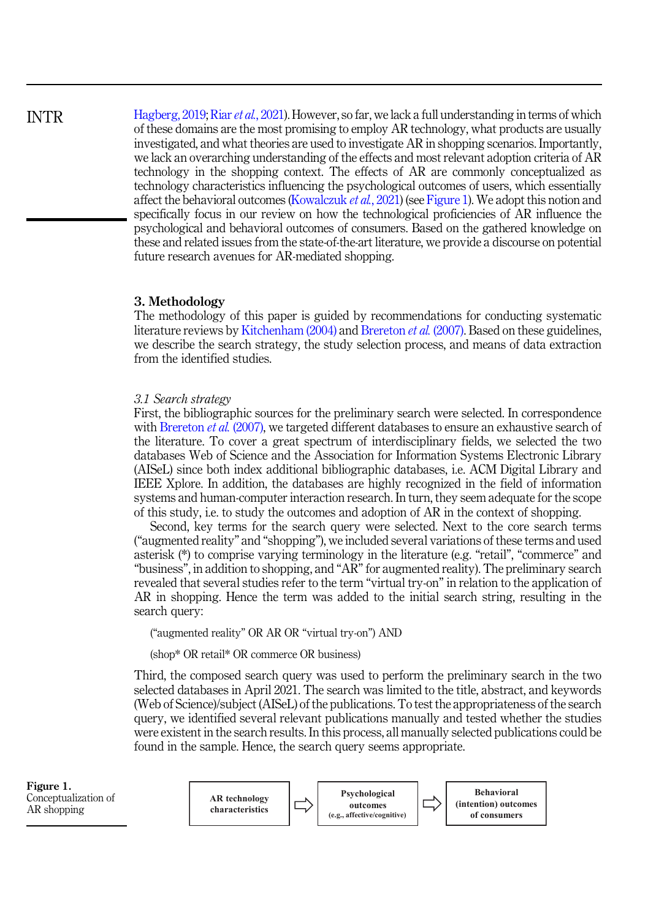Hagberg, 2019; Riar *et al.*, 2021). However, so far, we lack a full understanding in terms of which of these domains are the most promising to employ AR technology, what products are usually investigated, and what theories are used to investigate AR in shopping scenarios. Importantly, we lack an overarching understanding of the effects and most relevant adoption criteria of AR technology in the shopping context. The effects of AR are commonly conceptualized as technology characteristics influencing the psychological outcomes of users, which essentially affect the behavioral outcomes (Kowalczuk *et al.*, 2021) (see Figure 1). We adopt this notion and specifically focus in our review on how the technological proficiencies of AR influence the psychological and behavioral outcomes of consumers. Based on the gathered knowledge on these and related issues from the state-of-the-art literature, we provide a discourse on potential future research avenues for AR-mediated shopping.

## 3. Methodology

The methodology of this paper is guided by recommendations for conducting systematic literature reviews by Kitchenham (2004) and Brereton *et al.* (2007). Based on these guidelines, we describe the search strategy, the study selection process, and means of data extraction from the identified studies.

### *3.1 Search strategy*

First, the bibliographic sources for the preliminary search were selected. In correspondence with Brereton *et al.* (2007), we targeted different databases to ensure an exhaustive search of the literature. To cover a great spectrum of interdisciplinary fields, we selected the two databases Web of Science and the Association for Information Systems Electronic Library (AISeL) since both index additional bibliographic databases, i.e. ACM Digital Library and IEEE Xplore. In addition, the databases are highly recognized in the field of information systems and human-computer interaction research. In turn, they seem adequate for the scope of this study, i.e. to study the outcomes and adoption of AR in the context of shopping.

Second, key terms for the search query were selected. Next to the core search terms ("augmented reality" and "shopping"), we included several variations of these terms and used asterisk (*) to comprise varying terminology in the literature (e.g. "retail", "commerce" and "business", in addition to shopping, and "AR" for augmented reality). The preliminary search revealed that several studies refer to the term "virtual try-on" in relation to the application of AR in shopping. Hence the term was added to the initial search string, resulting in the search query:

("augmented reality" OR AR OR "virtual try-on") AND

(shop* OR retail* OR commerce OR business)

Third, the composed search query was used to perform the preliminary search in the two selected databases in April 2021. The search was limited to the title, abstract, and keywords (Web of Science)/subject (AISeL) of the publications. To test the appropriateness of the search query, we identified several relevant publications manually and tested whether the studies were existent in the search results. In this process, all manually selected publications could be found in the sample. Hence, the search query seems appropriate.

AR technology characteristics ⇨ Psychological outcomes (e.g., affective/cognitive) ⇨ Behavioral (intention) outcomes of consumers

**Figure 1.** Conceptualization of AR shopping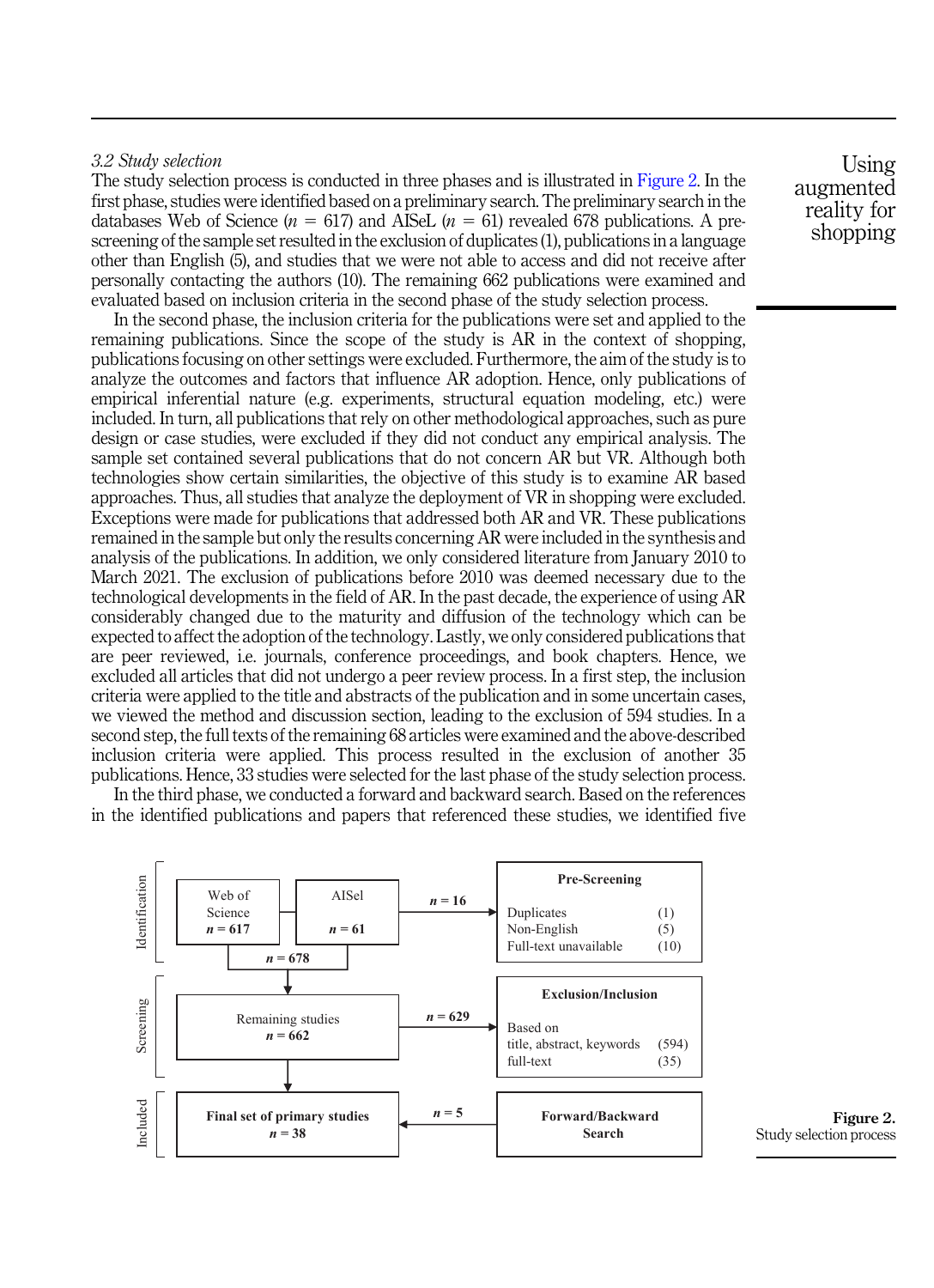### 3.2 Study selection

The study selection process is conducted in three phases and is illustrated in Figure 2. In the first phase, studies were identified based on a preliminary search. The preliminary search in the databases Web of Science ($n = 617$) and AISeL ($n = 61$) revealed 678 publications. A pre-screening of the sample set resulted in the exclusion of duplicates (1), publications in a language other than English (5), and studies that we were not able to access and did not receive after personally contacting the authors (10). The remaining 662 publications were examined and evaluated based on inclusion criteria in the second phase of the study selection process.

In the second phase, the inclusion criteria for the publications were set and applied to the remaining publications. Since the scope of the study is AR in the context of shopping, publications focusing on other settings were excluded. Furthermore, the aim of the study is to analyze the outcomes and factors that influence AR adoption. Hence, only publications of empirical inferential nature (e.g. experiments, structural equation modeling, etc.) were included. In turn, all publications that rely on other methodological approaches, such as pure design or case studies, were excluded if they did not conduct any empirical analysis. The sample set contained several publications that do not concern AR but VR. Although both technologies show certain similarities, the objective of this study is to examine AR based approaches. Thus, all studies that analyze the deployment of VR in shopping were excluded. Exceptions were made for publications that addressed both AR and VR. These publications remained in the sample but only the results concerning AR were included in the synthesis and analysis of the publications. In addition, we only considered literature from January 2010 to March 2021. The exclusion of publications before 2010 was deemed necessary due to the technological developments in the field of AR. In the past decade, the experience of using AR considerably changed due to the maturity and diffusion of the technology which can be expected to affect the adoption of the technology. Lastly, we only considered publications that are peer reviewed, i.e. journals, conference proceedings, and book chapters. Hence, we excluded all articles that did not undergo a peer review process. In a first step, the inclusion criteria were applied to the title and abstracts of the publication and in some uncertain cases, we viewed the method and discussion section, leading to the exclusion of 594 studies. In a second step, the full texts of the remaining 68 articles were examined and the above-described inclusion criteria were applied. This process resulted in the exclusion of another 35 publications. Hence, 33 studies were selected for the last phase of the study selection process.

In the third phase, we conducted a forward and backward search. Based on the references in the identified publications and papers that referenced these studies, we identified five

| Phase | Studies | Flow | Exclusion / Addition |
|---|---|---|---|
| Identification | Web of Science $n = 617$; AISel $n = 61$ → $n = 678$ | $n = 16$ → | **Pre-Screening**: Duplicates (1); Non-English (5); Full-text unavailable (10) |
| Screening | Remaining studies $n = 662$ | $n = 629$ → | **Exclusion/Inclusion** Based on title, abstract, keywords (594); full-text (35) |
| Included | **Final set of primary studies $n = 38$** | ← $n = 5$ | **Forward/Backward Search** |

**Figure 2.** Study selection process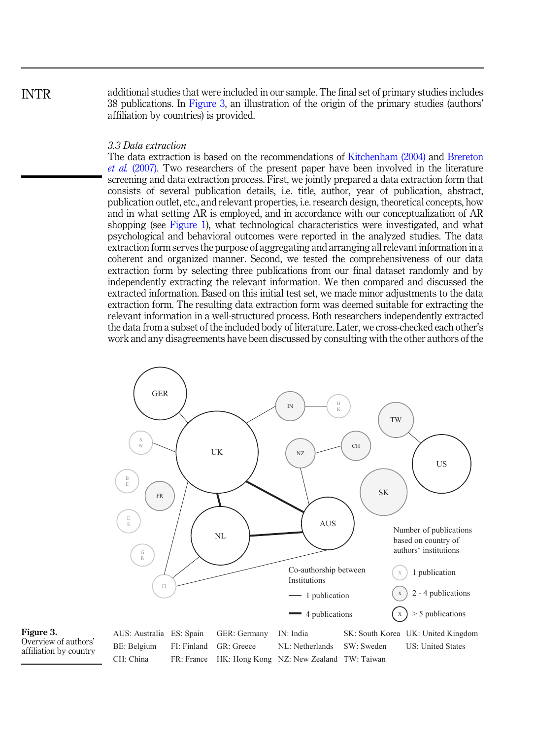additional studies that were included in our sample. The final set of primary studies includes 38 publications. In Figure 3, an illustration of the origin of the primary studies (authors' affiliation by countries) is provided.

### 3.3 Data extraction

The data extraction is based on the recommendations of Kitchenham (2004) and Brereton *et al.* (2007). Two researchers of the present paper have been involved in the literature screening and data extraction process. First, we jointly prepared a data extraction form that consists of several publication details, i.e. title, author, year of publication, abstract, publication outlet, etc., and relevant properties, i.e. research design, theoretical concepts, how and in what setting AR is employed, and in accordance with our conceptualization of AR shopping (see Figure 1), what technological characteristics were investigated, and what psychological and behavioral outcomes were reported in the analyzed studies. The data extraction form serves the purpose of aggregating and arranging all relevant information in a coherent and organized manner. Second, we tested the comprehensiveness of our data extraction form by selecting three publications from our final dataset randomly and by independently extracting the relevant information. We then compared and discussed the extracted information. Based on this initial test set, we made minor adjustments to the data extraction form. The resulting data extraction form was deemed suitable for extracting the relevant information in a well-structured process. Both researchers independently extracted the data from a subset of the included body of literature. Later, we cross-checked each other's work and any disagreements have been discussed by consulting with the other authors of the

**Figure 3.** Overview of authors' affiliation by country

AUS: Australia; BE: Belgium; CH: China; ES: Spain; FI: Finland; FR: France; GER: Germany; GR: Greece; HK: Hong Kong; IN: India; NL: Netherlands; NZ: New Zealand; SK: South Korea; SW: Sweden; TW: Taiwan; UK: United Kingdom; US: United States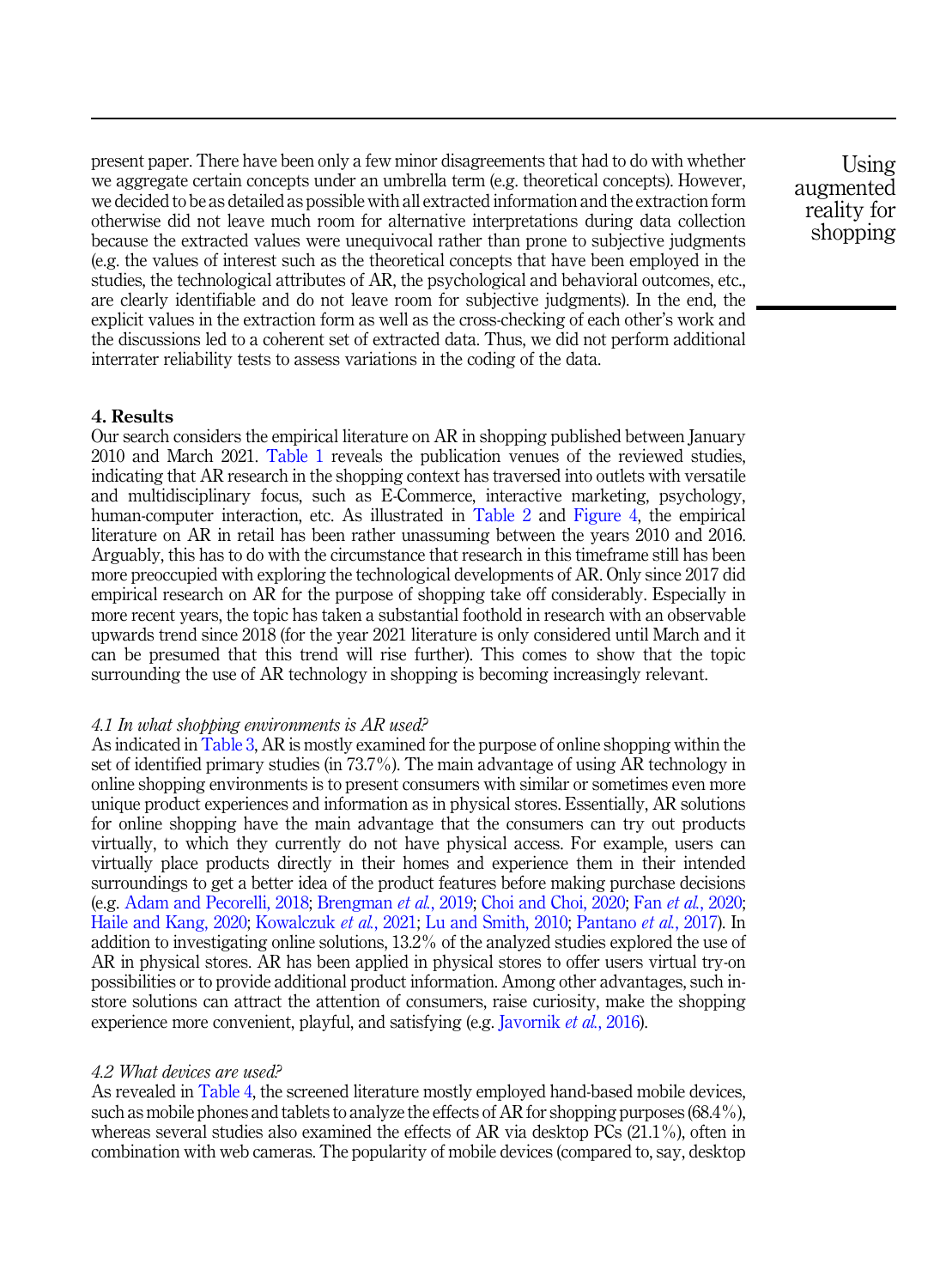present paper. There have been only a few minor disagreements that had to do with whether we aggregate certain concepts under an umbrella term (e.g. theoretical concepts). However, we decided to be as detailed as possible with all extracted information and the extraction form otherwise did not leave much room for alternative interpretations during data collection because the extracted values were unequivocal rather than prone to subjective judgments (e.g. the values of interest such as the theoretical concepts that have been employed in the studies, the technological attributes of AR, the psychological and behavioral outcomes, etc., are clearly identifiable and do not leave room for subjective judgments). In the end, the explicit values in the extraction form as well as the cross-checking of each other's work and the discussions led to a coherent set of extracted data. Thus, we did not perform additional interrater reliability tests to assess variations in the coding of the data.

## 4. Results

Our search considers the empirical literature on AR in shopping published between January 2010 and March 2021. Table 1 reveals the publication venues of the reviewed studies, indicating that AR research in the shopping context has traversed into outlets with versatile and multidisciplinary focus, such as E-Commerce, interactive marketing, psychology, human-computer interaction, etc. As illustrated in Table 2 and Figure 4, the empirical literature on AR in retail has been rather unassuming between the years 2010 and 2016. Arguably, this has to do with the circumstance that research in this timeframe still has been more preoccupied with exploring the technological developments of AR. Only since 2017 did empirical research on AR for the purpose of shopping take off considerably. Especially in more recent years, the topic has taken a substantial foothold in research with an observable upwards trend since 2018 (for the year 2021 literature is only considered until March and it can be presumed that this trend will rise further). This comes to show that the topic surrounding the use of AR technology in shopping is becoming increasingly relevant.

### *4.1 In what shopping environments is AR used?*

As indicated in Table 3, AR is mostly examined for the purpose of online shopping within the set of identified primary studies (in 73.7%). The main advantage of using AR technology in online shopping environments is to present consumers with similar or sometimes even more unique product experiences and information as in physical stores. Essentially, AR solutions for online shopping have the main advantage that the consumers can try out products virtually, to which they currently do not have physical access. For example, users can virtually place products directly in their homes and experience them in their intended surroundings to get a better idea of the product features before making purchase decisions (e.g. Adam and Pecorelli, 2018; Brengman *et al.*, 2019; Choi and Choi, 2020; Fan *et al.*, 2020; Haile and Kang, 2020; Kowalczuk *et al.*, 2021; Lu and Smith, 2010; Pantano *et al.*, 2017). In addition to investigating online solutions, 13.2% of the analyzed studies explored the use of AR in physical stores. AR has been applied in physical stores to offer users virtual try-on possibilities or to provide additional product information. Among other advantages, such in-store solutions can attract the attention of consumers, raise curiosity, make the shopping experience more convenient, playful, and satisfying (e.g. Javornik *et al.*, 2016).

### *4.2 What devices are used?*

As revealed in Table 4, the screened literature mostly employed hand-based mobile devices, such as mobile phones and tablets to analyze the effects of AR for shopping purposes (68.4%), whereas several studies also examined the effects of AR via desktop PCs (21.1%), often in combination with web cameras. The popularity of mobile devices (compared to, say, desktop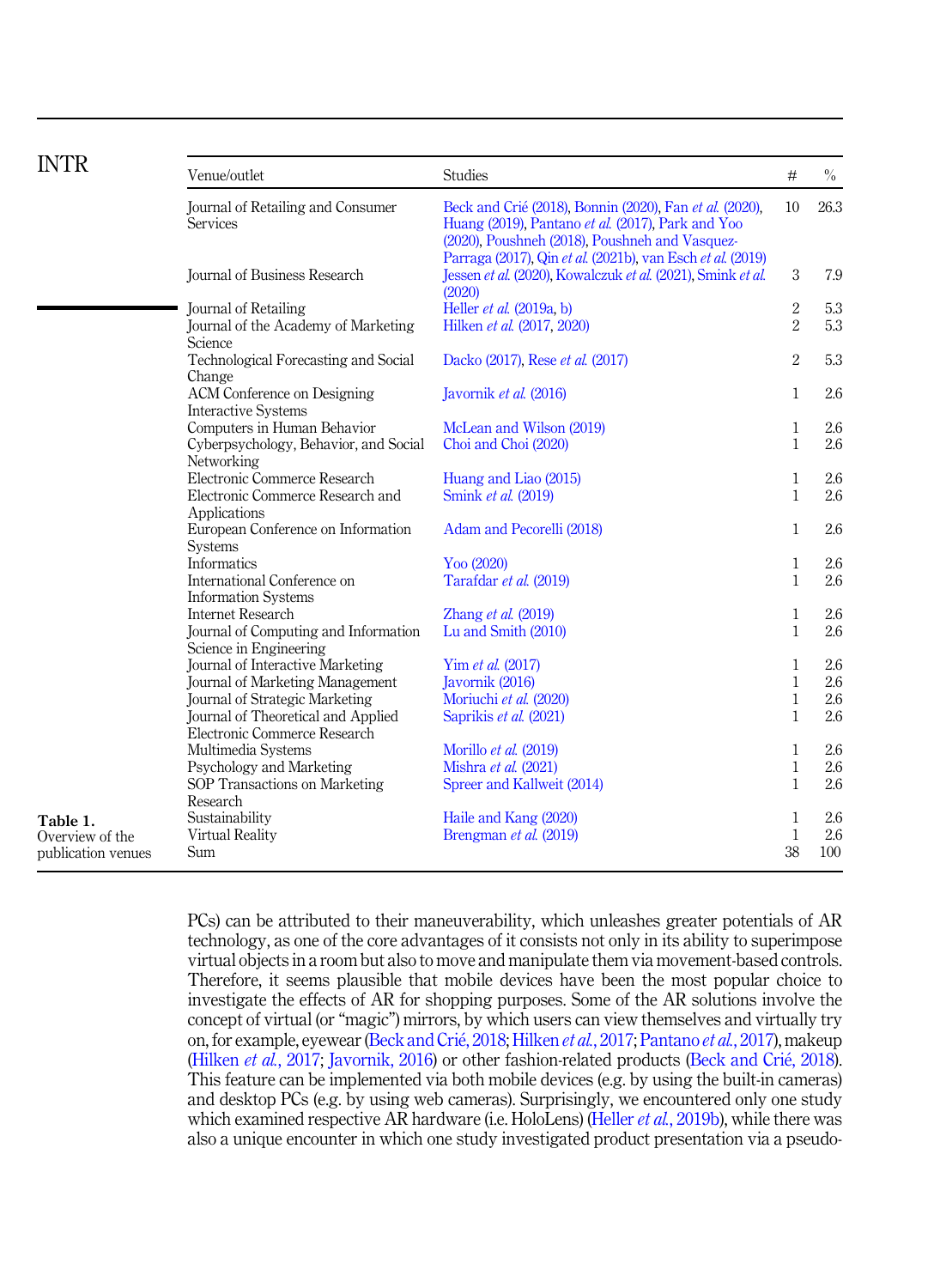Table 1.
Overview of the publication venues

| Venue/outlet | Studies | # | % |
|---|---|---|---|
| Journal of Retailing and Consumer Services | Beck and Crié (2018), Bonnin (2020), Fan *et al.* (2020), Huang (2019), Pantano *et al.* (2017), Park and Yoo (2020), Poushneh (2018), Poushneh and Vasquez-Parraga (2017), Qin *et al.* (2021b), van Esch *et al.* (2019) | 10 | 26.3 |
| Journal of Business Research | Jessen *et al.* (2020), Kowalczuk *et al.* (2021), Smink *et al.* (2020) | 3 | 7.9 |
| Journal of Retailing | Heller *et al.* (2019a, b) | 2 | 5.3 |
| Journal of the Academy of Marketing Science | Hilken *et al.* (2017, 2020) | 2 | 5.3 |
| Technological Forecasting and Social Change | Dacko (2017), Rese *et al.* (2017) | 2 | 5.3 |
| ACM Conference on Designing Interactive Systems | Javornik *et al.* (2016) | 1 | 2.6 |
| Computers in Human Behavior | McLean and Wilson (2019) | 1 | 2.6 |
| Cyberpsychology, Behavior, and Social Networking | Choi and Choi (2020) | 1 | 2.6 |
| Electronic Commerce Research | Huang and Liao (2015) | 1 | 2.6 |
| Electronic Commerce Research and Applications | Smink *et al.* (2019) | 1 | 2.6 |
| European Conference on Information Systems | Adam and Pecorelli (2018) | 1 | 2.6 |
| Informatics | Yoo (2020) | 1 | 2.6 |
| International Conference on Information Systems | Tarafdar *et al.* (2019) | 1 | 2.6 |
| Internet Research | Zhang *et al.* (2019) | 1 | 2.6 |
| Journal of Computing and Information Science in Engineering | Lu and Smith (2010) | 1 | 2.6 |
| Journal of Interactive Marketing | Yim *et al.* (2017) | 1 | 2.6 |
| Journal of Marketing Management | Javornik (2016) | 1 | 2.6 |
| Journal of Strategic Marketing | Moriuchi *et al.* (2020) | 1 | 2.6 |
| Journal of Theoretical and Applied Electronic Commerce Research | Saprikis *et al.* (2021) | 1 | 2.6 |
| Multimedia Systems | Morillo *et al.* (2019) | 1 | 2.6 |
| Psychology and Marketing | Mishra *et al.* (2021) | 1 | 2.6 |
| SOP Transactions on Marketing Research | Spreer and Kallweit (2014) | 1 | 2.6 |
| Sustainability | Haile and Kang (2020) | 1 | 2.6 |
| Virtual Reality | Brengman *et al.* (2019) | 1 | 2.6 |
| Sum | | 38 | 100 |

PCs) can be attributed to their maneuverability, which unleashes greater potentials of AR technology, as one of the core advantages of it consists not only in its ability to superimpose virtual objects in a room but also to move and manipulate them via movement-based controls. Therefore, it seems plausible that mobile devices have been the most popular choice to investigate the effects of AR for shopping purposes. Some of the AR solutions involve the concept of virtual (or "magic") mirrors, by which users can view themselves and virtually try on, for example, eyewear (Beck and Crié, 2018; Hilken *et al.*, 2017; Pantano *et al.*, 2017), makeup (Hilken *et al.*, 2017; Javornik, 2016) or other fashion-related products (Beck and Crié, 2018). This feature can be implemented via both mobile devices (e.g. by using the built-in cameras) and desktop PCs (e.g. by using web cameras). Surprisingly, we encountered only one study which examined respective AR hardware (i.e. HoloLens) (Heller *et al.*, 2019b), while there was also a unique encounter in which one study investigated product presentation via a pseudo-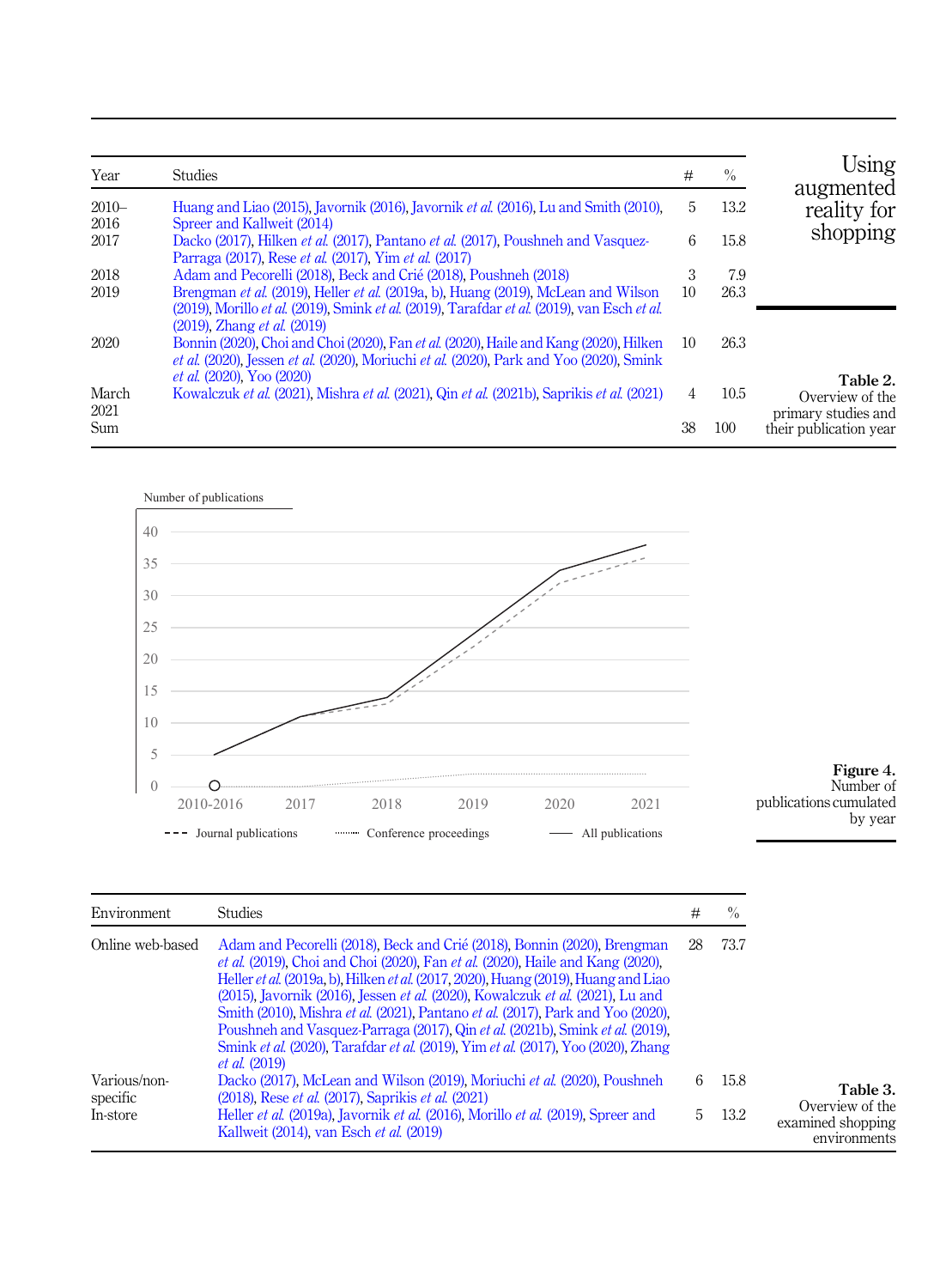| Year | Studies | # | % |
|---|---|---|---|
| 2010–2016 | Huang and Liao (2015), Javornik (2016), Javornik *et al.* (2016), Lu and Smith (2010), Spreer and Kallweit (2014) | 5 | 13.2 |
| 2017 | Dacko (2017), Hilken *et al.* (2017), Pantano *et al.* (2017), Poushneh and Vasquez-Parraga (2017), Rese *et al.* (2017), Yim *et al.* (2017) | 6 | 15.8 |
| 2018 | Adam and Pecorelli (2018), Beck and Crié (2018), Poushneh (2018) | 3 | 7.9 |
| 2019 | Brengman *et al.* (2019), Heller *et al.* (2019a, b), Huang (2019), McLean and Wilson (2019), Morillo *et al.* (2019), Smink *et al.* (2019), Tarafdar *et al.* (2019), van Esch *et al.* (2019), Zhang *et al.* (2019) | 10 | 26.3 |
| 2020 | Bonnin (2020), Choi and Choi (2020), Fan *et al.* (2020), Haile and Kang (2020), Hilken *et al.* (2020), Jessen *et al.* (2020), Moriuchi *et al.* (2020), Park and Yoo (2020), Smink *et al.* (2020), Yoo (2020) | 10 | 26.3 |
| March 2021 | Kowalczuk *et al.* (2021), Mishra *et al.* (2021), Qin *et al.* (2021b), Saprikis *et al.* (2021) | 4 | 10.5 |
| Sum | | 38 | 100 |

**Table 2.** Overview of the primary studies and their publication year

**Figure 4.** Number of publications cumulated by year

| Environment | Studies | # | % |
|---|---|---|---|
| Online web-based | Adam and Pecorelli (2018), Beck and Crié (2018), Bonnin (2020), Brengman *et al.* (2019), Choi and Choi (2020), Fan *et al.* (2020), Haile and Kang (2020), Heller *et al.* (2019a, b), Hilken *et al.* (2017, 2020), Huang (2019), Huang and Liao (2015), Javornik (2016), Jessen *et al.* (2020), Kowalczuk *et al.* (2021), Lu and Smith (2010), Mishra *et al.* (2021), Pantano *et al.* (2017), Park and Yoo (2020), Poushneh and Vasquez-Parraga (2017), Qin *et al.* (2021b), Smink *et al.* (2019), Smink *et al.* (2020), Tarafdar *et al.* (2019), Yim *et al.* (2017), Yoo (2020), Zhang *et al.* (2019) | 28 | 73.7 |
| Various/non-specific | Dacko (2017), McLean and Wilson (2019), Moriuchi *et al.* (2020), Poushneh (2018), Rese *et al.* (2017), Saprikis *et al.* (2021) | 6 | 15.8 |
| In-store | Heller *et al.* (2019a), Javornik *et al.* (2016), Morillo *et al.* (2019), Spreer and Kallweit (2014), van Esch *et al.* (2019) | 5 | 13.2 |

**Table 3.** Overview of the examined shopping environments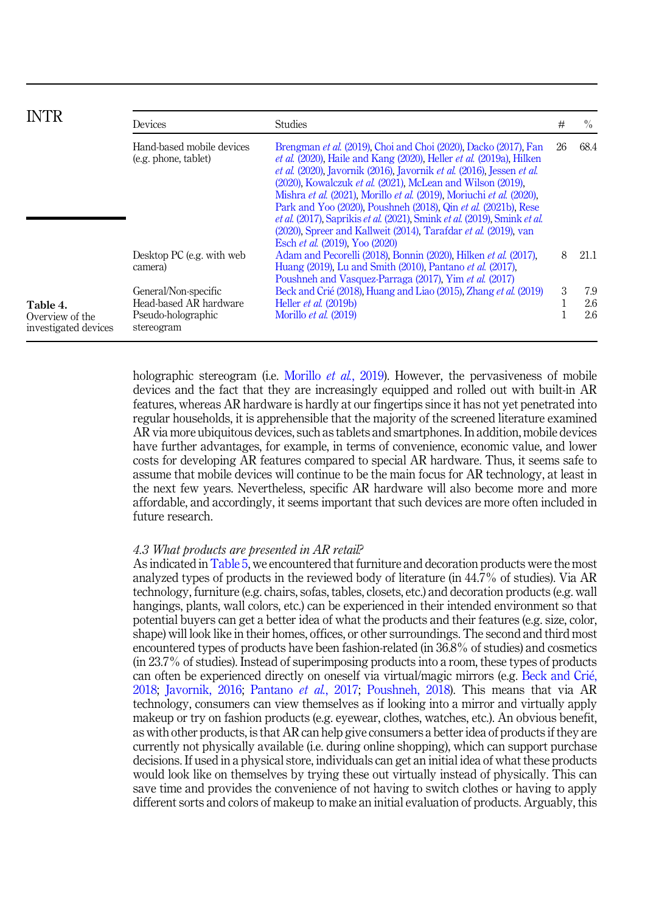**Table 4.** Overview of the investigated devices

| Devices | Studies | # | % |
|---|---|---|---|
| Hand-based mobile devices (e.g. phone, tablet) | Brengman *et al.* (2019), Choi and Choi (2020), Dacko (2017), Fan *et al.* (2020), Haile and Kang (2020), Heller *et al.* (2019a), Hilken *et al.* (2020), Javornik (2016), Javornik *et al.* (2016), Jessen *et al.* (2020), Kowalczuk *et al.* (2021), McLean and Wilson (2019), Mishra *et al.* (2021), Morillo *et al.* (2019), Moriuchi *et al.* (2020), Park and Yoo (2020), Poushneh (2018), Qin *et al.* (2021b), Rese *et al.* (2017), Saprikis *et al.* (2021), Smink *et al.* (2019), Smink *et al.* (2020), Spreer and Kallweit (2014), Tarafdar *et al.* (2019), van Esch *et al.* (2019), Yoo (2020) | 26 | 68.4 |
| Desktop PC (e.g. with web camera) | Adam and Pecorelli (2018), Bonnin (2020), Hilken *et al.* (2017), Huang (2019), Lu and Smith (2010), Pantano *et al.* (2017), Poushneh and Vasquez-Parraga (2017), Yim *et al.* (2017) | 8 | 21.1 |
| General/Non-specific | Beck and Crié (2018), Huang and Liao (2015), Zhang *et al.* (2019) | 3 | 7.9 |
| Head-based AR hardware | Heller *et al.* (2019b) | 1 | 2.6 |
| Pseudo-holographic stereogram | Morillo *et al.* (2019) | 1 | 2.6 |

holographic stereogram (i.e. Morillo *et al.*, 2019). However, the pervasiveness of mobile devices and the fact that they are increasingly equipped and rolled out with built-in AR features, whereas AR hardware is hardly at our fingertips since it has not yet penetrated into regular households, it is apprehensible that the majority of the screened literature examined AR via more ubiquitous devices, such as tablets and smartphones. In addition, mobile devices have further advantages, for example, in terms of convenience, economic value, and lower costs for developing AR features compared to special AR hardware. Thus, it seems safe to assume that mobile devices will continue to be the main focus for AR technology, at least in the next few years. Nevertheless, specific AR hardware will also become more and more affordable, and accordingly, it seems important that such devices are more often included in future research.

### *4.3 What products are presented in AR retail?*

As indicated in Table 5, we encountered that furniture and decoration products were the most analyzed types of products in the reviewed body of literature (in 44.7% of studies). Via AR technology, furniture (e.g. chairs, sofas, tables, closets, etc.) and decoration products (e.g. wall hangings, plants, wall colors, etc.) can be experienced in their intended environment so that potential buyers can get a better idea of what the products and their features (e.g. size, color, shape) will look like in their homes, offices, or other surroundings. The second and third most encountered types of products have been fashion-related (in 36.8% of studies) and cosmetics (in 23.7% of studies). Instead of superimposing products into a room, these types of products can often be experienced directly on oneself via virtual/magic mirrors (e.g. Beck and Crié, 2018; Javornik, 2016; Pantano *et al.*, 2017; Poushneh, 2018). This means that via AR technology, consumers can view themselves as if looking into a mirror and virtually apply makeup or try on fashion products (e.g. eyewear, clothes, watches, etc.). An obvious benefit, as with other products, is that AR can help give consumers a better idea of products if they are currently not physically available (i.e. during online shopping), which can support purchase decisions. If used in a physical store, individuals can get an initial idea of what these products would look like on themselves by trying these out virtually instead of physically. This can save time and provides the convenience of not having to switch clothes or having to apply different sorts and colors of makeup to make an initial evaluation of products. Arguably, this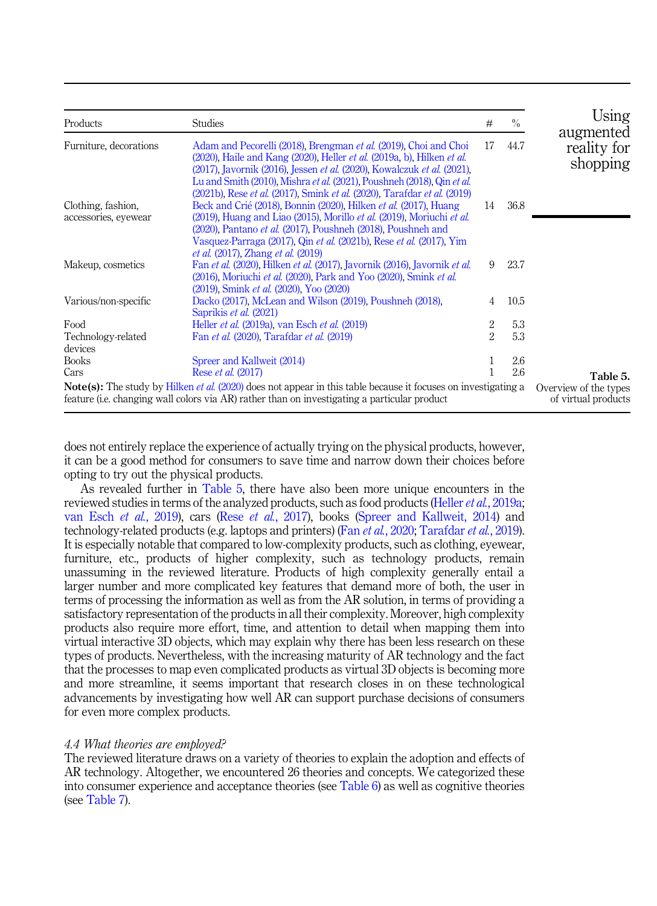| Products | Studies | # | % |
|---|---|---|---|
| Furniture, decorations | Adam and Pecorelli (2018), Brengman *et al.* (2019), Choi and Choi (2020), Haile and Kang (2020), Heller *et al.* (2019a, b), Hilken *et al.* (2017), Javornik (2016), Jessen *et al.* (2020), Kowalczuk *et al.* (2021), Lu and Smith (2010), Mishra *et al.* (2021), Poushneh (2018), Qin *et al.* (2021b), Rese *et al.* (2017), Smink *et al.* (2020), Tarafdar *et al.* (2019) | 17 | 44.7 |
| Clothing, fashion, accessories, eyewear | Beck and Crié (2018), Bonnin (2020), Hilken *et al.* (2017), Huang (2019), Huang and Liao (2015), Morillo *et al.* (2019), Moriuchi *et al.* (2020), Pantano *et al.* (2017), Poushneh (2018), Poushneh and Vasquez-Parraga (2017), Qin *et al.* (2021b), Rese *et al.* (2017), Yim *et al.* (2017), Zhang *et al.* (2019) | 14 | 36.8 |
| Makeup, cosmetics | Fan *et al.* (2020), Hilken *et al.* (2017), Javornik (2016), Javornik *et al.* (2016), Moriuchi *et al.* (2020), Park and Yoo (2020), Smink *et al.* (2019), Smink *et al.* (2020), Yoo (2020) | 9 | 23.7 |
| Various/non-specific | Dacko (2017), McLean and Wilson (2019), Poushneh (2018), Saprikis *et al.* (2021) | 4 | 10.5 |
| Food | Heller *et al.* (2019a), van Esch *et al.* (2019) | 2 | 5.3 |
| Technology-related devices | Fan *et al.* (2020), Tarafdar *et al.* (2019) | 2 | 5.3 |
| Books | Spreer and Kallweit (2014) | 1 | 2.6 |
| Cars | Rese *et al.* (2017) | 1 | 2.6 |

**Note(s):** The study by Hilken *et al.* (2020) does not appear in this table because it focuses on investigating a feature (i.e. changing wall colors via AR) rather than on investigating a particular product

**Table 5.** Overview of the types of virtual products

does not entirely replace the experience of actually trying on the physical products, however, it can be a good method for consumers to save time and narrow down their choices before opting to try out the physical products.

As revealed further in Table 5, there have also been more unique encounters in the reviewed studies in terms of the analyzed products, such as food products (Heller *et al.*, 2019a; van Esch *et al.*, 2019), cars (Rese *et al.*, 2017), books (Spreer and Kallweit, 2014) and technology-related products (e.g. laptops and printers) (Fan *et al.*, 2020; Tarafdar *et al.*, 2019). It is especially notable that compared to low-complexity products, such as clothing, eyewear, furniture, etc., products of higher complexity, such as technology products, remain unassuming in the reviewed literature. Products of high complexity generally entail a larger number and more complicated key features that demand more of both, the user in terms of processing the information as well as from the AR solution, in terms of providing a satisfactory representation of the products in all their complexity. Moreover, high complexity products also require more effort, time, and attention to detail when mapping them into virtual interactive 3D objects, which may explain why there has been less research on these types of products. Nevertheless, with the increasing maturity of AR technology and the fact that the processes to map even complicated products as virtual 3D objects is becoming more and more streamline, it seems important that research closes in on these technological advancements by investigating how well AR can support purchase decisions of consumers for even more complex products.

### *4.4 What theories are employed?*

The reviewed literature draws on a variety of theories to explain the adoption and effects of AR technology. Altogether, we encountered 26 theories and concepts. We categorized these into consumer experience and acceptance theories (see Table 6) as well as cognitive theories (see Table 7).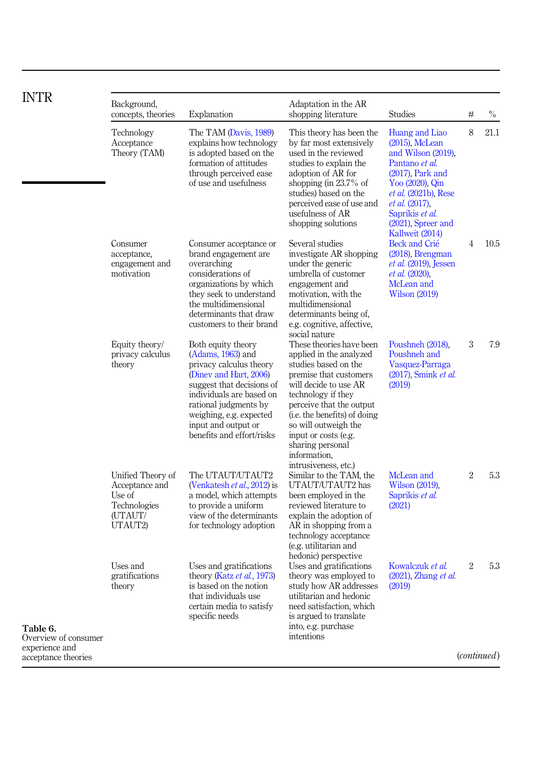**Table 6.** Overview of consumer experience and acceptance theories

| Background, concepts, theories | Explanation | Adaptation in the AR shopping literature | Studies | # | % |
|---|---|---|---|---|---|
| Technology Acceptance Theory (TAM) | The TAM (Davis, 1989) explains how technology is adopted based on the formation of attitudes through perceived ease of use and usefulness | This theory has been the by far most extensively used in the reviewed studies to explain the adoption of AR for shopping (in 23.7% of studies) based on the perceived ease of use and usefulness of AR shopping solutions | Huang and Liao (2015), McLean and Wilson (2019), Pantano *et al.* (2017), Park and Yoo (2020), Qin *et al.* (2021b), Rese *et al.* (2017), Saprikis *et al.* (2021), Spreer and Kallweit (2014) | 8 | 21.1 |
| Consumer acceptance, engagement and motivation | Consumer acceptance or brand engagement are overarching considerations of organizations by which they seek to understand the multidimensional determinants that draw customers to their brand | Several studies investigate AR shopping under the generic umbrella of customer engagement and motivation, with the multidimensional determinants being of, e.g. cognitive, affective, social nature | Beck and Crié (2018), Brengman *et al.* (2019), Jessen *et al.* (2020), McLean and Wilson (2019) | 4 | 10.5 |
| Equity theory/ privacy calculus theory | Both equity theory (Adams, 1963) and privacy calculus theory (Dinev and Hart, 2006) suggest that decisions of individuals are based on rational judgments by weighing, e.g. expected input and output or benefits and effort/risks | These theories have been applied in the analyzed studies based on the premise that customers will decide to use AR technology if they perceive that the output (i.e. the benefits) of doing so will outweigh the input or costs (e.g. sharing personal information, intrusiveness, etc.) | Poushneh (2018), Poushneh and Vasquez-Parraga (2017), Smink *et al.* (2019) | 3 | 7.9 |
| Unified Theory of Acceptance and Use of Technologies (UTAUT/ UTAUT2) | The UTAUT/UTAUT2 (Venkatesh *et al.*, 2012) is a model, which attempts to provide a uniform view of the determinants for technology adoption | Similar to the TAM, the UTAUT/UTAUT2 has been employed in the reviewed literature to explain the adoption of AR in shopping from a technology acceptance (e.g. utilitarian and hedonic) perspective | McLean and Wilson (2019), Saprikis *et al.* (2021) | 2 | 5.3 |
| Uses and gratifications theory | Uses and gratifications theory (Katz *et al.*, 1973) is based on the notion that individuals use certain media to satisfy specific needs | Uses and gratifications theory was employed to study how AR addresses utilitarian and hedonic need satisfaction, which is argued to translate into, e.g. purchase intentions | Kowalczuk *et al.* (2021), Zhang *et al.* (2019) | 2 | 5.3 |

(*continued*)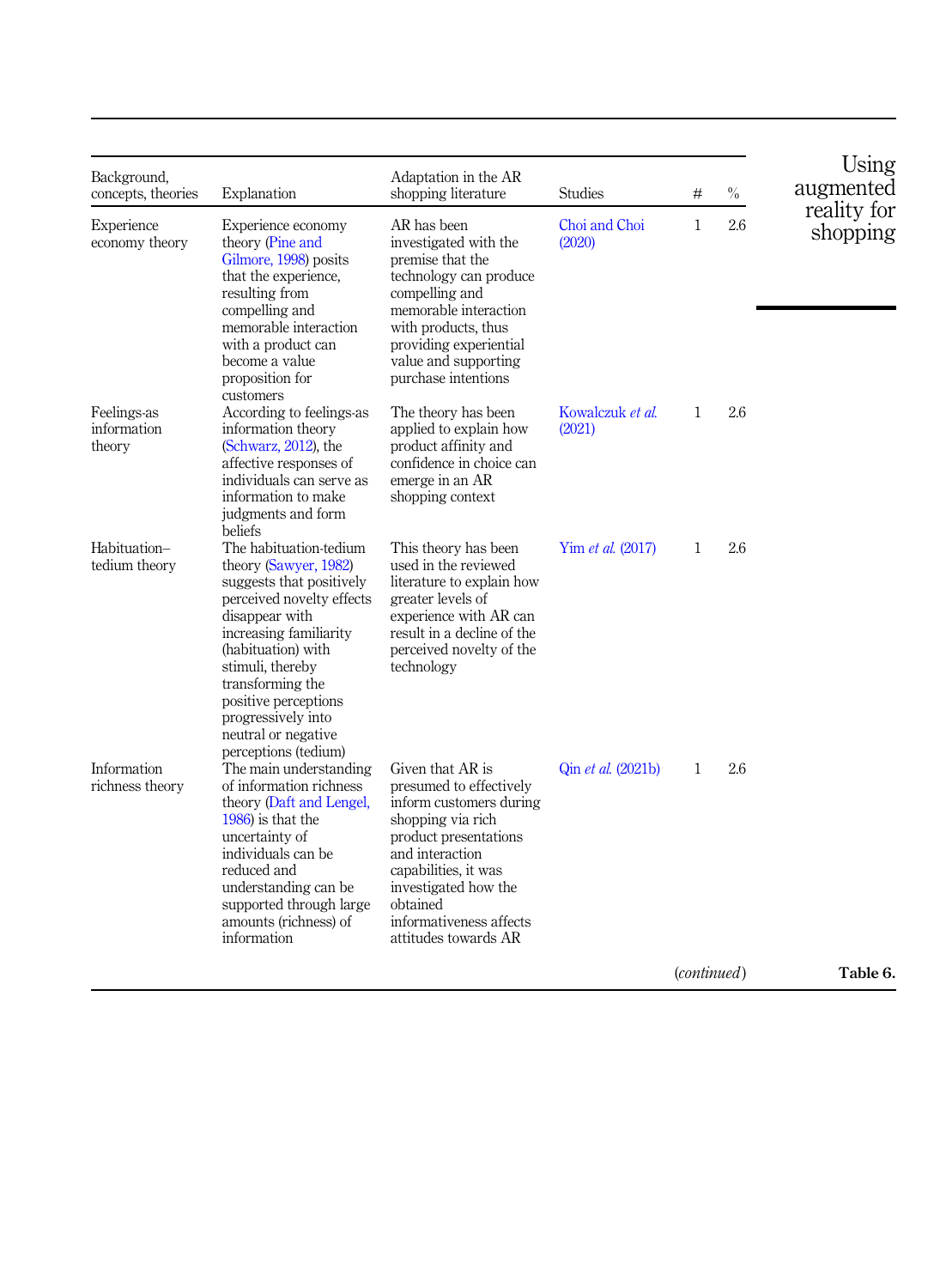| Background, concepts, theories | Explanation | Adaptation in the AR shopping literature | Studies | # | % |
|---|---|---|---|---|---|
| Experience economy theory | Experience economy theory (Pine and Gilmore, 1998) posits that the experience, resulting from compelling and memorable interaction with a product can become a value proposition for customers | AR has been investigated with the premise that the technology can produce compelling and memorable interaction with products, thus providing experiential value and supporting purchase intentions | Choi and Choi (2020) | 1 | 2.6 |
| Feelings-as information theory | According to feelings-as information theory (Schwarz, 2012), the affective responses of individuals can serve as information to make judgments and form beliefs | The theory has been applied to explain how product affinity and confidence in choice can emerge in an AR shopping context | Kowalczuk *et al.* (2021) | 1 | 2.6 |
| Habituation–tedium theory | The habituation-tedium theory (Sawyer, 1982) suggests that positively perceived novelty effects disappear with increasing familiarity (habituation) with stimuli, thereby transforming the positive perceptions progressively into neutral or negative perceptions (tedium) | This theory has been used in the reviewed literature to explain how greater levels of experience with AR can result in a decline of the perceived novelty of the technology | Yim *et al.* (2017) | 1 | 2.6 |
| Information richness theory | The main understanding of information richness theory (Daft and Lengel, 1986) is that the uncertainty of individuals can be reduced and understanding can be supported through large amounts (richness) of information | Given that AR is presumed to effectively inform customers during shopping via rich product presentations and interaction capabilities, it was investigated how the obtained informativeness affects attitudes towards AR | Qin *et al.* (2021b) | 1 | 2.6 |

(*continued*)

**Table 6.**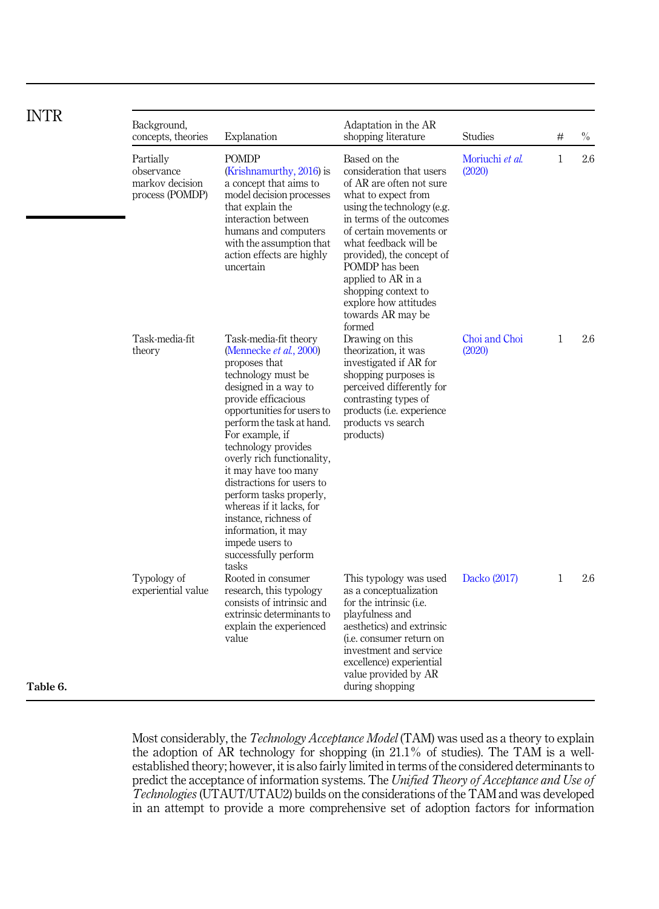| Background, concepts, theories | Explanation | Adaptation in the AR shopping literature | Studies | # | % |
|---|---|---|---|---|---|
| Partially observance markov decision process (POMDP) | POMDP (Krishnamurthy, 2016) is a concept that aims to model decision processes that explain the interaction between humans and computers with the assumption that action effects are highly uncertain | Based on the consideration that users of AR are often not sure what to expect from using the technology (e.g. in terms of the outcomes of certain movements or what feedback will be provided), the concept of POMDP has been applied to AR in a shopping context to explore how attitudes towards AR may be formed | Moriuchi *et al.* (2020) | 1 | 2.6 |
| Task-media-fit theory | Task-media-fit theory (Mennecke *et al.*, 2000) proposes that technology must be designed in a way to provide efficacious opportunities for users to perform the task at hand. For example, if technology provides overly rich functionality, it may have too many distractions for users to perform tasks properly, whereas if it lacks, for instance, richness of information, it may impede users to successfully perform tasks | Drawing on this theorization, it was investigated if AR for shopping purposes is perceived differently for contrasting types of products (i.e. experience products vs search products) | Choi and Choi (2020) | 1 | 2.6 |
| Typology of experiential value | Rooted in consumer research, this typology consists of intrinsic and extrinsic determinants to explain the experienced value | This typology was used as a conceptualization for the intrinsic (i.e. playfulness and aesthetics) and extrinsic (i.e. consumer return on investment and service excellence) experiential value provided by AR during shopping | Dacko (2017) | 1 | 2.6 |

**Table 6.**

Most considerably, the *Technology Acceptance Model* (TAM) was used as a theory to explain the adoption of AR technology for shopping (in 21.1% of studies). The TAM is a well-established theory; however, it is also fairly limited in terms of the considered determinants to predict the acceptance of information systems. The *Unified Theory of Acceptance and Use of Technologies* (UTAUT/UTAU2) builds on the considerations of the TAM and was developed in an attempt to provide a more comprehensive set of adoption factors for information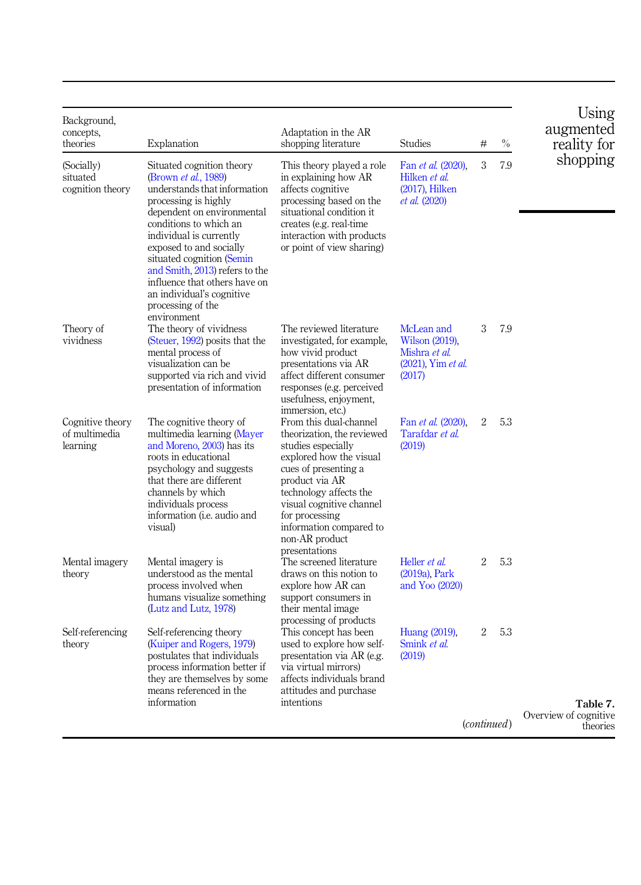| Background, concepts, theories | Explanation | Adaptation in the AR shopping literature | Studies | # | % |
|---|---|---|---|---|---|
| (Socially) situated cognition theory | Situated cognition theory (Brown *et al.*, 1989) understands that information processing is highly dependent on environmental conditions to which an individual is currently exposed to and socially situated cognition (Semin and Smith, 2013) refers to the influence that others have on an individual's cognitive processing of the environment | This theory played a role in explaining how AR affects cognitive processing based on the situational condition it creates (e.g. real-time interaction with products or point of view sharing) | Fan *et al.* (2020), Hilken *et al.* (2017), Hilken *et al.* (2020) | 3 | 7.9 |
| Theory of vividness | The theory of vividness (Steuer, 1992) posits that the mental process of visualization can be supported via rich and vivid presentation of information | The reviewed literature investigated, for example, how vivid product presentations via AR affect different consumer responses (e.g. perceived usefulness, enjoyment, immersion, etc.) | McLean and Wilson (2019), Mishra *et al.* (2021), Yim *et al.* (2017) | 3 | 7.9 |
| Cognitive theory of multimedia learning | The cognitive theory of multimedia learning (Mayer and Moreno, 2003) has its roots in educational psychology and suggests that there are different channels by which individuals process information (i.e. audio and visual) | From this dual-channel theorization, the reviewed studies especially explored how the visual cues of presenting a product via AR technology affects the visual cognitive channel for processing information compared to non-AR product presentations | Fan *et al.* (2020), Tarafdar *et al.* (2019) | 2 | 5.3 |
| Mental imagery theory | Mental imagery is understood as the mental process involved when humans visualize something (Lutz and Lutz, 1978) | The screened literature draws on this notion to explore how AR can support consumers in their mental image processing of products | Heller *et al.* (2019a), Park and Yoo (2020) | 2 | 5.3 |
| Self-referencing theory | Self-referencing theory (Kuiper and Rogers, 1979) postulates that individuals process information better if they are themselves by some means referenced in the information | This concept has been used to explore how self-presentation via AR (e.g. via virtual mirrors) affects individuals brand attitudes and purchase intentions | Huang (2019), Smink *et al.* (2019) | 2 | 5.3 |

(*continued*)

**Table 7.** Overview of cognitive theories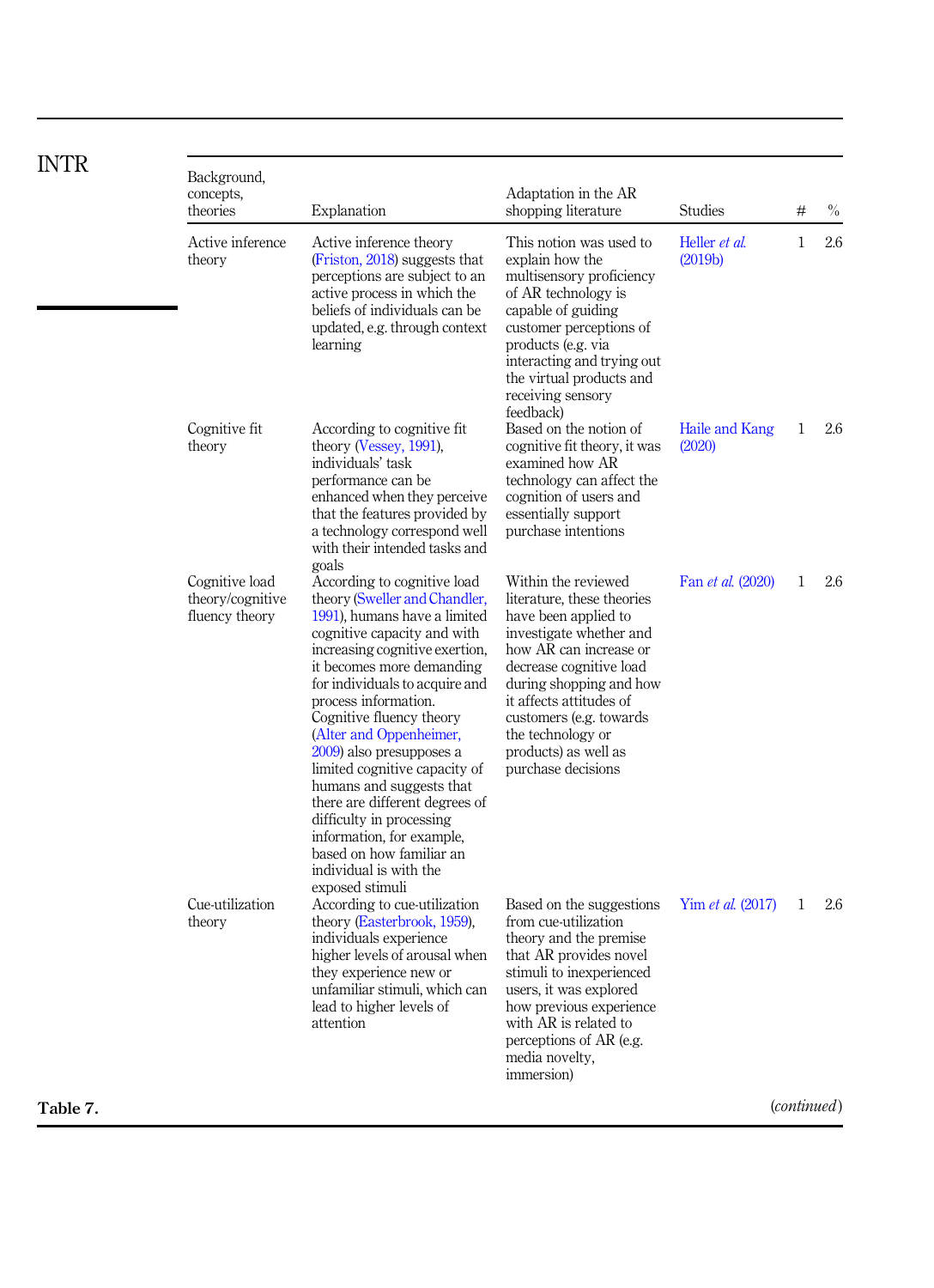| Background, concepts, theories | Explanation | Adaptation in the AR shopping literature | Studies | # | % |
|---|---|---|---|---|---|
| Active inference theory | Active inference theory (Friston, 2018) suggests that perceptions are subject to an active process in which the beliefs of individuals can be updated, e.g. through context learning | This notion was used to explain how the multisensory proficiency of AR technology is capable of guiding customer perceptions of products (e.g. via interacting and trying out the virtual products and receiving sensory feedback) | Heller *et al.* (2019b) | 1 | 2.6 |
| Cognitive fit theory | According to cognitive fit theory (Vessey, 1991), individuals' task performance can be enhanced when they perceive that the features provided by a technology correspond well with their intended tasks and goals | Based on the notion of cognitive fit theory, it was examined how AR technology can affect the cognition of users and essentially support purchase intentions | Haile and Kang (2020) | 1 | 2.6 |
| Cognitive load theory/cognitive fluency theory | According to cognitive load theory (Sweller and Chandler, 1991), humans have a limited cognitive capacity and with increasing cognitive exertion, it becomes more demanding for individuals to acquire and process information. Cognitive fluency theory (Alter and Oppenheimer, 2009) also presupposes a limited cognitive capacity of humans and suggests that there are different degrees of difficulty in processing information, for example, based on how familiar an individual is with the exposed stimuli | Within the reviewed literature, these theories have been applied to investigate whether and how AR can increase or decrease cognitive load during shopping and how it affects attitudes of customers (e.g. towards the technology or products) as well as purchase decisions | Fan *et al.* (2020) | 1 | 2.6 |
| Cue-utilization theory | According to cue-utilization theory (Easterbrook, 1959), individuals experience higher levels of arousal when they experience new or unfamiliar stimuli, which can lead to higher levels of attention | Based on the suggestions from cue-utilization theory and the premise that AR provides novel stimuli to inexperienced users, it was explored how previous experience with AR is related to perceptions of AR (e.g. media novelty, immersion) | Yim *et al.* (2017) | 1 | 2.6 |

**Table 7.** (*continued*)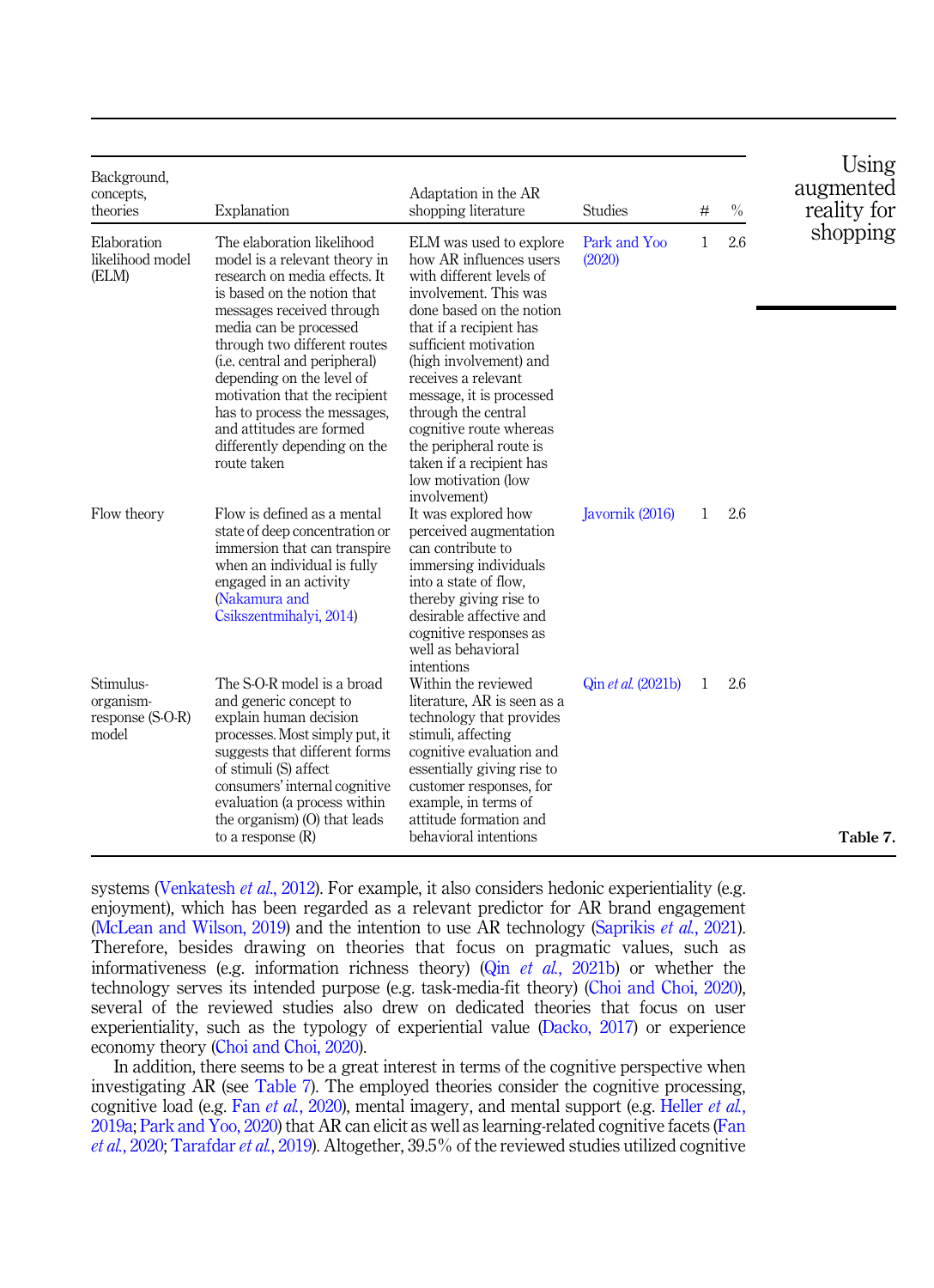| Background, concepts, theories | Explanation | Adaptation in the AR shopping literature | Studies | # | % |
|---|---|---|---|---|---|
| Elaboration likelihood model (ELM) | The elaboration likelihood model is a relevant theory in research on media effects. It is based on the notion that messages received through media can be processed through two different routes (i.e. central and peripheral) depending on the level of motivation that the recipient has to process the messages, and attitudes are formed differently depending on the route taken | ELM was used to explore how AR influences users with different levels of involvement. This was done based on the notion that if a recipient has sufficient motivation (high involvement) and receives a relevant message, it is processed through the central cognitive route whereas the peripheral route is taken if a recipient has low motivation (low involvement) | Park and Yoo (2020) | 1 | 2.6 |
| Flow theory | Flow is defined as a mental state of deep concentration or immersion that can transpire when an individual is fully engaged in an activity (Nakamura and Csikszentmihalyi, 2014) | It was explored how perceived augmentation can contribute to immersing individuals into a state of flow, thereby giving rise to desirable affective and cognitive responses as well as behavioral intentions | Javornik (2016) | 1 | 2.6 |
| Stimulus-organism-response (S-O-R) model | The S-O-R model is a broad and generic concept to explain human decision processes. Most simply put, it suggests that different forms of stimuli (S) affect consumers' internal cognitive evaluation (a process within the organism) (O) that leads to a response (R) | Within the reviewed literature, AR is seen as a technology that provides stimuli, affecting cognitive evaluation and essentially giving rise to customer responses, for example, in terms of attitude formation and behavioral intentions | Qin *et al.* (2021b) | 1 | 2.6 |

**Table 7.**

systems (Venkatesh *et al.*, 2012). For example, it also considers hedonic experientiality (e.g. enjoyment), which has been regarded as a relevant predictor for AR brand engagement (McLean and Wilson, 2019) and the intention to use AR technology (Saprikis *et al.*, 2021). Therefore, besides drawing on theories that focus on pragmatic values, such as informativeness (e.g. information richness theory) (Qin *et al.*, 2021b) or whether the technology serves its intended purpose (e.g. task-media-fit theory) (Choi and Choi, 2020), several of the reviewed studies also drew on dedicated theories that focus on user experientiality, such as the typology of experiential value (Dacko, 2017) or experience economy theory (Choi and Choi, 2020).

In addition, there seems to be a great interest in terms of the cognitive perspective when investigating AR (see Table 7). The employed theories consider the cognitive processing, cognitive load (e.g. Fan *et al.*, 2020), mental imagery, and mental support (e.g. Heller *et al.*, 2019a; Park and Yoo, 2020) that AR can elicit as well as learning-related cognitive facets (Fan *et al.*, 2020; Tarafdar *et al.*, 2019). Altogether, 39.5% of the reviewed studies utilized cognitive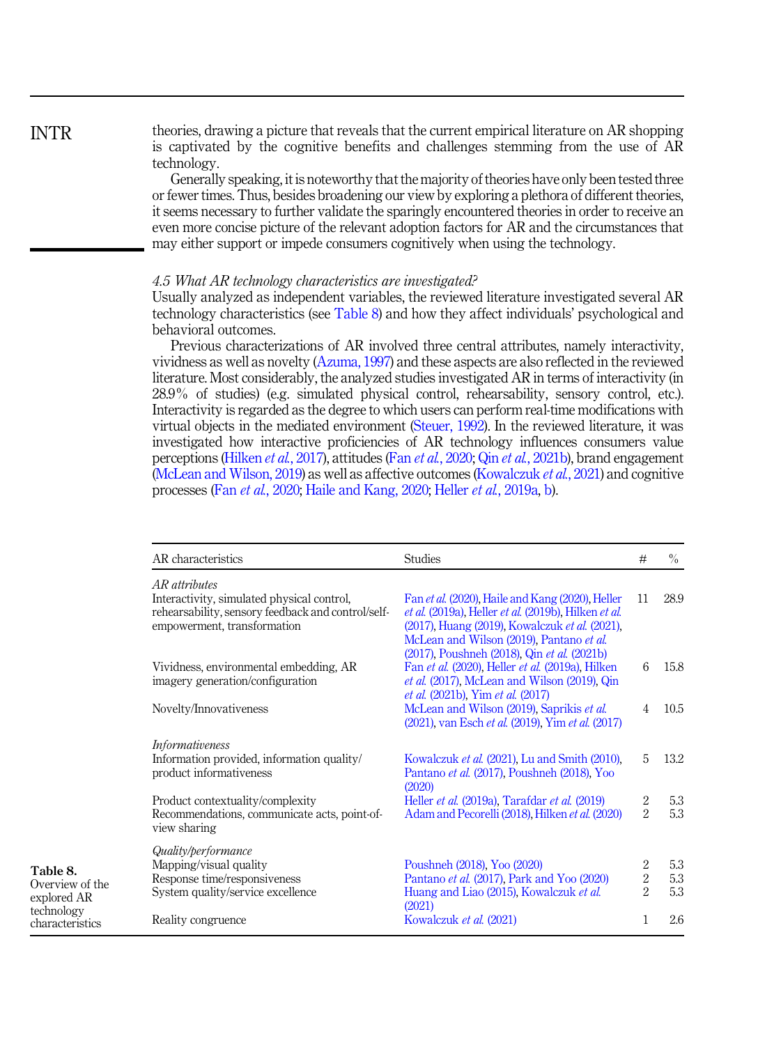theories, drawing a picture that reveals that the current empirical literature on AR shopping is captivated by the cognitive benefits and challenges stemming from the use of AR technology.

Generally speaking, it is noteworthy that the majority of theories have only been tested three or fewer times. Thus, besides broadening our view by exploring a plethora of different theories, it seems necessary to further validate the sparingly encountered theories in order to receive an even more concise picture of the relevant adoption factors for AR and the circumstances that may either support or impede consumers cognitively when using the technology.

### *4.5 What AR technology characteristics are investigated?*

Usually analyzed as independent variables, the reviewed literature investigated several AR technology characteristics (see Table 8) and how they affect individuals' psychological and behavioral outcomes.

Previous characterizations of AR involved three central attributes, namely interactivity, vividness as well as novelty (Azuma, 1997) and these aspects are also reflected in the reviewed literature. Most considerably, the analyzed studies investigated AR in terms of interactivity (in 28.9% of studies) (e.g. simulated physical control, rehearsability, sensory control, etc.). Interactivity is regarded as the degree to which users can perform real-time modifications with virtual objects in the mediated environment (Steuer, 1992). In the reviewed literature, it was investigated how interactive proficiencies of AR technology influences consumers value perceptions (Hilken *et al.*, 2017), attitudes (Fan *et al.*, 2020; Qin *et al.*, 2021b), brand engagement (McLean and Wilson, 2019) as well as affective outcomes (Kowalczuk *et al.*, 2021) and cognitive processes (Fan *et al.*, 2020; Haile and Kang, 2020; Heller *et al.*, 2019a, b).

**Table 8.** Overview of the explored AR technology characteristics

| AR characteristics | Studies | # | % |
|---|---|---|---|
| *AR attributes* | | | |
| Interactivity, simulated physical control, rehearsability, sensory feedback and control/self-empowerment, transformation | Fan *et al.* (2020), Haile and Kang (2020), Heller *et al.* (2019a), Heller *et al.* (2019b), Hilken *et al.* (2017), Huang (2019), Kowalczuk *et al.* (2021), McLean and Wilson (2019), Pantano *et al.* (2017), Poushneh (2018), Qin *et al.* (2021b) | 11 | 28.9 |
| Vividness, environmental embedding, AR imagery generation/configuration | Fan *et al.* (2020), Heller *et al.* (2019a), Hilken *et al.* (2017), McLean and Wilson (2019), Qin *et al.* (2021b), Yim *et al.* (2017) | 6 | 15.8 |
| Novelty/Innovativeness | McLean and Wilson (2019), Saprikis *et al.* (2021), van Esch *et al.* (2019), Yim *et al.* (2017) | 4 | 10.5 |
| *Informativeness* | | | |
| Information provided, information quality/product informativeness | Kowalczuk *et al.* (2021), Lu and Smith (2010), Pantano *et al.* (2017), Poushneh (2018), Yoo (2020) | 5 | 13.2 |
| Product contextuality/complexity | Heller *et al.* (2019a), Tarafdar *et al.* (2019) | 2 | 5.3 |
| Recommendations, communicate acts, point-of-view sharing | Adam and Pecorelli (2018), Hilken *et al.* (2020) | 2 | 5.3 |
| *Quality/performance* | | | |
| Mapping/visual quality | Poushneh (2018), Yoo (2020) | 2 | 5.3 |
| Response time/responsiveness | Pantano *et al.* (2017), Park and Yoo (2020) | 2 | 5.3 |
| System quality/service excellence | Huang and Liao (2015), Kowalczuk *et al.* (2021) | 2 | 5.3 |
| Reality congruence | Kowalczuk *et al.* (2021) | 1 | 2.6 |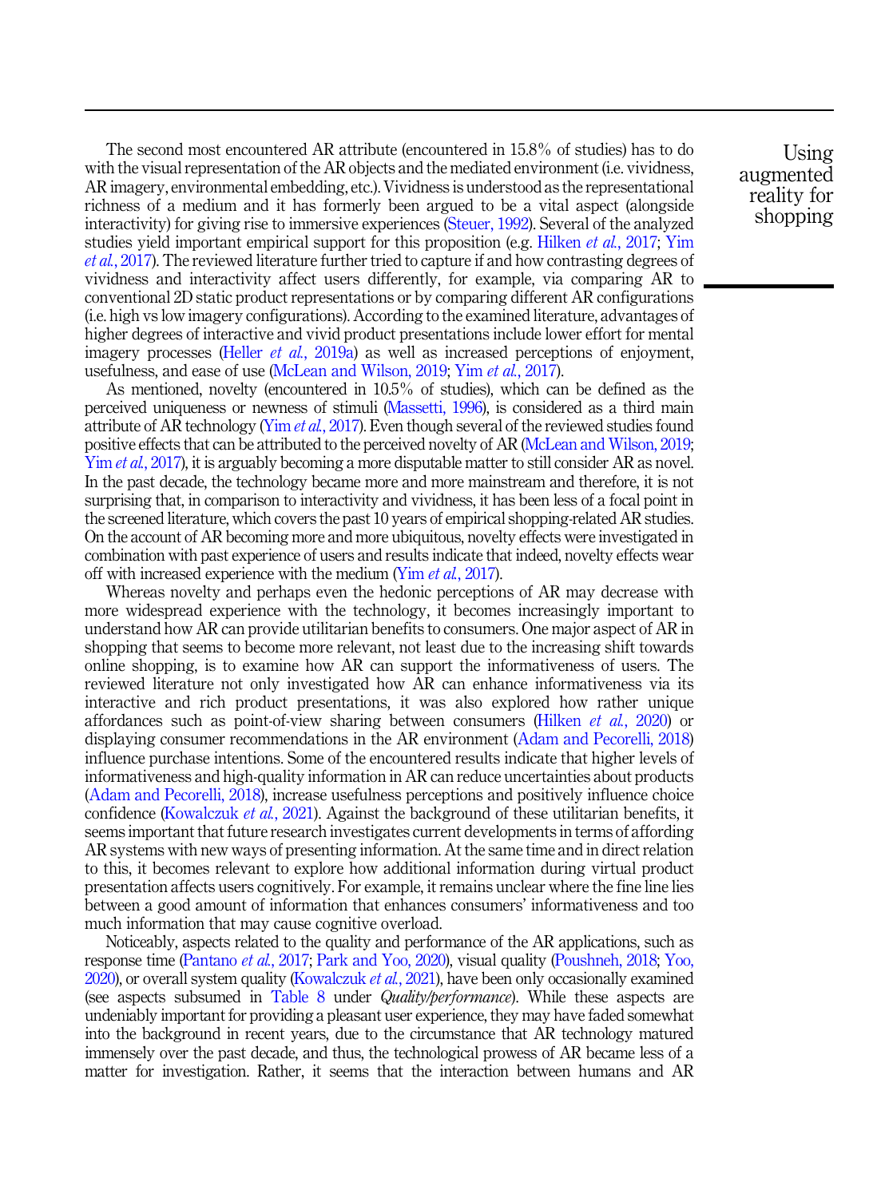The second most encountered AR attribute (encountered in 15.8% of studies) has to do with the visual representation of the AR objects and the mediated environment (i.e. vividness, AR imagery, environmental embedding, etc.). Vividness is understood as the representational richness of a medium and it has formerly been argued to be a vital aspect (alongside interactivity) for giving rise to immersive experiences (Steuer, 1992). Several of the analyzed studies yield important empirical support for this proposition (e.g. Hilken *et al.*, 2017; Yim *et al.*, 2017). The reviewed literature further tried to capture if and how contrasting degrees of vividness and interactivity affect users differently, for example, via comparing AR to conventional 2D static product representations or by comparing different AR configurations (i.e. high vs low imagery configurations). According to the examined literature, advantages of higher degrees of interactive and vivid product presentations include lower effort for mental imagery processes (Heller *et al.*, 2019a) as well as increased perceptions of enjoyment, usefulness, and ease of use (McLean and Wilson, 2019; Yim *et al.*, 2017).

As mentioned, novelty (encountered in 10.5% of studies), which can be defined as the perceived uniqueness or newness of stimuli (Massetti, 1996), is considered as a third main attribute of AR technology (Yim *et al.*, 2017). Even though several of the reviewed studies found positive effects that can be attributed to the perceived novelty of AR (McLean and Wilson, 2019; Yim *et al.*, 2017), it is arguably becoming a more disputable matter to still consider AR as novel. In the past decade, the technology became more and more mainstream and therefore, it is not surprising that, in comparison to interactivity and vividness, it has been less of a focal point in the screened literature, which covers the past 10 years of empirical shopping-related AR studies. On the account of AR becoming more and more ubiquitous, novelty effects were investigated in combination with past experience of users and results indicate that indeed, novelty effects wear off with increased experience with the medium (Yim *et al.*, 2017).

Whereas novelty and perhaps even the hedonic perceptions of AR may decrease with more widespread experience with the technology, it becomes increasingly important to understand how AR can provide utilitarian benefits to consumers. One major aspect of AR in shopping that seems to become more relevant, not least due to the increasing shift towards online shopping, is to examine how AR can support the informativeness of users. The reviewed literature not only investigated how AR can enhance informativeness via its interactive and rich product presentations, it was also explored how rather unique affordances such as point-of-view sharing between consumers (Hilken *et al.*, 2020) or displaying consumer recommendations in the AR environment (Adam and Pecorelli, 2018) influence purchase intentions. Some of the encountered results indicate that higher levels of informativeness and high-quality information in AR can reduce uncertainties about products (Adam and Pecorelli, 2018), increase usefulness perceptions and positively influence choice confidence (Kowalczuk *et al.*, 2021). Against the background of these utilitarian benefits, it seems important that future research investigates current developments in terms of affording AR systems with new ways of presenting information. At the same time and in direct relation to this, it becomes relevant to explore how additional information during virtual product presentation affects users cognitively. For example, it remains unclear where the fine line lies between a good amount of information that enhances consumers' informativeness and too much information that may cause cognitive overload.

Noticeably, aspects related to the quality and performance of the AR applications, such as response time (Pantano *et al.*, 2017; Park and Yoo, 2020), visual quality (Poushneh, 2018; Yoo, 2020), or overall system quality (Kowalczuk *et al.*, 2021), have been only occasionally examined (see aspects subsumed in Table 8 under *Quality/performance*). While these aspects are undeniably important for providing a pleasant user experience, they may have faded somewhat into the background in recent years, due to the circumstance that AR technology matured immensely over the past decade, and thus, the technological prowess of AR became less of a matter for investigation. Rather, it seems that the interaction between humans and AR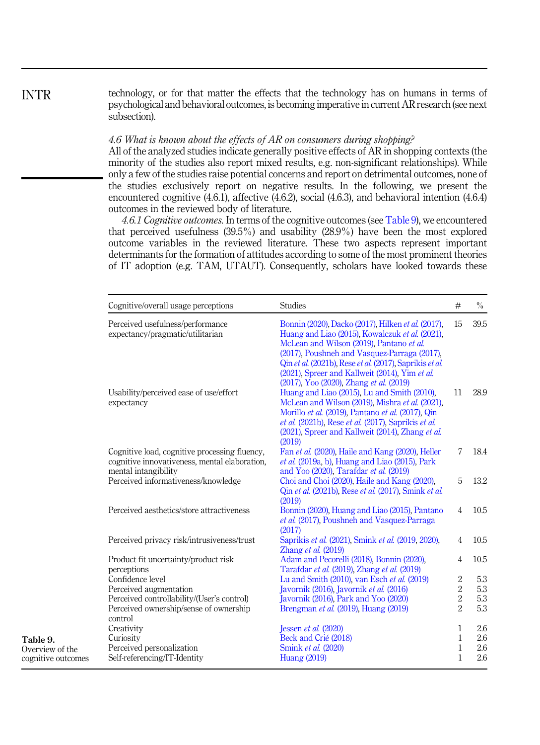technology, or for that matter the effects that the technology has on humans in terms of psychological and behavioral outcomes, is becoming imperative in current AR research (see next subsection).

### *4.6 What is known about the effects of AR on consumers during shopping?*

All of the analyzed studies indicate generally positive effects of AR in shopping contexts (the minority of the studies also report mixed results, e.g. non-significant relationships). While only a few of the studies raise potential concerns and report on detrimental outcomes, none of the studies exclusively report on negative results. In the following, we present the encountered cognitive (4.6.1), affective (4.6.2), social (4.6.3), and behavioral intention (4.6.4) outcomes in the reviewed body of literature.

*4.6.1 Cognitive outcomes.* In terms of the cognitive outcomes (see Table 9), we encountered that perceived usefulness (39.5%) and usability (28.9%) have been the most explored outcome variables in the reviewed literature. These two aspects represent important determinants for the formation of attitudes according to some of the most prominent theories of IT adoption (e.g. TAM, UTAUT). Consequently, scholars have looked towards these

**Table 9.** Overview of the cognitive outcomes

| Cognitive/overall usage perceptions | Studies | # | % |
|---|---|---|---|
| Perceived usefulness/performance expectancy/pragmatic/utilitarian | Bonnin (2020), Dacko (2017), Hilken *et al.* (2017), Huang and Liao (2015), Kowalczuk *et al.* (2021), McLean and Wilson (2019), Pantano *et al.* (2017), Poushneh and Vasquez-Parraga (2017), Qin *et al.* (2021b), Rese *et al.* (2017), Saprikis *et al.* (2021), Spreer and Kallweit (2014), Yim *et al.* (2017), Yoo (2020), Zhang *et al.* (2019) | 15 | 39.5 |
| Usability/perceived ease of use/effort expectancy | Huang and Liao (2015), Lu and Smith (2010), McLean and Wilson (2019), Mishra *et al.* (2021), Morillo *et al.* (2019), Pantano *et al.* (2017), Qin *et al.* (2021b), Rese *et al.* (2017), Saprikis *et al.* (2021), Spreer and Kallweit (2014), Zhang *et al.* (2019) | 11 | 28.9 |
| Cognitive load, cognitive processing fluency, cognitive innovativeness, mental elaboration, mental intangibility | Fan *et al.* (2020), Haile and Kang (2020), Heller *et al.* (2019a, b), Huang and Liao (2015), Park and Yoo (2020), Tarafdar *et al.* (2019) | 7 | 18.4 |
| Perceived informativeness/knowledge | Choi and Choi (2020), Haile and Kang (2020), Qin *et al.* (2021b), Rese *et al.* (2017), Smink *et al.* (2019) | 5 | 13.2 |
| Perceived aesthetics/store attractiveness | Bonnin (2020), Huang and Liao (2015), Pantano *et al.* (2017), Poushneh and Vasquez-Parraga (2017) | 4 | 10.5 |
| Perceived privacy risk/intrusiveness/trust | Saprikis *et al.* (2021), Smink *et al.* (2019, 2020), Zhang *et al.* (2019) | 4 | 10.5 |
| Product fit uncertainty/product risk perceptions | Adam and Pecorelli (2018), Bonnin (2020), Tarafdar *et al.* (2019), Zhang *et al.* (2019) | 4 | 10.5 |
| Confidence level | Lu and Smith (2010), van Esch *et al.* (2019) | 2 | 5.3 |
| Perceived augmentation | Javornik (2016), Javornik *et al.* (2016) | 2 | 5.3 |
| Perceived controllability/(User's control) | Javornik (2016), Park and Yoo (2020) | 2 | 5.3 |
| Perceived ownership/sense of ownership control | Brengman *et al.* (2019), Huang (2019) | 2 | 5.3 |
| Creativity | Jessen *et al.* (2020) | 1 | 2.6 |
| Curiosity | Beck and Crié (2018) | 1 | 2.6 |
| Perceived personalization | Smink *et al.* (2020) | 1 | 2.6 |
| Self-referencing/IT-Identity | Huang (2019) | 1 | 2.6 |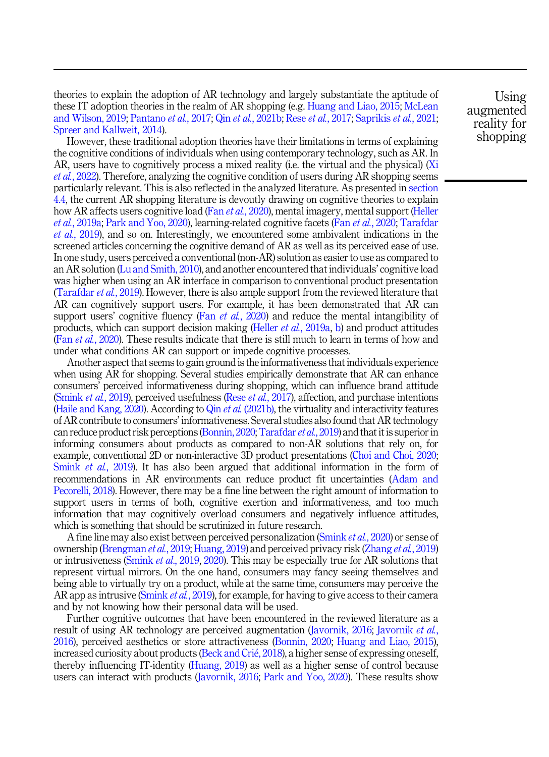theories to explain the adoption of AR technology and largely substantiate the aptitude of these IT adoption theories in the realm of AR shopping (e.g. Huang and Liao, 2015; McLean and Wilson, 2019; Pantano *et al.*, 2017; Qin *et al.*, 2021b; Rese *et al.*, 2017; Saprikis *et al.*, 2021; Spreer and Kallweit, 2014).

However, these traditional adoption theories have their limitations in terms of explaining the cognitive conditions of individuals when using contemporary technology, such as AR. In AR, users have to cognitively process a mixed reality (i.e. the virtual and the physical) (Xi *et al.*, 2022). Therefore, analyzing the cognitive condition of users during AR shopping seems particularly relevant. This is also reflected in the analyzed literature. As presented in section 4.4, the current AR shopping literature is devoutly drawing on cognitive theories to explain how AR affects users cognitive load (Fan *et al.*, 2020), mental imagery, mental support (Heller *et al.*, 2019a; Park and Yoo, 2020), learning-related cognitive facets (Fan *et al.*, 2020; Tarafdar *et al.*, 2019), and so on. Interestingly, we encountered some ambivalent indications in the screened articles concerning the cognitive demand of AR as well as its perceived ease of use. In one study, users perceived a conventional (non-AR) solution as easier to use as compared to an AR solution (Lu and Smith, 2010), and another encountered that individuals' cognitive load was higher when using an AR interface in comparison to conventional product presentation (Tarafdar *et al.*, 2019). However, there is also ample support from the reviewed literature that AR can cognitively support users. For example, it has been demonstrated that AR can support users' cognitive fluency (Fan *et al.*, 2020) and reduce the mental intangibility of products, which can support decision making (Heller *et al.*, 2019a, b) and product attitudes (Fan *et al.*, 2020). These results indicate that there is still much to learn in terms of how and under what conditions AR can support or impede cognitive processes.

Another aspect that seems to gain ground is the informativeness that individuals experience when using AR for shopping. Several studies empirically demonstrate that AR can enhance consumers' perceived informativeness during shopping, which can influence brand attitude (Smink *et al.*, 2019), perceived usefulness (Rese *et al.*, 2017), affection, and purchase intentions (Haile and Kang, 2020). According to Qin *et al.* (2021b), the virtuality and interactivity features of AR contribute to consumers' informativeness. Several studies also found that AR technology can reduce product risk perceptions (Bonnin, 2020; Tarafdar *et al.*, 2019) and that it is superior in informing consumers about products as compared to non-AR solutions that rely on, for example, conventional 2D or non-interactive 3D product presentations (Choi and Choi, 2020; Smink *et al.*, 2019). It has also been argued that additional information in the form of recommendations in AR environments can reduce product fit uncertainties (Adam and Pecorelli, 2018). However, there may be a fine line between the right amount of information to support users in terms of both, cognitive exertion and informativeness, and too much information that may cognitively overload consumers and negatively influence attitudes, which is something that should be scrutinized in future research.

A fine line may also exist between perceived personalization (Smink *et al.*, 2020) or sense of ownership (Brengman *et al.*, 2019; Huang, 2019) and perceived privacy risk (Zhang *et al.*, 2019) or intrusiveness (Smink *et al.*, 2019, 2020). This may be especially true for AR solutions that represent virtual mirrors. On the one hand, consumers may fancy seeing themselves and being able to virtually try on a product, while at the same time, consumers may perceive the AR app as intrusive (Smink *et al.*, 2019), for example, for having to give access to their camera and by not knowing how their personal data will be used.

Further cognitive outcomes that have been encountered in the reviewed literature as a result of using AR technology are perceived augmentation (Javornik, 2016; Javornik *et al.*, 2016), perceived aesthetics or store attractiveness (Bonnin, 2020; Huang and Liao, 2015), increased curiosity about products (Beck and Crié, 2018), a higher sense of expressing oneself, thereby influencing IT-identity (Huang, 2019) as well as a higher sense of control because users can interact with products (Javornik, 2016; Park and Yoo, 2020). These results show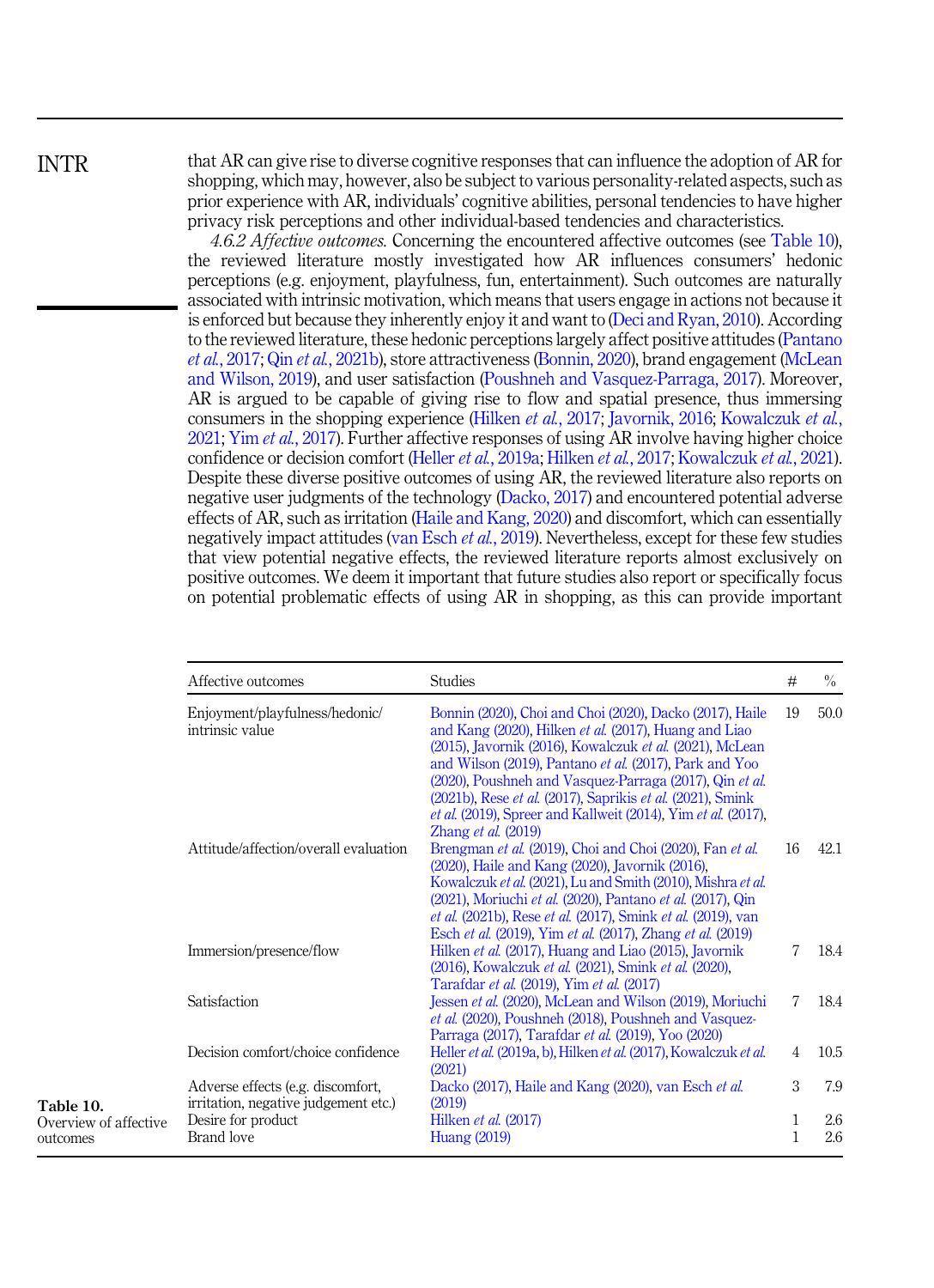that AR can give rise to diverse cognitive responses that can influence the adoption of AR for shopping, which may, however, also be subject to various personality-related aspects, such as prior experience with AR, individuals' cognitive abilities, personal tendencies to have higher privacy risk perceptions and other individual-based tendencies and characteristics.

*4.6.2 Affective outcomes.* Concerning the encountered affective outcomes (see Table 10), the reviewed literature mostly investigated how AR influences consumers' hedonic perceptions (e.g. enjoyment, playfulness, fun, entertainment). Such outcomes are naturally associated with intrinsic motivation, which means that users engage in actions not because it is enforced but because they inherently enjoy it and want to (Deci and Ryan, 2010). According to the reviewed literature, these hedonic perceptions largely affect positive attitudes (Pantano *et al.*, 2017; Qin *et al.*, 2021b), store attractiveness (Bonnin, 2020), brand engagement (McLean and Wilson, 2019), and user satisfaction (Poushneh and Vasquez-Parraga, 2017). Moreover, AR is argued to be capable of giving rise to flow and spatial presence, thus immersing consumers in the shopping experience (Hilken *et al.*, 2017; Javornik, 2016; Kowalczuk *et al.*, 2021; Yim *et al.*, 2017). Further affective responses of using AR involve having higher choice confidence or decision comfort (Heller *et al.*, 2019a; Hilken *et al.*, 2017; Kowalczuk *et al.*, 2021). Despite these diverse positive outcomes of using AR, the reviewed literature also reports on negative user judgments of the technology (Dacko, 2017) and encountered potential adverse effects of AR, such as irritation (Haile and Kang, 2020) and discomfort, which can essentially negatively impact attitudes (van Esch *et al.*, 2019). Nevertheless, except for these few studies that view potential negative effects, the reviewed literature reports almost exclusively on positive outcomes. We deem it important that future studies also report or specifically focus on potential problematic effects of using AR in shopping, as this can provide important

| Affective outcomes | Studies | # | % |
|---|---|---|---|
| Enjoyment/playfulness/hedonic/intrinsic value | Bonnin (2020), Choi and Choi (2020), Dacko (2017), Haile and Kang (2020), Hilken *et al.* (2017), Huang and Liao (2015), Javornik (2016), Kowalczuk *et al.* (2021), McLean and Wilson (2019), Pantano *et al.* (2017), Park and Yoo (2020), Poushneh and Vasquez-Parraga (2017), Qin *et al.* (2021b), Rese *et al.* (2017), Saprikis *et al.* (2021), Smink *et al.* (2019), Spreer and Kallweit (2014), Yim *et al.* (2017), Zhang *et al.* (2019) | 19 | 50.0 |
| Attitude/affection/overall evaluation | Brengman *et al.* (2019), Choi and Choi (2020), Fan *et al.* (2020), Haile and Kang (2020), Javornik (2016), Kowalczuk *et al.* (2021), Lu and Smith (2010), Mishra *et al.* (2021), Moriuchi *et al.* (2020), Pantano *et al.* (2017), Qin *et al.* (2021b), Rese *et al.* (2017), Smink *et al.* (2019), van Esch *et al.* (2019), Yim *et al.* (2017), Zhang *et al.* (2019) | 16 | 42.1 |
| Immersion/presence/flow | Hilken *et al.* (2017), Huang and Liao (2015), Javornik (2016), Kowalczuk *et al.* (2021), Smink *et al.* (2020), Tarafdar *et al.* (2019), Yim *et al.* (2017) | 7 | 18.4 |
| Satisfaction | Jessen *et al.* (2020), McLean and Wilson (2019), Moriuchi *et al.* (2020), Poushneh (2018), Poushneh and Vasquez-Parraga (2017), Tarafdar *et al.* (2019), Yoo (2020) | 7 | 18.4 |
| Decision comfort/choice confidence | Heller *et al.* (2019a, b), Hilken *et al.* (2017), Kowalczuk *et al.* (2021) | 4 | 10.5 |
| Adverse effects (e.g. discomfort, irritation, negative judgement etc.) | Dacko (2017), Haile and Kang (2020), van Esch *et al.* (2019) | 3 | 7.9 |
| Desire for product | Hilken *et al.* (2017) | 1 | 2.6 |
| Brand love | Huang (2019) | 1 | 2.6 |

**Table 10.** Overview of affective outcomes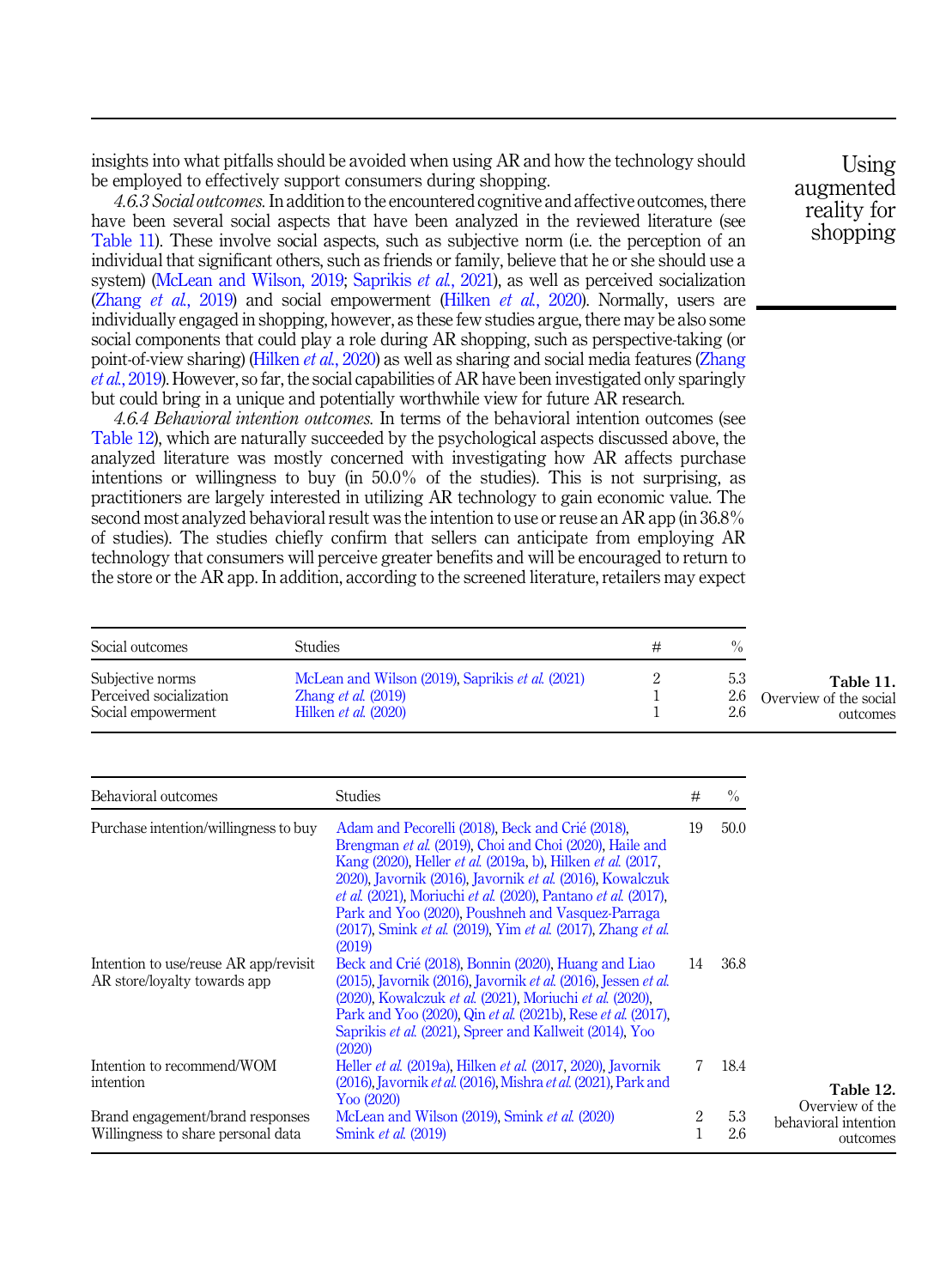insights into what pitfalls should be avoided when using AR and how the technology should be employed to effectively support consumers during shopping.

*4.6.3 Social outcomes.* In addition to the encountered cognitive and affective outcomes, there have been several social aspects that have been analyzed in the reviewed literature (see Table 11). These involve social aspects, such as subjective norm (i.e. the perception of an individual that significant others, such as friends or family, believe that he or she should use a system) (McLean and Wilson, 2019; Saprikis *et al.*, 2021), as well as perceived socialization (Zhang *et al.*, 2019) and social empowerment (Hilken *et al.*, 2020). Normally, users are individually engaged in shopping, however, as these few studies argue, there may be also some social components that could play a role during AR shopping, such as perspective-taking (or point-of-view sharing) (Hilken *et al.*, 2020) as well as sharing and social media features (Zhang *et al.*, 2019). However, so far, the social capabilities of AR have been investigated only sparingly but could bring in a unique and potentially worthwhile view for future AR research.

*4.6.4 Behavioral intention outcomes.* In terms of the behavioral intention outcomes (see Table 12), which are naturally succeeded by the psychological aspects discussed above, the analyzed literature was mostly concerned with investigating how AR affects purchase intentions or willingness to buy (in 50.0% of the studies). This is not surprising, as practitioners are largely interested in utilizing AR technology to gain economic value. The second most analyzed behavioral result was the intention to use or reuse an AR app (in 36.8% of studies). The studies chiefly confirm that sellers can anticipate from employing AR technology that consumers will perceive greater benefits and will be encouraged to return to the store or the AR app. In addition, according to the screened literature, retailers may expect

| Social outcomes | Studies | # | % |
|---|---|---|---|
| Subjective norms | McLean and Wilson (2019), Saprikis *et al.* (2021) | 2 | 5.3 |
| Perceived socialization | Zhang *et al.* (2019) | 1 | 2.6 |
| Social empowerment | Hilken *et al.* (2020) | 1 | 2.6 |

**Table 11.** Overview of the social outcomes

| Behavioral outcomes | Studies | # | % |
|---|---|---|---|
| Purchase intention/willingness to buy | Adam and Pecorelli (2018), Beck and Crié (2018), Brengman *et al.* (2019), Choi and Choi (2020), Haile and Kang (2020), Heller *et al.* (2019a, b), Hilken *et al.* (2017, 2020), Javornik (2016), Javornik *et al.* (2016), Kowalczuk *et al.* (2021), Moriuchi *et al.* (2020), Pantano *et al.* (2017), Park and Yoo (2020), Poushneh and Vasquez-Parraga (2017), Smink *et al.* (2019), Yim *et al.* (2017), Zhang *et al.* (2019) | 19 | 50.0 |
| Intention to use/reuse AR app/revisit AR store/loyalty towards app | Beck and Crié (2018), Bonnin (2020), Huang and Liao (2015), Javornik (2016), Javornik *et al.* (2016), Jessen *et al.* (2020), Kowalczuk *et al.* (2021), Moriuchi *et al.* (2020), Park and Yoo (2020), Qin *et al.* (2021b), Rese *et al.* (2017), Saprikis *et al.* (2021), Spreer and Kallweit (2014), Yoo (2020) | 14 | 36.8 |
| Intention to recommend/WOM intention | Heller *et al.* (2019a), Hilken *et al.* (2017, 2020), Javornik (2016), Javornik *et al.* (2016), Mishra *et al.* (2021), Park and Yoo (2020) | 7 | 18.4 |
| Brand engagement/brand responses | McLean and Wilson (2019), Smink *et al.* (2020) | 2 | 5.3 |
| Willingness to share personal data | Smink *et al.* (2019) | 1 | 2.6 |

**Table 12.** Overview of the behavioral intention outcomes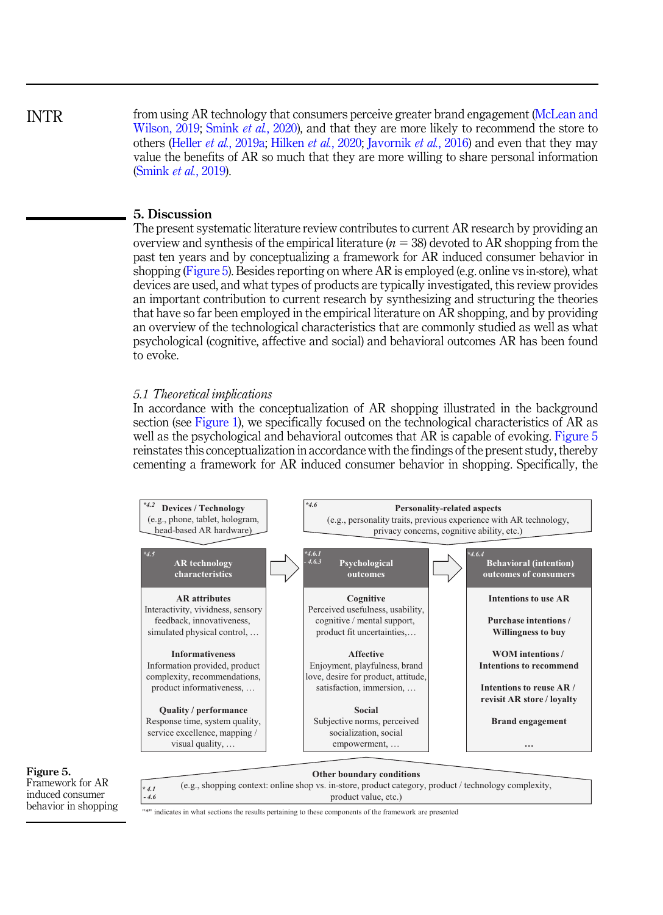from using AR technology that consumers perceive greater brand engagement (McLean and Wilson, 2019; Smink *et al.*, 2020), and that they are more likely to recommend the store to others (Heller *et al.*, 2019a; Hilken *et al.*, 2020; Javornik *et al.*, 2016) and even that they may value the benefits of AR so much that they are more willing to share personal information (Smink *et al.*, 2019).

## 5. Discussion

The present systematic literature review contributes to current AR research by providing an overview and synthesis of the empirical literature ($n = 38$) devoted to AR shopping from the past ten years and by conceptualizing a framework for AR induced consumer behavior in shopping (Figure 5). Besides reporting on where AR is employed (e.g. online vs in-store), what devices are used, and what types of products are typically investigated, this review provides an important contribution to current research by synthesizing and structuring the theories that have so far been employed in the empirical literature on AR shopping, and by providing an overview of the technological characteristics that are commonly studied as well as what psychological (cognitive, affective and social) and behavioral outcomes AR has been found to evoke.

### *5.1 Theoretical implications*

In accordance with the conceptualization of AR shopping illustrated in the background section (see Figure 1), we specifically focused on the technological characteristics of AR as well as the psychological and behavioral outcomes that AR is capable of evoking. Figure 5 reinstates this conceptualization in accordance with the findings of the present study, thereby cementing a framework for AR induced consumer behavior in shopping. Specifically, the

*4.2 **Devices / Technology** (e.g., phone, tablet, hologram, head-based AR hardware)

*4.6 **Personality-related aspects** (e.g., personality traits, previous experience with AR technology, privacy concerns, cognitive ability, etc.)

| *4.5 AR technology characteristics | *4.6.1 - 4.6.3 Psychological outcomes | *4.6.4 Behavioral (intention) outcomes of consumers |
|---|---|---|
| **AR attributes** Interactivity, vividness, sensory feedback, innovativeness, simulated physical control, … | **Cognitive** Perceived usefulness, usability, cognitive / mental support, product fit uncertainties,… | **Intentions to use AR** |
| **Informativeness** Information provided, product complexity, recommendations, product informativeness, … | **Affective** Enjoyment, playfulness, brand love, desire for product, attitude, satisfaction, immersion, … | **Purchase intentions / Willingness to buy** |
| **Quality / performance** Response time, system quality, service excellence, mapping / visual quality, … | **Social** Subjective norms, perceived socialization, social empowerment, … | **WOM intentions / Intentions to recommend** |
| | | **Intentions to reuse AR / revisit AR store / loyalty** |
| | | **Brand engagement** |
| | | … |

* 4.1 - 4.6 **Other boundary conditions** (e.g., shopping context: online shop vs. in-store, product category, product / technology complexity, product value, etc.)

"*" indicates in what sections the results pertaining to these components of the framework are presented

**Figure 5.** Framework for AR induced consumer behavior in shopping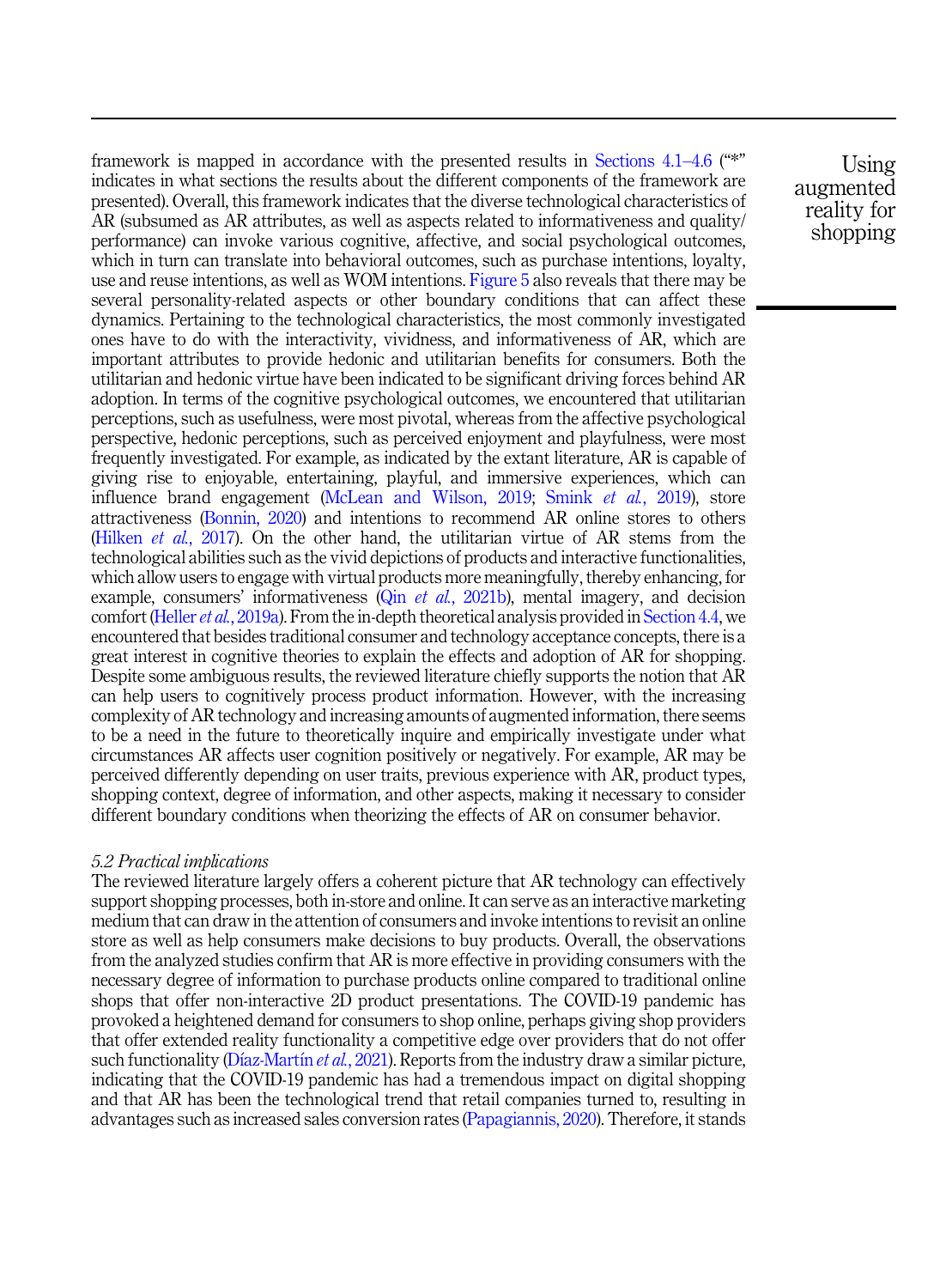framework is mapped in accordance with the presented results in Sections 4.1–4.6 ("*" indicates in what sections the results about the different components of the framework are presented). Overall, this framework indicates that the diverse technological characteristics of AR (subsumed as AR attributes, as well as aspects related to informativeness and quality/performance) can invoke various cognitive, affective, and social psychological outcomes, which in turn can translate into behavioral outcomes, such as purchase intentions, loyalty, use and reuse intentions, as well as WOM intentions. Figure 5 also reveals that there may be several personality-related aspects or other boundary conditions that can affect these dynamics. Pertaining to the technological characteristics, the most commonly investigated ones have to do with the interactivity, vividness, and informativeness of AR, which are important attributes to provide hedonic and utilitarian benefits for consumers. Both the utilitarian and hedonic virtue have been indicated to be significant driving forces behind AR adoption. In terms of the cognitive psychological outcomes, we encountered that utilitarian perceptions, such as usefulness, were most pivotal, whereas from the affective psychological perspective, hedonic perceptions, such as perceived enjoyment and playfulness, were most frequently investigated. For example, as indicated by the extant literature, AR is capable of giving rise to enjoyable, entertaining, playful, and immersive experiences, which can influence brand engagement (McLean and Wilson, 2019; Smink *et al.*, 2019), store attractiveness (Bonnin, 2020) and intentions to recommend AR online stores to others (Hilken *et al.*, 2017). On the other hand, the utilitarian virtue of AR stems from the technological abilities such as the vivid depictions of products and interactive functionalities, which allow users to engage with virtual products more meaningfully, thereby enhancing, for example, consumers' informativeness (Qin *et al.*, 2021b), mental imagery, and decision comfort (Heller *et al.*, 2019a). From the in-depth theoretical analysis provided in Section 4.4, we encountered that besides traditional consumer and technology acceptance concepts, there is a great interest in cognitive theories to explain the effects and adoption of AR for shopping. Despite some ambiguous results, the reviewed literature chiefly supports the notion that AR can help users to cognitively process product information. However, with the increasing complexity of AR technology and increasing amounts of augmented information, there seems to be a need in the future to theoretically inquire and empirically investigate under what circumstances AR affects user cognition positively or negatively. For example, AR may be perceived differently depending on user traits, previous experience with AR, product types, shopping context, degree of information, and other aspects, making it necessary to consider different boundary conditions when theorizing the effects of AR on consumer behavior.

### *5.2 Practical implications*

The reviewed literature largely offers a coherent picture that AR technology can effectively support shopping processes, both in-store and online. It can serve as an interactive marketing medium that can draw in the attention of consumers and invoke intentions to revisit an online store as well as help consumers make decisions to buy products. Overall, the observations from the analyzed studies confirm that AR is more effective in providing consumers with the necessary degree of information to purchase products online compared to traditional online shops that offer non-interactive 2D product presentations. The COVID-19 pandemic has provoked a heightened demand for consumers to shop online, perhaps giving shop providers that offer extended reality functionality a competitive edge over providers that do not offer such functionality (Díaz-Martín *et al.*, 2021). Reports from the industry draw a similar picture, indicating that the COVID-19 pandemic has had a tremendous impact on digital shopping and that AR has been the technological trend that retail companies turned to, resulting in advantages such as increased sales conversion rates (Papagiannis, 2020). Therefore, it stands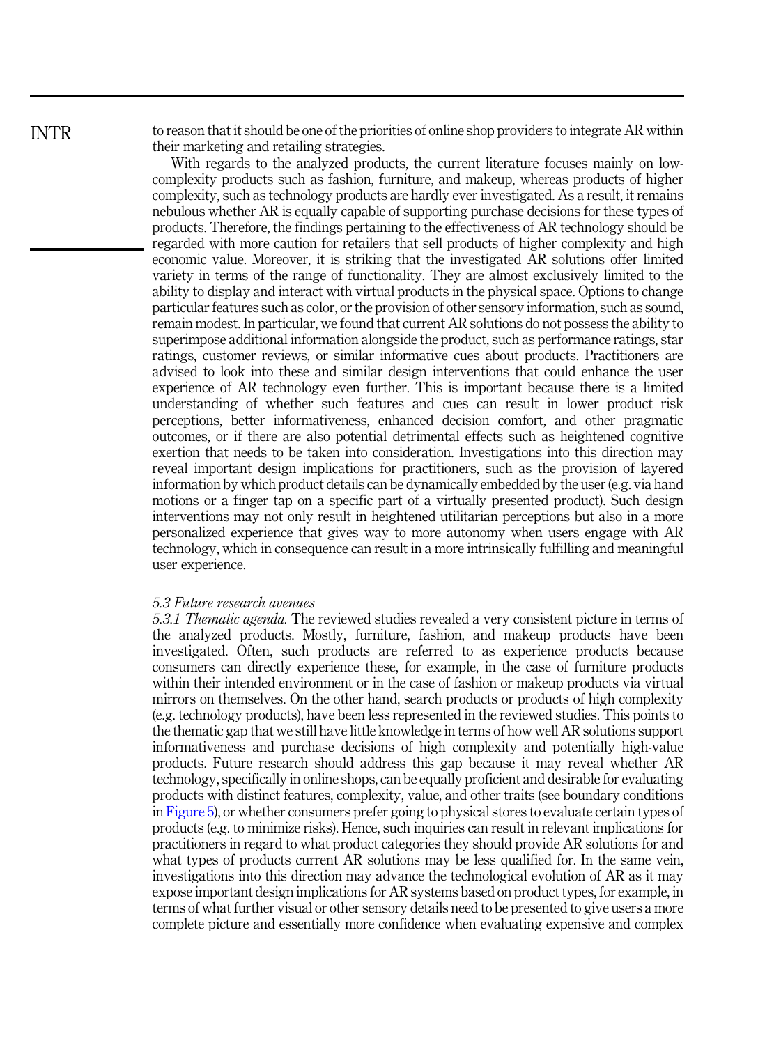to reason that it should be one of the priorities of online shop providers to integrate AR within their marketing and retailing strategies.

With regards to the analyzed products, the current literature focuses mainly on low-complexity products such as fashion, furniture, and makeup, whereas products of higher complexity, such as technology products are hardly ever investigated. As a result, it remains nebulous whether AR is equally capable of supporting purchase decisions for these types of products. Therefore, the findings pertaining to the effectiveness of AR technology should be regarded with more caution for retailers that sell products of higher complexity and high economic value. Moreover, it is striking that the investigated AR solutions offer limited variety in terms of the range of functionality. They are almost exclusively limited to the ability to display and interact with virtual products in the physical space. Options to change particular features such as color, or the provision of other sensory information, such as sound, remain modest. In particular, we found that current AR solutions do not possess the ability to superimpose additional information alongside the product, such as performance ratings, star ratings, customer reviews, or similar informative cues about products. Practitioners are advised to look into these and similar design interventions that could enhance the user experience of AR technology even further. This is important because there is a limited understanding of whether such features and cues can result in lower product risk perceptions, better informativeness, enhanced decision comfort, and other pragmatic outcomes, or if there are also potential detrimental effects such as heightened cognitive exertion that needs to be taken into consideration. Investigations into this direction may reveal important design implications for practitioners, such as the provision of layered information by which product details can be dynamically embedded by the user (e.g. via hand motions or a finger tap on a specific part of a virtually presented product). Such design interventions may not only result in heightened utilitarian perceptions but also in a more personalized experience that gives way to more autonomy when users engage with AR technology, which in consequence can result in a more intrinsically fulfilling and meaningful user experience.

### *5.3 Future research avenues*

*5.3.1 Thematic agenda.* The reviewed studies revealed a very consistent picture in terms of the analyzed products. Mostly, furniture, fashion, and makeup products have been investigated. Often, such products are referred to as experience products because consumers can directly experience these, for example, in the case of furniture products within their intended environment or in the case of fashion or makeup products via virtual mirrors on themselves. On the other hand, search products or products of high complexity (e.g. technology products), have been less represented in the reviewed studies. This points to the thematic gap that we still have little knowledge in terms of how well AR solutions support informativeness and purchase decisions of high complexity and potentially high-value products. Future research should address this gap because it may reveal whether AR technology, specifically in online shops, can be equally proficient and desirable for evaluating products with distinct features, complexity, value, and other traits (see boundary conditions in Figure 5), or whether consumers prefer going to physical stores to evaluate certain types of products (e.g. to minimize risks). Hence, such inquiries can result in relevant implications for practitioners in regard to what product categories they should provide AR solutions for and what types of products current AR solutions may be less qualified for. In the same vein, investigations into this direction may advance the technological evolution of AR as it may expose important design implications for AR systems based on product types, for example, in terms of what further visual or other sensory details need to be presented to give users a more complete picture and essentially more confidence when evaluating expensive and complex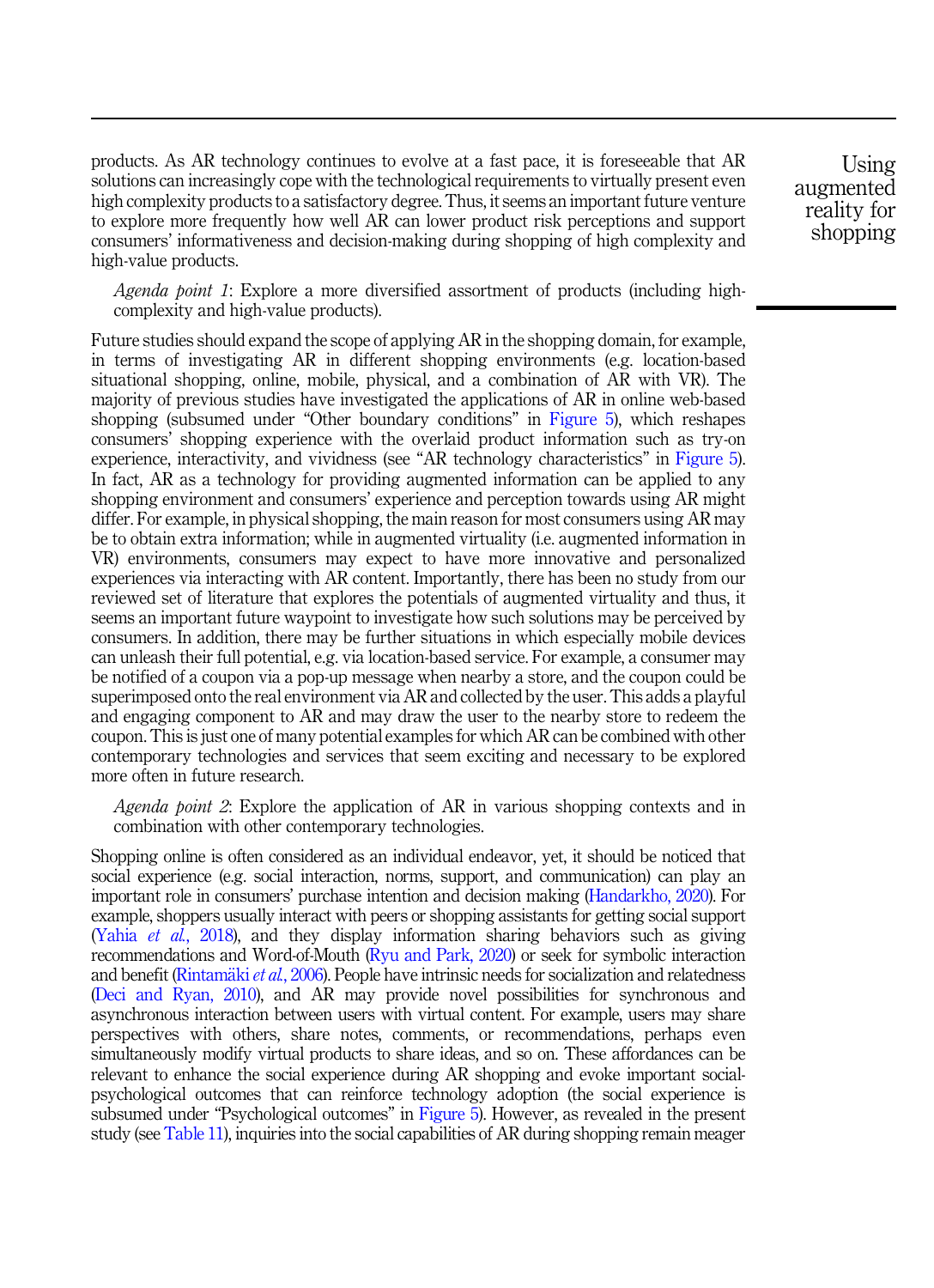products. As AR technology continues to evolve at a fast pace, it is foreseeable that AR solutions can increasingly cope with the technological requirements to virtually present even high complexity products to a satisfactory degree. Thus, it seems an important future venture to explore more frequently how well AR can lower product risk perceptions and support consumers' informativeness and decision-making during shopping of high complexity and high-value products.

*Agenda point 1*: Explore a more diversified assortment of products (including high-complexity and high-value products).

Future studies should expand the scope of applying AR in the shopping domain, for example, in terms of investigating AR in different shopping environments (e.g. location-based situational shopping, online, mobile, physical, and a combination of AR with VR). The majority of previous studies have investigated the applications of AR in online web-based shopping (subsumed under "Other boundary conditions" in Figure 5), which reshapes consumers' shopping experience with the overlaid product information such as try-on experience, interactivity, and vividness (see "AR technology characteristics" in Figure 5). In fact, AR as a technology for providing augmented information can be applied to any shopping environment and consumers' experience and perception towards using AR might differ. For example, in physical shopping, the main reason for most consumers using AR may be to obtain extra information; while in augmented virtuality (i.e. augmented information in VR) environments, consumers may expect to have more innovative and personalized experiences via interacting with AR content. Importantly, there has been no study from our reviewed set of literature that explores the potentials of augmented virtuality and thus, it seems an important future waypoint to investigate how such solutions may be perceived by consumers. In addition, there may be further situations in which especially mobile devices can unleash their full potential, e.g. via location-based service. For example, a consumer may be notified of a coupon via a pop-up message when nearby a store, and the coupon could be superimposed onto the real environment via AR and collected by the user. This adds a playful and engaging component to AR and may draw the user to the nearby store to redeem the coupon. This is just one of many potential examples for which AR can be combined with other contemporary technologies and services that seem exciting and necessary to be explored more often in future research.

*Agenda point 2*: Explore the application of AR in various shopping contexts and in combination with other contemporary technologies.

Shopping online is often considered as an individual endeavor, yet, it should be noticed that social experience (e.g. social interaction, norms, support, and communication) can play an important role in consumers' purchase intention and decision making (Handarkho, 2020). For example, shoppers usually interact with peers or shopping assistants for getting social support (Yahia *et al.*, 2018), and they display information sharing behaviors such as giving recommendations and Word-of-Mouth (Ryu and Park, 2020) or seek for symbolic interaction and benefit (Rintamäki *et al.*, 2006). People have intrinsic needs for socialization and relatedness (Deci and Ryan, 2010), and AR may provide novel possibilities for synchronous and asynchronous interaction between users with virtual content. For example, users may share perspectives with others, share notes, comments, or recommendations, perhaps even simultaneously modify virtual products to share ideas, and so on. These affordances can be relevant to enhance the social experience during AR shopping and evoke important social-psychological outcomes that can reinforce technology adoption (the social experience is subsumed under "Psychological outcomes" in Figure 5). However, as revealed in the present study (see Table 11), inquiries into the social capabilities of AR during shopping remain meager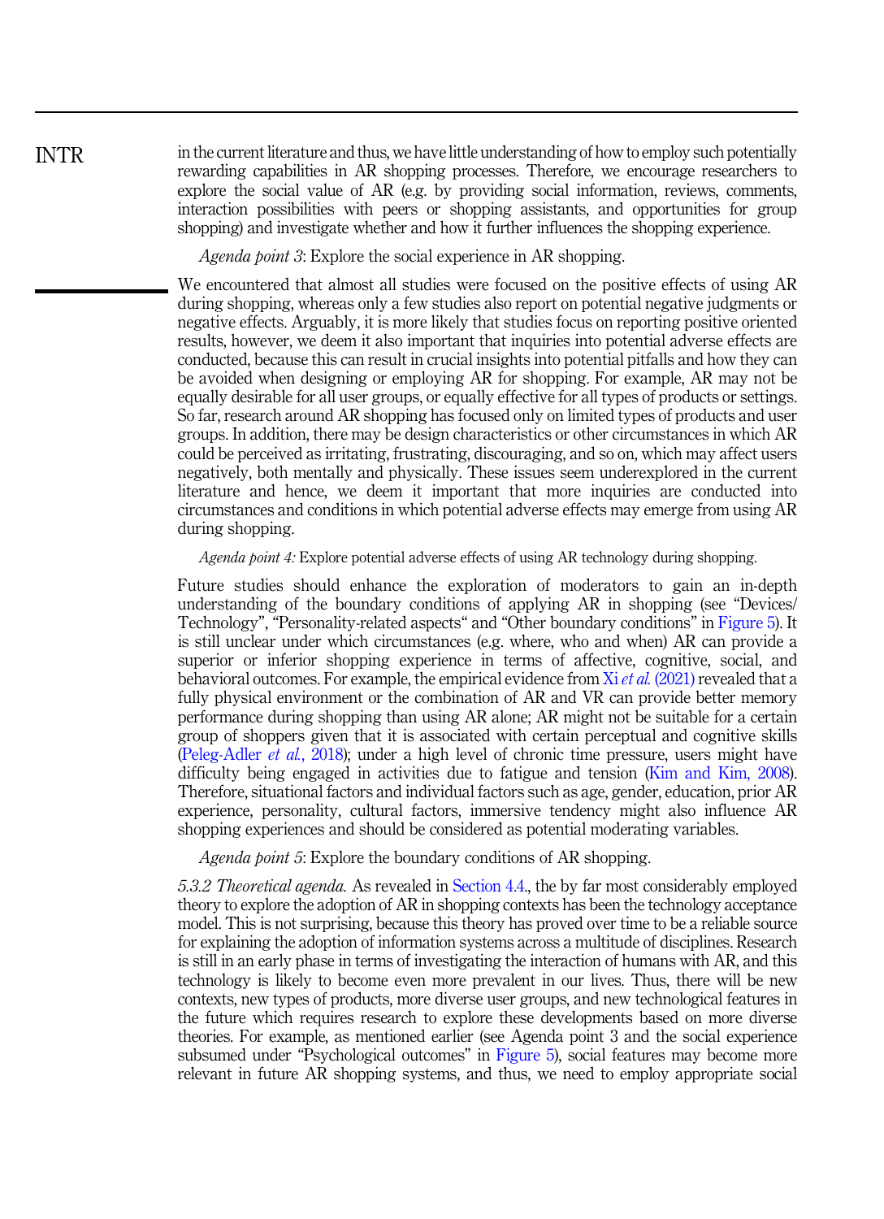in the current literature and thus, we have little understanding of how to employ such potentially rewarding capabilities in AR shopping processes. Therefore, we encourage researchers to explore the social value of AR (e.g. by providing social information, reviews, comments, interaction possibilities with peers or shopping assistants, and opportunities for group shopping) and investigate whether and how it further influences the shopping experience.

*Agenda point 3*: Explore the social experience in AR shopping.

We encountered that almost all studies were focused on the positive effects of using AR during shopping, whereas only a few studies also report on potential negative judgments or negative effects. Arguably, it is more likely that studies focus on reporting positive oriented results, however, we deem it also important that inquiries into potential adverse effects are conducted, because this can result in crucial insights into potential pitfalls and how they can be avoided when designing or employing AR for shopping. For example, AR may not be equally desirable for all user groups, or equally effective for all types of products or settings. So far, research around AR shopping has focused only on limited types of products and user groups. In addition, there may be design characteristics or other circumstances in which AR could be perceived as irritating, frustrating, discouraging, and so on, which may affect users negatively, both mentally and physically. These issues seem underexplored in the current literature and hence, we deem it important that more inquiries are conducted into circumstances and conditions in which potential adverse effects may emerge from using AR during shopping.

*Agenda point 4:* Explore potential adverse effects of using AR technology during shopping.

Future studies should enhance the exploration of moderators to gain an in-depth understanding of the boundary conditions of applying AR in shopping (see "Devices/Technology", "Personality-related aspects" and "Other boundary conditions" in Figure 5). It is still unclear under which circumstances (e.g. where, who and when) AR can provide a superior or inferior shopping experience in terms of affective, cognitive, social, and behavioral outcomes. For example, the empirical evidence from Xi *et al.* (2021) revealed that a fully physical environment or the combination of AR and VR can provide better memory performance during shopping than using AR alone; AR might not be suitable for a certain group of shoppers given that it is associated with certain perceptual and cognitive skills (Peleg-Adler *et al.*, 2018); under a high level of chronic time pressure, users might have difficulty being engaged in activities due to fatigue and tension (Kim and Kim, 2008). Therefore, situational factors and individual factors such as age, gender, education, prior AR experience, personality, cultural factors, immersive tendency might also influence AR shopping experiences and should be considered as potential moderating variables.

*Agenda point 5*: Explore the boundary conditions of AR shopping.

*5.3.2 Theoretical agenda.* As revealed in Section 4.4., the by far most considerably employed theory to explore the adoption of AR in shopping contexts has been the technology acceptance model. This is not surprising, because this theory has proved over time to be a reliable source for explaining the adoption of information systems across a multitude of disciplines. Research is still in an early phase in terms of investigating the interaction of humans with AR, and this technology is likely to become even more prevalent in our lives. Thus, there will be new contexts, new types of products, more diverse user groups, and new technological features in the future which requires research to explore these developments based on more diverse theories. For example, as mentioned earlier (see Agenda point 3 and the social experience subsumed under "Psychological outcomes" in Figure 5), social features may become more relevant in future AR shopping systems, and thus, we need to employ appropriate social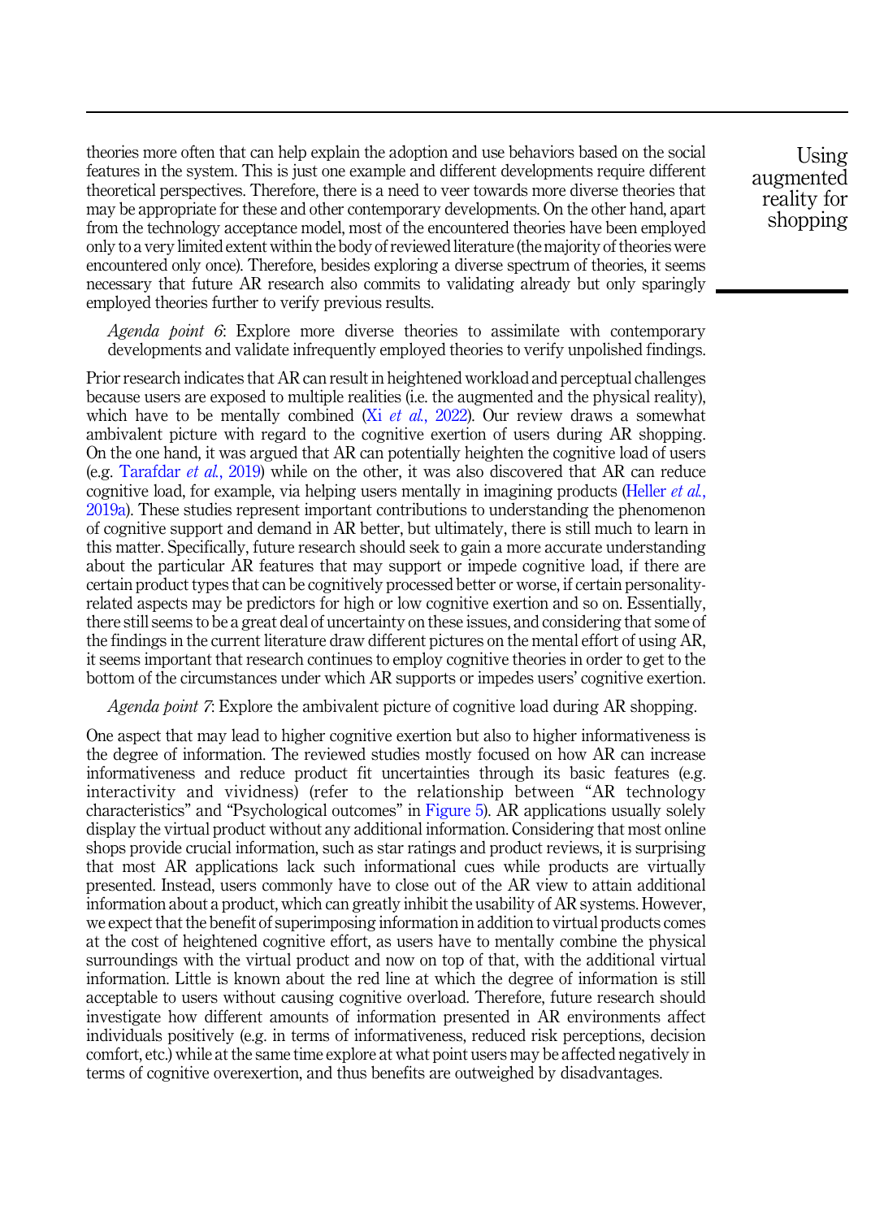theories more often that can help explain the adoption and use behaviors based on the social features in the system. This is just one example and different developments require different theoretical perspectives. Therefore, there is a need to veer towards more diverse theories that may be appropriate for these and other contemporary developments. On the other hand, apart from the technology acceptance model, most of the encountered theories have been employed only to a very limited extent within the body of reviewed literature (the majority of theories were encountered only once). Therefore, besides exploring a diverse spectrum of theories, it seems necessary that future AR research also commits to validating already but only sparingly employed theories further to verify previous results.

*Agenda point 6*: Explore more diverse theories to assimilate with contemporary developments and validate infrequently employed theories to verify unpolished findings.

Prior research indicates that AR can result in heightened workload and perceptual challenges because users are exposed to multiple realities (i.e. the augmented and the physical reality), which have to be mentally combined (Xi *et al.*, 2022). Our review draws a somewhat ambivalent picture with regard to the cognitive exertion of users during AR shopping. On the one hand, it was argued that AR can potentially heighten the cognitive load of users (e.g. Tarafdar *et al.*, 2019) while on the other, it was also discovered that AR can reduce cognitive load, for example, via helping users mentally in imagining products (Heller *et al.*, 2019a). These studies represent important contributions to understanding the phenomenon of cognitive support and demand in AR better, but ultimately, there is still much to learn in this matter. Specifically, future research should seek to gain a more accurate understanding about the particular AR features that may support or impede cognitive load, if there are certain product types that can be cognitively processed better or worse, if certain personality-related aspects may be predictors for high or low cognitive exertion and so on. Essentially, there still seems to be a great deal of uncertainty on these issues, and considering that some of the findings in the current literature draw different pictures on the mental effort of using AR, it seems important that research continues to employ cognitive theories in order to get to the bottom of the circumstances under which AR supports or impedes users' cognitive exertion.

*Agenda point 7*: Explore the ambivalent picture of cognitive load during AR shopping.

One aspect that may lead to higher cognitive exertion but also to higher informativeness is the degree of information. The reviewed studies mostly focused on how AR can increase informativeness and reduce product fit uncertainties through its basic features (e.g. interactivity and vividness) (refer to the relationship between "AR technology characteristics" and "Psychological outcomes" in Figure 5). AR applications usually solely display the virtual product without any additional information. Considering that most online shops provide crucial information, such as star ratings and product reviews, it is surprising that most AR applications lack such informational cues while products are virtually presented. Instead, users commonly have to close out of the AR view to attain additional information about a product, which can greatly inhibit the usability of AR systems. However, we expect that the benefit of superimposing information in addition to virtual products comes at the cost of heightened cognitive effort, as users have to mentally combine the physical surroundings with the virtual product and now on top of that, with the additional virtual information. Little is known about the red line at which the degree of information is still acceptable to users without causing cognitive overload. Therefore, future research should investigate how different amounts of information presented in AR environments affect individuals positively (e.g. in terms of informativeness, reduced risk perceptions, decision comfort, etc.) while at the same time explore at what point users may be affected negatively in terms of cognitive overexertion, and thus benefits are outweighed by disadvantages.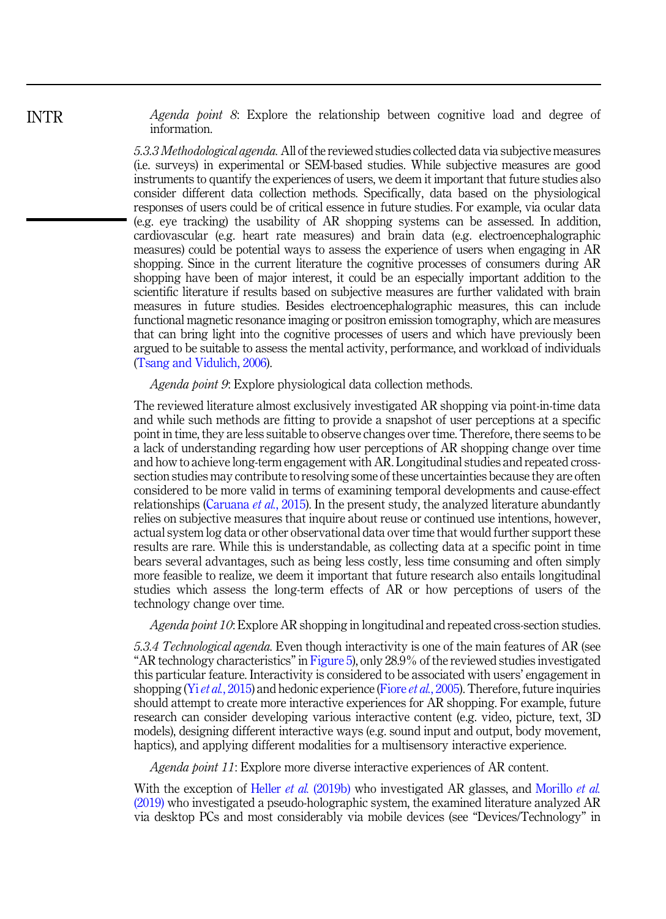*Agenda point 8*: Explore the relationship between cognitive load and degree of information.

*5.3.3 Methodological agenda.* All of the reviewed studies collected data via subjective measures (i.e. surveys) in experimental or SEM-based studies. While subjective measures are good instruments to quantify the experiences of users, we deem it important that future studies also consider different data collection methods. Specifically, data based on the physiological responses of users could be of critical essence in future studies. For example, via ocular data (e.g. eye tracking) the usability of AR shopping systems can be assessed. In addition, cardiovascular (e.g. heart rate measures) and brain data (e.g. electroencephalographic measures) could be potential ways to assess the experience of users when engaging in AR shopping. Since in the current literature the cognitive processes of consumers during AR shopping have been of major interest, it could be an especially important addition to the scientific literature if results based on subjective measures are further validated with brain measures in future studies. Besides electroencephalographic measures, this can include functional magnetic resonance imaging or positron emission tomography, which are measures that can bring light into the cognitive processes of users and which have previously been argued to be suitable to assess the mental activity, performance, and workload of individuals (Tsang and Vidulich, 2006).

*Agenda point 9*: Explore physiological data collection methods.

The reviewed literature almost exclusively investigated AR shopping via point-in-time data and while such methods are fitting to provide a snapshot of user perceptions at a specific point in time, they are less suitable to observe changes over time. Therefore, there seems to be a lack of understanding regarding how user perceptions of AR shopping change over time and how to achieve long-term engagement with AR. Longitudinal studies and repeated cross-section studies may contribute to resolving some of these uncertainties because they are often considered to be more valid in terms of examining temporal developments and cause-effect relationships (Caruana *et al.*, 2015). In the present study, the analyzed literature abundantly relies on subjective measures that inquire about reuse or continued use intentions, however, actual system log data or other observational data over time that would further support these results are rare. While this is understandable, as collecting data at a specific point in time bears several advantages, such as being less costly, less time consuming and often simply more feasible to realize, we deem it important that future research also entails longitudinal studies which assess the long-term effects of AR or how perceptions of users of the technology change over time.

*Agenda point 10*: Explore AR shopping in longitudinal and repeated cross-section studies.

*5.3.4 Technological agenda.* Even though interactivity is one of the main features of AR (see "AR technology characteristics" in Figure 5), only 28.9% of the reviewed studies investigated this particular feature. Interactivity is considered to be associated with users' engagement in shopping (Yi *et al.*, 2015) and hedonic experience (Fiore *et al.*, 2005). Therefore, future inquiries should attempt to create more interactive experiences for AR shopping. For example, future research can consider developing various interactive content (e.g. video, picture, text, 3D models), designing different interactive ways (e.g. sound input and output, body movement, haptics), and applying different modalities for a multisensory interactive experience.

*Agenda point 11*: Explore more diverse interactive experiences of AR content.

With the exception of Heller *et al.* (2019b) who investigated AR glasses, and Morillo *et al.* (2019) who investigated a pseudo-holographic system, the examined literature analyzed AR via desktop PCs and most considerably via mobile devices (see "Devices/Technology" in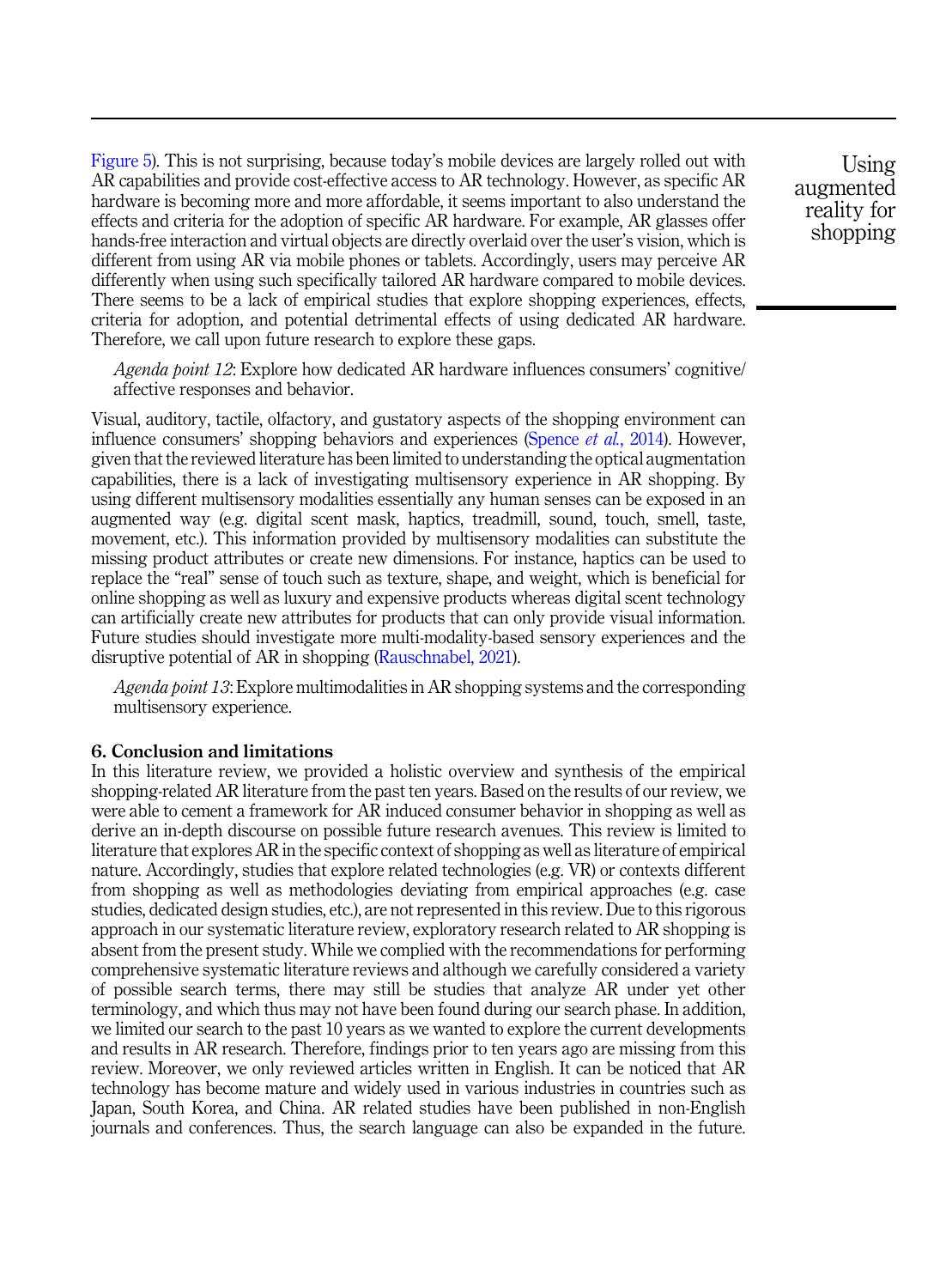Figure 5). This is not surprising, because today's mobile devices are largely rolled out with AR capabilities and provide cost-effective access to AR technology. However, as specific AR hardware is becoming more and more affordable, it seems important to also understand the effects and criteria for the adoption of specific AR hardware. For example, AR glasses offer hands-free interaction and virtual objects are directly overlaid over the user's vision, which is different from using AR via mobile phones or tablets. Accordingly, users may perceive AR differently when using such specifically tailored AR hardware compared to mobile devices. There seems to be a lack of empirical studies that explore shopping experiences, effects, criteria for adoption, and potential detrimental effects of using dedicated AR hardware. Therefore, we call upon future research to explore these gaps.

> *Agenda point 12*: Explore how dedicated AR hardware influences consumers' cognitive/affective responses and behavior.

Visual, auditory, tactile, olfactory, and gustatory aspects of the shopping environment can influence consumers' shopping behaviors and experiences (Spence *et al.*, 2014). However, given that the reviewed literature has been limited to understanding the optical augmentation capabilities, there is a lack of investigating multisensory experience in AR shopping. By using different multisensory modalities essentially any human senses can be exposed in an augmented way (e.g. digital scent mask, haptics, treadmill, sound, touch, smell, taste, movement, etc.). This information provided by multisensory modalities can substitute the missing product attributes or create new dimensions. For instance, haptics can be used to replace the "real" sense of touch such as texture, shape, and weight, which is beneficial for online shopping as well as luxury and expensive products whereas digital scent technology can artificially create new attributes for products that can only provide visual information. Future studies should investigate more multi-modality-based sensory experiences and the disruptive potential of AR in shopping (Rauschnabel, 2021).

> *Agenda point 13*: Explore multimodalities in AR shopping systems and the corresponding multisensory experience.

## 6. Conclusion and limitations

In this literature review, we provided a holistic overview and synthesis of the empirical shopping-related AR literature from the past ten years. Based on the results of our review, we were able to cement a framework for AR induced consumer behavior in shopping as well as derive an in-depth discourse on possible future research avenues. This review is limited to literature that explores AR in the specific context of shopping as well as literature of empirical nature. Accordingly, studies that explore related technologies (e.g. VR) or contexts different from shopping as well as methodologies deviating from empirical approaches (e.g. case studies, dedicated design studies, etc.), are not represented in this review. Due to this rigorous approach in our systematic literature review, exploratory research related to AR shopping is absent from the present study. While we complied with the recommendations for performing comprehensive systematic literature reviews and although we carefully considered a variety of possible search terms, there may still be studies that analyze AR under yet other terminology, and which thus may not have been found during our search phase. In addition, we limited our search to the past 10 years as we wanted to explore the current developments and results in AR research. Therefore, findings prior to ten years ago are missing from this review. Moreover, we only reviewed articles written in English. It can be noticed that AR technology has become mature and widely used in various industries in countries such as Japan, South Korea, and China. AR related studies have been published in non-English journals and conferences. Thus, the search language can also be expanded in the future.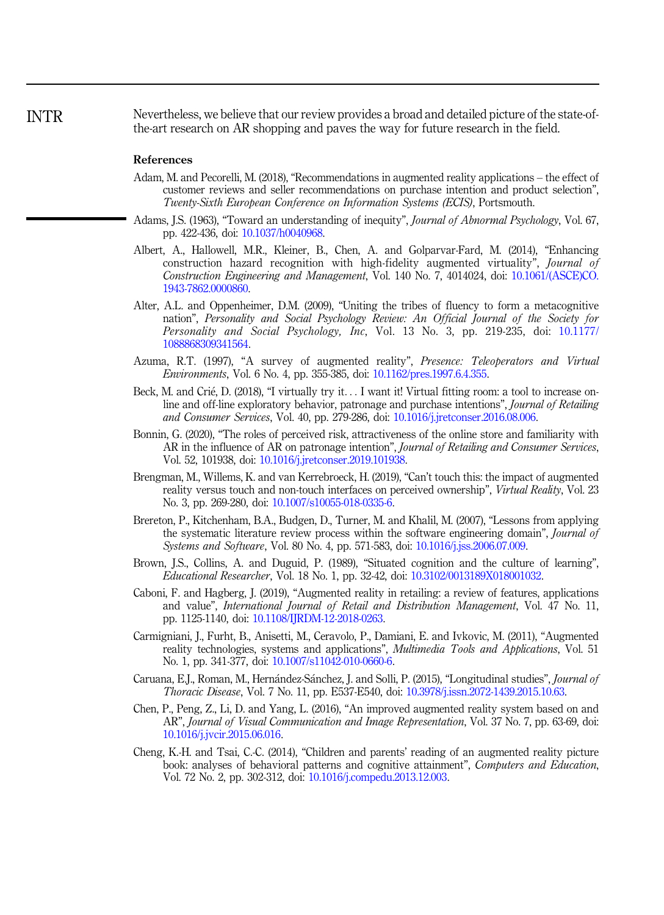Nevertheless, we believe that our review provides a broad and detailed picture of the state-of-the-art research on AR shopping and paves the way for future research in the field.

### References

Adam, M. and Pecorelli, M. (2018), "Recommendations in augmented reality applications – the effect of customer reviews and seller recommendations on purchase intention and product selection", *Twenty-Sixth European Conference on Information Systems (ECIS)*, Portsmouth.

Adams, J.S. (1963), "Toward an understanding of inequity", *Journal of Abnormal Psychology*, Vol. 67, pp. 422-436, doi: 10.1037/h0040968.

Albert, A., Hallowell, M.R., Kleiner, B., Chen, A. and Golparvar-Fard, M. (2014), "Enhancing construction hazard recognition with high-fidelity augmented virtuality", *Journal of Construction Engineering and Management*, Vol. 140 No. 7, 4014024, doi: 10.1061/(ASCE)CO.1943-7862.0000860.

Alter, A.L. and Oppenheimer, D.M. (2009), "Uniting the tribes of fluency to form a metacognitive nation", *Personality and Social Psychology Review: An Official Journal of the Society for Personality and Social Psychology, Inc*, Vol. 13 No. 3, pp. 219-235, doi: 10.1177/1088868309341564.

Azuma, R.T. (1997), "A survey of augmented reality", *Presence: Teleoperators and Virtual Environments*, Vol. 6 No. 4, pp. 355-385, doi: 10.1162/pres.1997.6.4.355.

Beck, M. and Crié, D. (2018), "I virtually try it... I want it! Virtual fitting room: a tool to increase on-line and off-line exploratory behavior, patronage and purchase intentions", *Journal of Retailing and Consumer Services*, Vol. 40, pp. 279-286, doi: 10.1016/j.jretconser.2016.08.006.

Bonnin, G. (2020), "The roles of perceived risk, attractiveness of the online store and familiarity with AR in the influence of AR on patronage intention", *Journal of Retailing and Consumer Services*, Vol. 52, 101938, doi: 10.1016/j.jretconser.2019.101938.

Brengman, M., Willems, K. and van Kerrebroeck, H. (2019), "Can't touch this: the impact of augmented reality versus touch and non-touch interfaces on perceived ownership", *Virtual Reality*, Vol. 23 No. 3, pp. 269-280, doi: 10.1007/s10055-018-0335-6.

Brereton, P., Kitchenham, B.A., Budgen, D., Turner, M. and Khalil, M. (2007), "Lessons from applying the systematic literature review process within the software engineering domain", *Journal of Systems and Software*, Vol. 80 No. 4, pp. 571-583, doi: 10.1016/j.jss.2006.07.009.

Brown, J.S., Collins, A. and Duguid, P. (1989), "Situated cognition and the culture of learning", *Educational Researcher*, Vol. 18 No. 1, pp. 32-42, doi: 10.3102/0013189X018001032.

Caboni, F. and Hagberg, J. (2019), "Augmented reality in retailing: a review of features, applications and value", *International Journal of Retail and Distribution Management*, Vol. 47 No. 11, pp. 1125-1140, doi: 10.1108/IJRDM-12-2018-0263.

Carmigniani, J., Furht, B., Anisetti, M., Ceravolo, P., Damiani, E. and Ivkovic, M. (2011), "Augmented reality technologies, systems and applications", *Multimedia Tools and Applications*, Vol. 51 No. 1, pp. 341-377, doi: 10.1007/s11042-010-0660-6.

Caruana, E.J., Roman, M., Hernández-Sánchez, J. and Solli, P. (2015), "Longitudinal studies", *Journal of Thoracic Disease*, Vol. 7 No. 11, pp. E537-E540, doi: 10.3978/j.issn.2072-1439.2015.10.63.

Chen, P., Peng, Z., Li, D. and Yang, L. (2016), "An improved augmented reality system based on and AR", *Journal of Visual Communication and Image Representation*, Vol. 37 No. 7, pp. 63-69, doi: 10.1016/j.jvcir.2015.06.016.

Cheng, K.-H. and Tsai, C.-C. (2014), "Children and parents' reading of an augmented reality picture book: analyses of behavioral patterns and cognitive attainment", *Computers and Education*, Vol. 72 No. 2, pp. 302-312, doi: 10.1016/j.compedu.2013.12.003.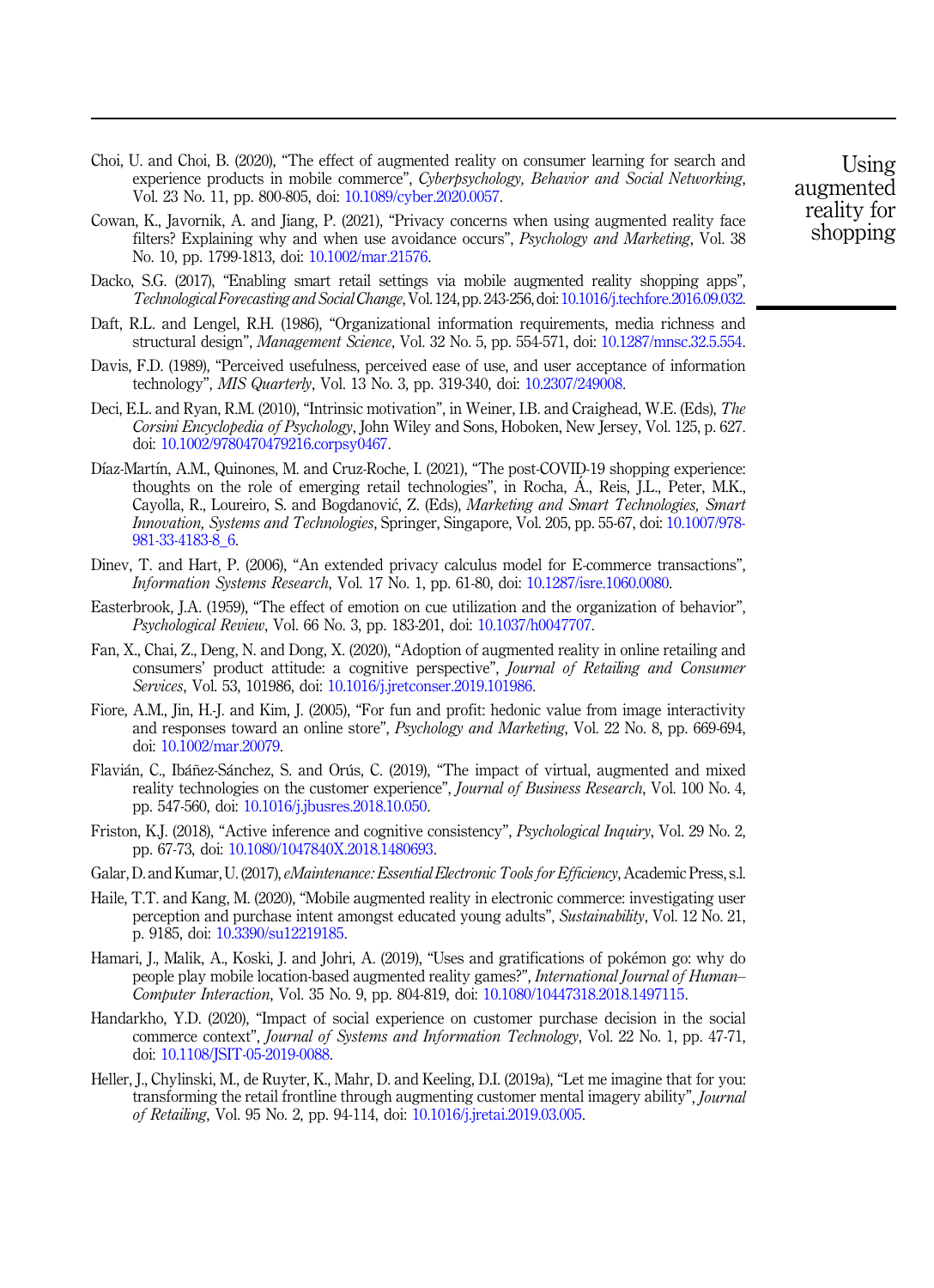Choi, U. and Choi, B. (2020), "The effect of augmented reality on consumer learning for search and experience products in mobile commerce", *Cyberpsychology, Behavior and Social Networking*, Vol. 23 No. 11, pp. 800-805, doi: 10.1089/cyber.2020.0057.

Cowan, K., Javornik, A. and Jiang, P. (2021), "Privacy concerns when using augmented reality face filters? Explaining why and when use avoidance occurs", *Psychology and Marketing*, Vol. 38 No. 10, pp. 1799-1813, doi: 10.1002/mar.21576.

Dacko, S.G. (2017), "Enabling smart retail settings via mobile augmented reality shopping apps", *Technological Forecasting and Social Change*, Vol. 124, pp. 243-256, doi: 10.1016/j.techfore.2016.09.032.

Daft, R.L. and Lengel, R.H. (1986), "Organizational information requirements, media richness and structural design", *Management Science*, Vol. 32 No. 5, pp. 554-571, doi: 10.1287/mnsc.32.5.554.

Davis, F.D. (1989), "Perceived usefulness, perceived ease of use, and user acceptance of information technology", *MIS Quarterly*, Vol. 13 No. 3, pp. 319-340, doi: 10.2307/249008.

Deci, E.L. and Ryan, R.M. (2010), "Intrinsic motivation", in Weiner, I.B. and Craighead, W.E. (Eds), *The Corsini Encyclopedia of Psychology*, John Wiley and Sons, Hoboken, New Jersey, Vol. 125, p. 627. doi: 10.1002/9780470479216.corpsy0467.

Díaz-Martín, A.M., Quinones, M. and Cruz-Roche, I. (2021), "The post-COVID-19 shopping experience: thoughts on the role of emerging retail technologies", in Rocha, Á., Reis, J.L., Peter, M.K., Cayolla, R., Loureiro, S. and Bogdanović, Z. (Eds), *Marketing and Smart Technologies, Smart Innovation, Systems and Technologies*, Springer, Singapore, Vol. 205, pp. 55-67, doi: 10.1007/978-981-33-4183-8_6.

Dinev, T. and Hart, P. (2006), "An extended privacy calculus model for E-commerce transactions", *Information Systems Research*, Vol. 17 No. 1, pp. 61-80, doi: 10.1287/isre.1060.0080.

Easterbrook, J.A. (1959), "The effect of emotion on cue utilization and the organization of behavior", *Psychological Review*, Vol. 66 No. 3, pp. 183-201, doi: 10.1037/h0047707.

Fan, X., Chai, Z., Deng, N. and Dong, X. (2020), "Adoption of augmented reality in online retailing and consumers' product attitude: a cognitive perspective", *Journal of Retailing and Consumer Services*, Vol. 53, 101986, doi: 10.1016/j.jretconser.2019.101986.

Fiore, A.M., Jin, H.-J. and Kim, J. (2005), "For fun and profit: hedonic value from image interactivity and responses toward an online store", *Psychology and Marketing*, Vol. 22 No. 8, pp. 669-694, doi: 10.1002/mar.20079.

Flavián, C., Ibáñez-Sánchez, S. and Orús, C. (2019), "The impact of virtual, augmented and mixed reality technologies on the customer experience", *Journal of Business Research*, Vol. 100 No. 4, pp. 547-560, doi: 10.1016/j.jbusres.2018.10.050.

Friston, K.J. (2018), "Active inference and cognitive consistency", *Psychological Inquiry*, Vol. 29 No. 2, pp. 67-73, doi: 10.1080/1047840X.2018.1480693.

Galar, D. and Kumar, U. (2017), *eMaintenance: Essential Electronic Tools for Efficiency*, Academic Press, s.l.

Haile, T.T. and Kang, M. (2020), "Mobile augmented reality in electronic commerce: investigating user perception and purchase intent amongst educated young adults", *Sustainability*, Vol. 12 No. 21, p. 9185, doi: 10.3390/su12219185.

Hamari, J., Malik, A., Koski, J. and Johri, A. (2019), "Uses and gratifications of pokémon go: why do people play mobile location-based augmented reality games?", *International Journal of Human–Computer Interaction*, Vol. 35 No. 9, pp. 804-819, doi: 10.1080/10447318.2018.1497115.

Handarkho, Y.D. (2020), "Impact of social experience on customer purchase decision in the social commerce context", *Journal of Systems and Information Technology*, Vol. 22 No. 1, pp. 47-71, doi: 10.1108/JSIT-05-2019-0088.

Heller, J., Chylinski, M., de Ruyter, K., Mahr, D. and Keeling, D.I. (2019a), "Let me imagine that for you: transforming the retail frontline through augmenting customer mental imagery ability", *Journal of Retailing*, Vol. 95 No. 2, pp. 94-114, doi: 10.1016/j.jretai.2019.03.005.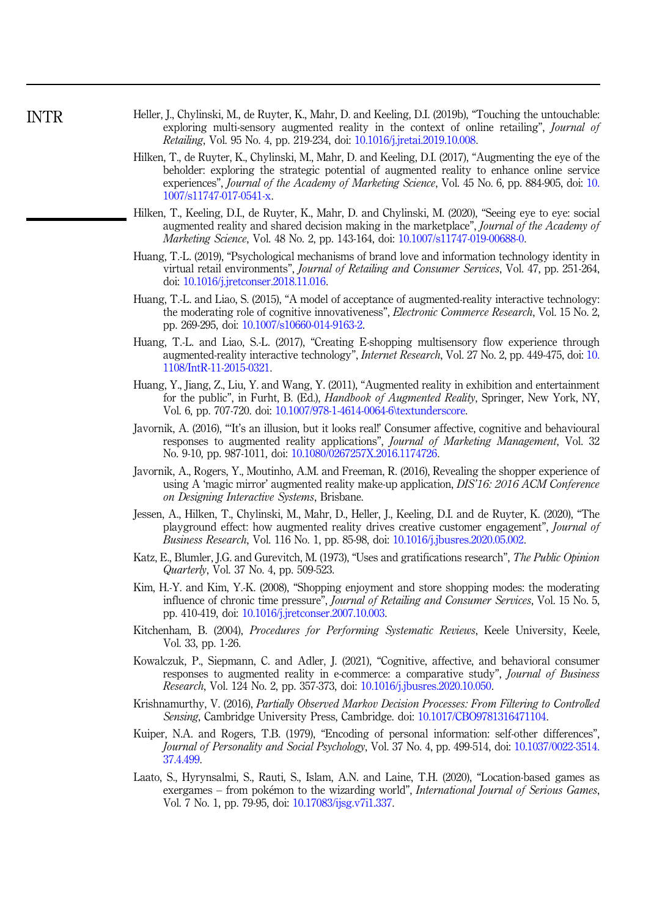Heller, J., Chylinski, M., de Ruyter, K., Mahr, D. and Keeling, D.I. (2019b), "Touching the untouchable: exploring multi-sensory augmented reality in the context of online retailing", *Journal of Retailing*, Vol. 95 No. 4, pp. 219-234, doi: 10.1016/j.jretai.2019.10.008.

Hilken, T., de Ruyter, K., Chylinski, M., Mahr, D. and Keeling, D.I. (2017), "Augmenting the eye of the beholder: exploring the strategic potential of augmented reality to enhance online service experiences", *Journal of the Academy of Marketing Science*, Vol. 45 No. 6, pp. 884-905, doi: 10.1007/s11747-017-0541-x.

Hilken, T., Keeling, D.I., de Ruyter, K., Mahr, D. and Chylinski, M. (2020), "Seeing eye to eye: social augmented reality and shared decision making in the marketplace", *Journal of the Academy of Marketing Science*, Vol. 48 No. 2, pp. 143-164, doi: 10.1007/s11747-019-00688-0.

Huang, T.-L. (2019), "Psychological mechanisms of brand love and information technology identity in virtual retail environments", *Journal of Retailing and Consumer Services*, Vol. 47, pp. 251-264, doi: 10.1016/j.jretconser.2018.11.016.

Huang, T.-L. and Liao, S. (2015), "A model of acceptance of augmented-reality interactive technology: the moderating role of cognitive innovativeness", *Electronic Commerce Research*, Vol. 15 No. 2, pp. 269-295, doi: 10.1007/s10660-014-9163-2.

Huang, T.-L. and Liao, S.-L. (2017), "Creating E-shopping multisensory flow experience through augmented-reality interactive technology", *Internet Research*, Vol. 27 No. 2, pp. 449-475, doi: 10.1108/IntR-11-2015-0321.

Huang, Y., Jiang, Z., Liu, Y. and Wang, Y. (2011), "Augmented reality in exhibition and entertainment for the public", in Furht, B. (Ed.), *Handbook of Augmented Reality*, Springer, New York, NY, Vol. 6, pp. 707-720. doi: 10.1007/978-1-4614-0064-6\textunderscore.

Javornik, A. (2016), "'It's an illusion, but it looks real!' Consumer affective, cognitive and behavioural responses to augmented reality applications", *Journal of Marketing Management*, Vol. 32 No. 9-10, pp. 987-1011, doi: 10.1080/0267257X.2016.1174726.

Javornik, A., Rogers, Y., Moutinho, A.M. and Freeman, R. (2016), Revealing the shopper experience of using A 'magic mirror' augmented reality make-up application, *DIS'16: 2016 ACM Conference on Designing Interactive Systems*, Brisbane.

Jessen, A., Hilken, T., Chylinski, M., Mahr, D., Heller, J., Keeling, D.I. and de Ruyter, K. (2020), "The playground effect: how augmented reality drives creative customer engagement", *Journal of Business Research*, Vol. 116 No. 1, pp. 85-98, doi: 10.1016/j.jbusres.2020.05.002.

Katz, E., Blumler, J.G. and Gurevitch, M. (1973), "Uses and gratifications research", *The Public Opinion Quarterly*, Vol. 37 No. 4, pp. 509-523.

Kim, H.-Y. and Kim, Y.-K. (2008), "Shopping enjoyment and store shopping modes: the moderating influence of chronic time pressure", *Journal of Retailing and Consumer Services*, Vol. 15 No. 5, pp. 410-419, doi: 10.1016/j.jretconser.2007.10.003.

Kitchenham, B. (2004), *Procedures for Performing Systematic Reviews*, Keele University, Keele, Vol. 33, pp. 1-26.

Kowalczuk, P., Siepmann, C. and Adler, J. (2021), "Cognitive, affective, and behavioral consumer responses to augmented reality in e-commerce: a comparative study", *Journal of Business Research*, Vol. 124 No. 2, pp. 357-373, doi: 10.1016/j.jbusres.2020.10.050.

Krishnamurthy, V. (2016), *Partially Observed Markov Decision Processes: From Filtering to Controlled Sensing*, Cambridge University Press, Cambridge. doi: 10.1017/CBO9781316471104.

Kuiper, N.A. and Rogers, T.B. (1979), "Encoding of personal information: self-other differences", *Journal of Personality and Social Psychology*, Vol. 37 No. 4, pp. 499-514, doi: 10.1037/0022-3514.37.4.499.

Laato, S., Hyrynsalmi, S., Rauti, S., Islam, A.N. and Laine, T.H. (2020), "Location-based games as exergames – from pokémon to the wizarding world", *International Journal of Serious Games*, Vol. 7 No. 1, pp. 79-95, doi: 10.17083/ijsg.v7i1.337.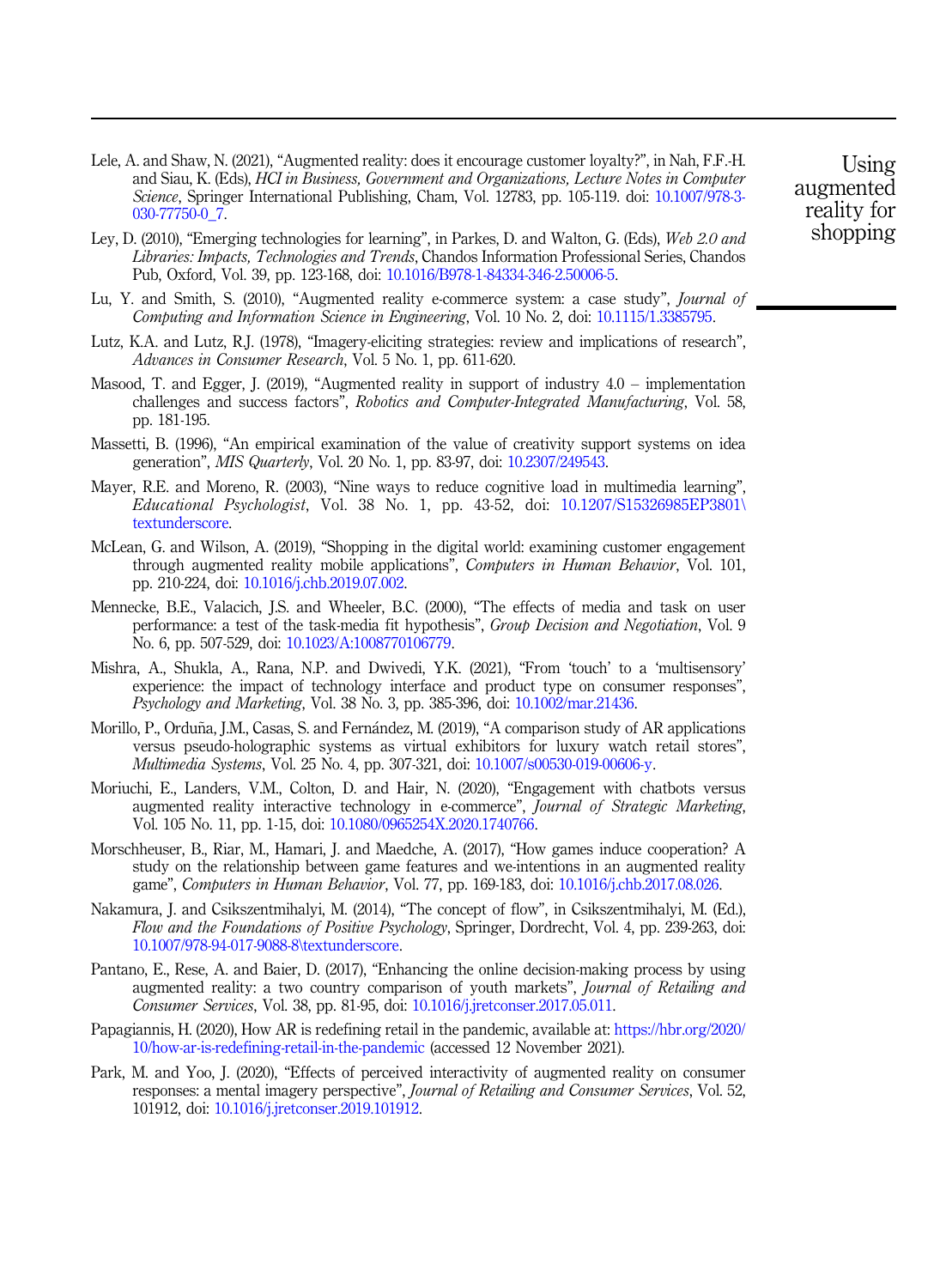Lele, A. and Shaw, N. (2021), "Augmented reality: does it encourage customer loyalty?", in Nah, F.F.-H. and Siau, K. (Eds), *HCI in Business, Government and Organizations, Lecture Notes in Computer Science*, Springer International Publishing, Cham, Vol. 12783, pp. 105-119. doi: 10.1007/978-3-030-77750-0_7.

Ley, D. (2010), "Emerging technologies for learning", in Parkes, D. and Walton, G. (Eds), *Web 2.0 and Libraries: Impacts, Technologies and Trends*, Chandos Information Professional Series, Chandos Pub, Oxford, Vol. 39, pp. 123-168, doi: 10.1016/B978-1-84334-346-2.50006-5.

Lu, Y. and Smith, S. (2010), "Augmented reality e-commerce system: a case study", *Journal of Computing and Information Science in Engineering*, Vol. 10 No. 2, doi: 10.1115/1.3385795.

Lutz, K.A. and Lutz, R.J. (1978), "Imagery-eliciting strategies: review and implications of research", *Advances in Consumer Research*, Vol. 5 No. 1, pp. 611-620.

Masood, T. and Egger, J. (2019), "Augmented reality in support of industry 4.0 – implementation challenges and success factors", *Robotics and Computer-Integrated Manufacturing*, Vol. 58, pp. 181-195.

Massetti, B. (1996), "An empirical examination of the value of creativity support systems on idea generation", *MIS Quarterly*, Vol. 20 No. 1, pp. 83-97, doi: 10.2307/249543.

Mayer, R.E. and Moreno, R. (2003), "Nine ways to reduce cognitive load in multimedia learning", *Educational Psychologist*, Vol. 38 No. 1, pp. 43-52, doi: 10.1207/S15326985EP3801\textunderscore.

McLean, G. and Wilson, A. (2019), "Shopping in the digital world: examining customer engagement through augmented reality mobile applications", *Computers in Human Behavior*, Vol. 101, pp. 210-224, doi: 10.1016/j.chb.2019.07.002.

Mennecke, B.E., Valacich, J.S. and Wheeler, B.C. (2000), "The effects of media and task on user performance: a test of the task-media fit hypothesis", *Group Decision and Negotiation*, Vol. 9 No. 6, pp. 507-529, doi: 10.1023/A:1008770106779.

Mishra, A., Shukla, A., Rana, N.P. and Dwivedi, Y.K. (2021), "From 'touch' to a 'multisensory' experience: the impact of technology interface and product type on consumer responses", *Psychology and Marketing*, Vol. 38 No. 3, pp. 385-396, doi: 10.1002/mar.21436.

Morillo, P., Orduña, J.M., Casas, S. and Fernández, M. (2019), "A comparison study of AR applications versus pseudo-holographic systems as virtual exhibitors for luxury watch retail stores", *Multimedia Systems*, Vol. 25 No. 4, pp. 307-321, doi: 10.1007/s00530-019-00606-y.

Moriuchi, E., Landers, V.M., Colton, D. and Hair, N. (2020), "Engagement with chatbots versus augmented reality interactive technology in e-commerce", *Journal of Strategic Marketing*, Vol. 105 No. 11, pp. 1-15, doi: 10.1080/0965254X.2020.1740766.

Morschheuser, B., Riar, M., Hamari, J. and Maedche, A. (2017), "How games induce cooperation? A study on the relationship between game features and we-intentions in an augmented reality game", *Computers in Human Behavior*, Vol. 77, pp. 169-183, doi: 10.1016/j.chb.2017.08.026.

Nakamura, J. and Csikszentmihalyi, M. (2014), "The concept of flow", in Csikszentmihalyi, M. (Ed.), *Flow and the Foundations of Positive Psychology*, Springer, Dordrecht, Vol. 4, pp. 239-263, doi: 10.1007/978-94-017-9088-8\textunderscore.

Pantano, E., Rese, A. and Baier, D. (2017), "Enhancing the online decision-making process by using augmented reality: a two country comparison of youth markets", *Journal of Retailing and Consumer Services*, Vol. 38, pp. 81-95, doi: 10.1016/j.jretconser.2017.05.011.

Papagiannis, H. (2020), How AR is redefining retail in the pandemic, available at: https://hbr.org/2020/10/how-ar-is-redefining-retail-in-the-pandemic (accessed 12 November 2021).

Park, M. and Yoo, J. (2020), "Effects of perceived interactivity of augmented reality on consumer responses: a mental imagery perspective", *Journal of Retailing and Consumer Services*, Vol. 52, 101912, doi: 10.1016/j.jretconser.2019.101912.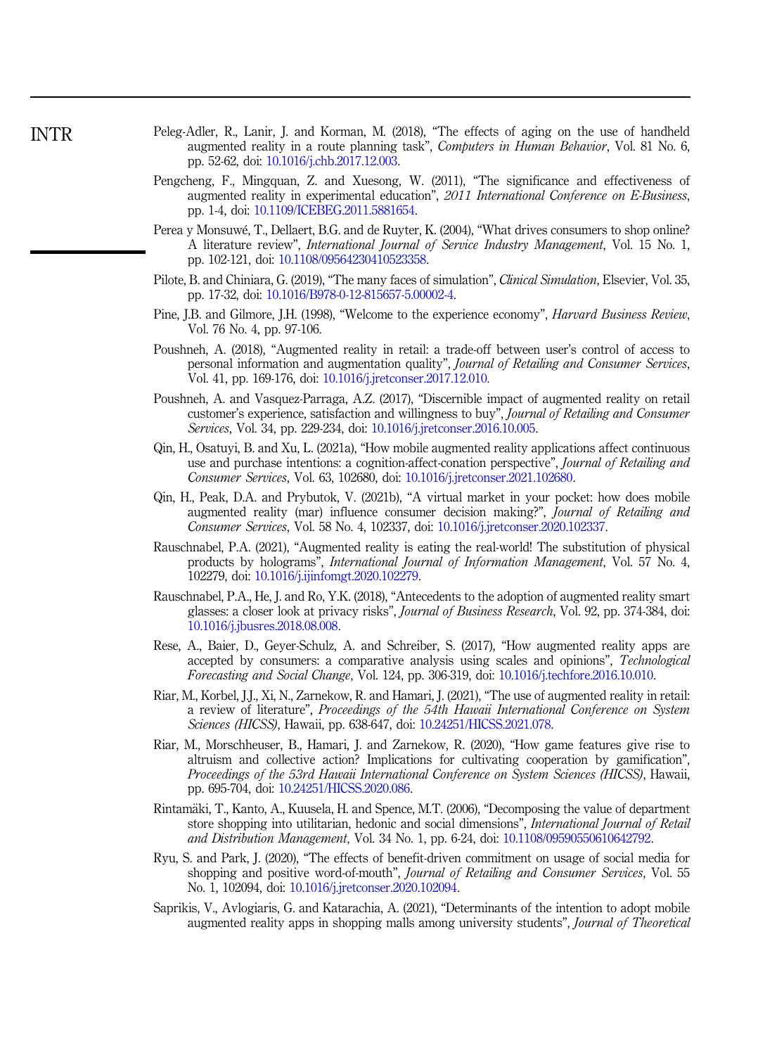Peleg-Adler, R., Lanir, J. and Korman, M. (2018), "The effects of aging on the use of handheld augmented reality in a route planning task", *Computers in Human Behavior*, Vol. 81 No. 6, pp. 52-62, doi: 10.1016/j.chb.2017.12.003.

Pengcheng, F., Mingquan, Z. and Xuesong, W. (2011), "The significance and effectiveness of augmented reality in experimental education", *2011 International Conference on E-Business*, pp. 1-4, doi: 10.1109/ICEBEG.2011.5881654.

Perea y Monsuwé, T., Dellaert, B.G. and de Ruyter, K. (2004), "What drives consumers to shop online? A literature review", *International Journal of Service Industry Management*, Vol. 15 No. 1, pp. 102-121, doi: 10.1108/09564230410523358.

Pilote, B. and Chiniara, G. (2019), "The many faces of simulation", *Clinical Simulation*, Elsevier, Vol. 35, pp. 17-32, doi: 10.1016/B978-0-12-815657-5.00002-4.

Pine, J.B. and Gilmore, J.H. (1998), "Welcome to the experience economy", *Harvard Business Review*, Vol. 76 No. 4, pp. 97-106.

Poushneh, A. (2018), "Augmented reality in retail: a trade-off between user's control of access to personal information and augmentation quality", *Journal of Retailing and Consumer Services*, Vol. 41, pp. 169-176, doi: 10.1016/j.jretconser.2017.12.010.

Poushneh, A. and Vasquez-Parraga, A.Z. (2017), "Discernible impact of augmented reality on retail customer's experience, satisfaction and willingness to buy", *Journal of Retailing and Consumer Services*, Vol. 34, pp. 229-234, doi: 10.1016/j.jretconser.2016.10.005.

Qin, H., Osatuyi, B. and Xu, L. (2021a), "How mobile augmented reality applications affect continuous use and purchase intentions: a cognition-affect-conation perspective", *Journal of Retailing and Consumer Services*, Vol. 63, 102680, doi: 10.1016/j.jretconser.2021.102680.

Qin, H., Peak, D.A. and Prybutok, V. (2021b), "A virtual market in your pocket: how does mobile augmented reality (mar) influence consumer decision making?", *Journal of Retailing and Consumer Services*, Vol. 58 No. 4, 102337, doi: 10.1016/j.jretconser.2020.102337.

Rauschnabel, P.A. (2021), "Augmented reality is eating the real-world! The substitution of physical products by holograms", *International Journal of Information Management*, Vol. 57 No. 4, 102279, doi: 10.1016/j.ijinfomgt.2020.102279.

Rauschnabel, P.A., He, J. and Ro, Y.K. (2018), "Antecedents to the adoption of augmented reality smart glasses: a closer look at privacy risks", *Journal of Business Research*, Vol. 92, pp. 374-384, doi: 10.1016/j.jbusres.2018.08.008.

Rese, A., Baier, D., Geyer-Schulz, A. and Schreiber, S. (2017), "How augmented reality apps are accepted by consumers: a comparative analysis using scales and opinions", *Technological Forecasting and Social Change*, Vol. 124, pp. 306-319, doi: 10.1016/j.techfore.2016.10.010.

Riar, M., Korbel, J.J., Xi, N., Zarnekow, R. and Hamari, J. (2021), "The use of augmented reality in retail: a review of literature", *Proceedings of the 54th Hawaii International Conference on System Sciences (HICSS)*, Hawaii, pp. 638-647, doi: 10.24251/HICSS.2021.078.

Riar, M., Morschheuser, B., Hamari, J. and Zarnekow, R. (2020), "How game features give rise to altruism and collective action? Implications for cultivating cooperation by gamification", *Proceedings of the 53rd Hawaii International Conference on System Sciences (HICSS)*, Hawaii, pp. 695-704, doi: 10.24251/HICSS.2020.086.

Rintamäki, T., Kanto, A., Kuusela, H. and Spence, M.T. (2006), "Decomposing the value of department store shopping into utilitarian, hedonic and social dimensions", *International Journal of Retail and Distribution Management*, Vol. 34 No. 1, pp. 6-24, doi: 10.1108/09590550610642792.

Ryu, S. and Park, J. (2020), "The effects of benefit-driven commitment on usage of social media for shopping and positive word-of-mouth", *Journal of Retailing and Consumer Services*, Vol. 55 No. 1, 102094, doi: 10.1016/j.jretconser.2020.102094.

Saprikis, V., Avlogiaris, G. and Katarachia, A. (2021), "Determinants of the intention to adopt mobile augmented reality apps in shopping malls among university students", *Journal of Theoretical*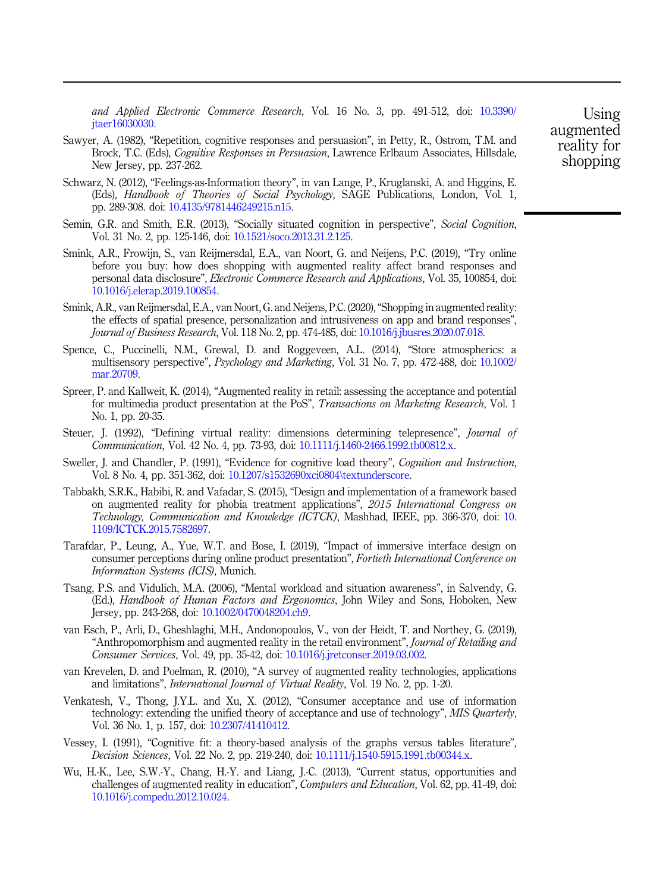*and Applied Electronic Commerce Research*, Vol. 16 No. 3, pp. 491-512, doi: 10.3390/jtaer16030030.

Sawyer, A. (1982), "Repetition, cognitive responses and persuasion", in Petty, R., Ostrom, T.M. and Brock, T.C. (Eds), *Cognitive Responses in Persuasion*, Lawrence Erlbaum Associates, Hillsdale, New Jersey, pp. 237-262.

Schwarz, N. (2012), "Feelings-as-Information theory", in van Lange, P., Kruglanski, A. and Higgins, E. (Eds), *Handbook of Theories of Social Psychology*, SAGE Publications, London, Vol. 1, pp. 289-308. doi: 10.4135/9781446249215.n15.

Semin, G.R. and Smith, E.R. (2013), "Socially situated cognition in perspective", *Social Cognition*, Vol. 31 No. 2, pp. 125-146, doi: 10.1521/soco.2013.31.2.125.

Smink, A.R., Frowijn, S., van Reijmersdal, E.A., van Noort, G. and Neijens, P.C. (2019), "Try online before you buy: how does shopping with augmented reality affect brand responses and personal data disclosure", *Electronic Commerce Research and Applications*, Vol. 35, 100854, doi: 10.1016/j.elerap.2019.100854.

Smink, A.R., van Reijmersdal, E.A., van Noort, G. and Neijens, P.C. (2020), "Shopping in augmented reality: the effects of spatial presence, personalization and intrusiveness on app and brand responses", *Journal of Business Research*, Vol. 118 No. 2, pp. 474-485, doi: 10.1016/j.jbusres.2020.07.018.

Spence, C., Puccinelli, N.M., Grewal, D. and Roggeveen, A.L. (2014), "Store atmospherics: a multisensory perspective", *Psychology and Marketing*, Vol. 31 No. 7, pp. 472-488, doi: 10.1002/mar.20709.

Spreer, P. and Kallweit, K. (2014), "Augmented reality in retail: assessing the acceptance and potential for multimedia product presentation at the PoS", *Transactions on Marketing Research*, Vol. 1 No. 1, pp. 20-35.

Steuer, J. (1992), "Defining virtual reality: dimensions determining telepresence", *Journal of Communication*, Vol. 42 No. 4, pp. 73-93, doi: 10.1111/j.1460-2466.1992.tb00812.x.

Sweller, J. and Chandler, P. (1991), "Evidence for cognitive load theory", *Cognition and Instruction*, Vol. 8 No. 4, pp. 351-362, doi: 10.1207/s1532690xci0804\textunderscore.

Tabbakh, S.R.K., Habibi, R. and Vafadar, S. (2015), "Design and implementation of a framework based on augmented reality for phobia treatment applications", *2015 International Congress on Technology, Communication and Knowledge (ICTCK)*, Mashhad, IEEE, pp. 366-370, doi: 10.1109/ICTCK.2015.7582697.

Tarafdar, P., Leung, A., Yue, W.T. and Bose, I. (2019), "Impact of immersive interface design on consumer perceptions during online product presentation", *Fortieth International Conference on Information Systems (ICIS)*, Munich.

Tsang, P.S. and Vidulich, M.A. (2006), "Mental workload and situation awareness", in Salvendy, G. (Ed.), *Handbook of Human Factors and Ergonomics*, John Wiley and Sons, Hoboken, New Jersey, pp. 243-268, doi: 10.1002/0470048204.ch9.

van Esch, P., Arli, D., Gheshlaghi, M.H., Andonopoulos, V., von der Heidt, T. and Northey, G. (2019), "Anthropomorphism and augmented reality in the retail environment", *Journal of Retailing and Consumer Services*, Vol. 49, pp. 35-42, doi: 10.1016/j.jretconser.2019.03.002.

van Krevelen, D. and Poelman, R. (2010), "A survey of augmented reality technologies, applications and limitations", *International Journal of Virtual Reality*, Vol. 19 No. 2, pp. 1-20.

Venkatesh, V., Thong, J.Y.L. and Xu, X. (2012), "Consumer acceptance and use of information technology: extending the unified theory of acceptance and use of technology", *MIS Quarterly*, Vol. 36 No. 1, p. 157, doi: 10.2307/41410412.

Vessey, I. (1991), "Cognitive fit: a theory-based analysis of the graphs versus tables literature", *Decision Sciences*, Vol. 22 No. 2, pp. 219-240, doi: 10.1111/j.1540-5915.1991.tb00344.x.

Wu, H.-K., Lee, S.W.-Y., Chang, H.-Y. and Liang, J.-C. (2013), "Current status, opportunities and challenges of augmented reality in education", *Computers and Education*, Vol. 62, pp. 41-49, doi: 10.1016/j.compedu.2012.10.024.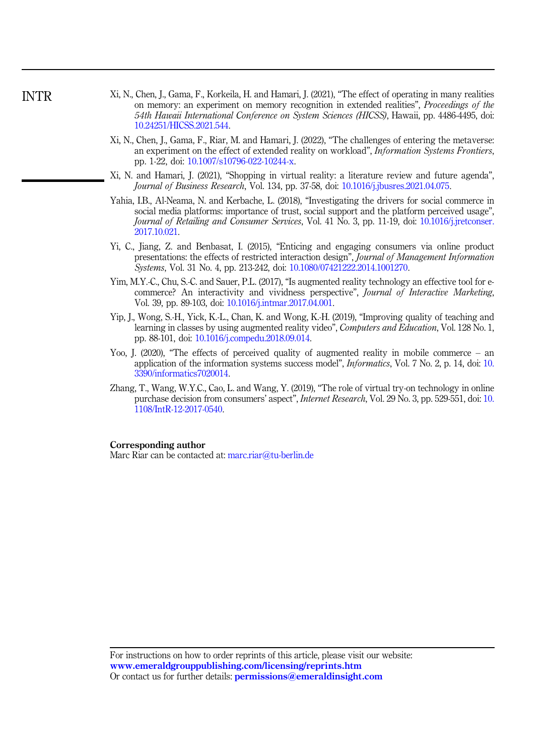Xi, N., Chen, J., Gama, F., Korkeila, H. and Hamari, J. (2021), "The effect of operating in many realities on memory: an experiment on memory recognition in extended realities", *Proceedings of the 54th Hawaii International Conference on System Sciences (HICSS)*, Hawaii, pp. 4486-4495, doi: 10.24251/HICSS.2021.544.

Xi, N., Chen, J., Gama, F., Riar, M. and Hamari, J. (2022), "The challenges of entering the metaverse: an experiment on the effect of extended reality on workload", *Information Systems Frontiers*, pp. 1-22, doi: 10.1007/s10796-022-10244-x.

Xi, N. and Hamari, J. (2021), "Shopping in virtual reality: a literature review and future agenda", *Journal of Business Research*, Vol. 134, pp. 37-58, doi: 10.1016/j.jbusres.2021.04.075.

Yahia, I.B., Al-Neama, N. and Kerbache, L. (2018), "Investigating the drivers for social commerce in social media platforms: importance of trust, social support and the platform perceived usage", *Journal of Retailing and Consumer Services*, Vol. 41 No. 3, pp. 11-19, doi: 10.1016/j.jretconser.2017.10.021.

Yi, C., Jiang, Z. and Benbasat, I. (2015), "Enticing and engaging consumers via online product presentations: the effects of restricted interaction design", *Journal of Management Information Systems*, Vol. 31 No. 4, pp. 213-242, doi: 10.1080/07421222.2014.1001270.

Yim, M.Y.-C., Chu, S.-C. and Sauer, P.L. (2017), "Is augmented reality technology an effective tool for e-commerce? An interactivity and vividness perspective", *Journal of Interactive Marketing*, Vol. 39, pp. 89-103, doi: 10.1016/j.intmar.2017.04.001.

Yip, J., Wong, S.-H., Yick, K.-L., Chan, K. and Wong, K.-H. (2019), "Improving quality of teaching and learning in classes by using augmented reality video", *Computers and Education*, Vol. 128 No. 1, pp. 88-101, doi: 10.1016/j.compedu.2018.09.014.

Yoo, J. (2020), "The effects of perceived quality of augmented reality in mobile commerce – an application of the information systems success model", *Informatics*, Vol. 7 No. 2, p. 14, doi: 10.3390/informatics7020014.

Zhang, T., Wang, W.Y.C., Cao, L. and Wang, Y. (2019), "The role of virtual try-on technology in online purchase decision from consumers' aspect", *Internet Research*, Vol. 29 No. 3, pp. 529-551, doi: 10.1108/IntR-12-2017-0540.

**Corresponding author**

Marc Riar can be contacted at: marc.riar@tu-berlin.de

For instructions on how to order reprints of this article, please visit our website:
**www.emeraldgrouppublishing.com/licensing/reprints.htm**
Or contact us for further details: **permissions@emeraldinsight.com**